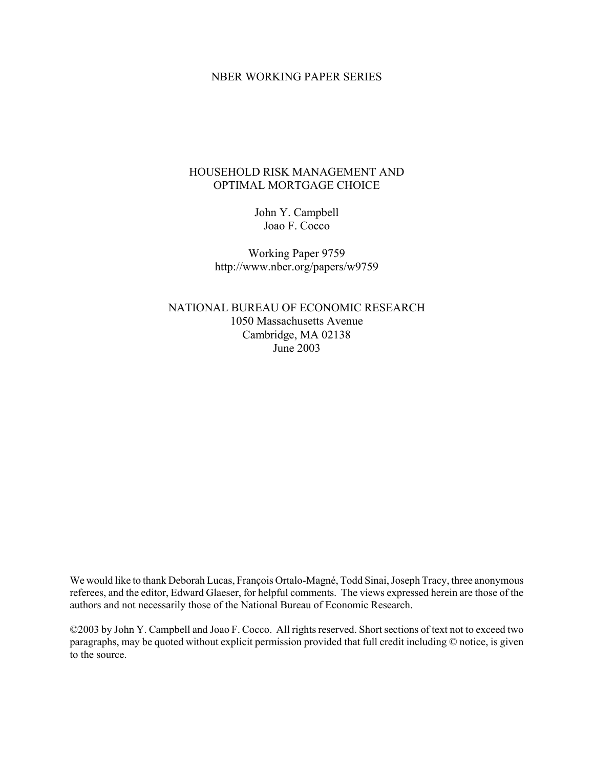NBER WORKING PAPER SERIES

# HOUSEHOLD RISK MANAGEMENT AND OPTIMAL MORTGAGE CHOICE

John Y. Campbell
Joao F. Cocco

Working Paper 9759
http://www.nber.org/papers/w9759

NATIONAL BUREAU OF ECONOMIC RESEARCH
1050 Massachusetts Avenue
Cambridge, MA 02138
June 2003

We would like to thank Deborah Lucas, François Ortalo-Magné, Todd Sinai, Joseph Tracy, three anonymous referees, and the editor, Edward Glaeser, for helpful comments. The views expressed herein are those of the authors and not necessarily those of the National Bureau of Economic Research.

©2003 by John Y. Campbell and Joao F. Cocco. All rights reserved. Short sections of text not to exceed two paragraphs, may be quoted without explicit permission provided that full credit including © notice, is given to the source.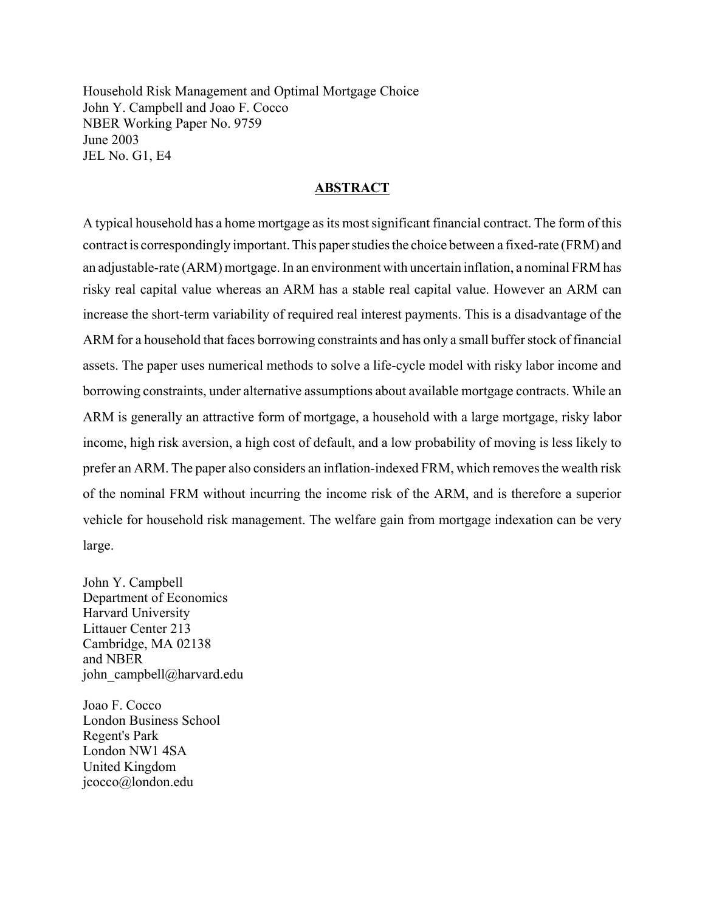Household Risk Management and Optimal Mortgage Choice
John Y. Campbell and Joao F. Cocco
NBER Working Paper No. 9759
June 2003
JEL No. G1, E4

## ABSTRACT

A typical household has a home mortgage as its most significant financial contract. The form of this contract is correspondingly important. This paper studies the choice between a fixed-rate (FRM) and an adjustable-rate (ARM) mortgage. In an environment with uncertain inflation, a nominal FRM has risky real capital value whereas an ARM has a stable real capital value. However an ARM can increase the short-term variability of required real interest payments. This is a disadvantage of the ARM for a household that faces borrowing constraints and has only a small buffer stock of financial assets. The paper uses numerical methods to solve a life-cycle model with risky labor income and borrowing constraints, under alternative assumptions about available mortgage contracts. While an ARM is generally an attractive form of mortgage, a household with a large mortgage, risky labor income, high risk aversion, a high cost of default, and a low probability of moving is less likely to prefer an ARM. The paper also considers an inflation-indexed FRM, which removes the wealth risk of the nominal FRM without incurring the income risk of the ARM, and is therefore a superior vehicle for household risk management. The welfare gain from mortgage indexation can be very large.

John Y. Campbell
Department of Economics
Harvard University
Littauer Center 213
Cambridge, MA 02138
and NBER
john_campbell@harvard.edu

Joao F. Cocco
London Business School
Regent's Park
London NW1 4SA
United Kingdom
jcocco@london.edu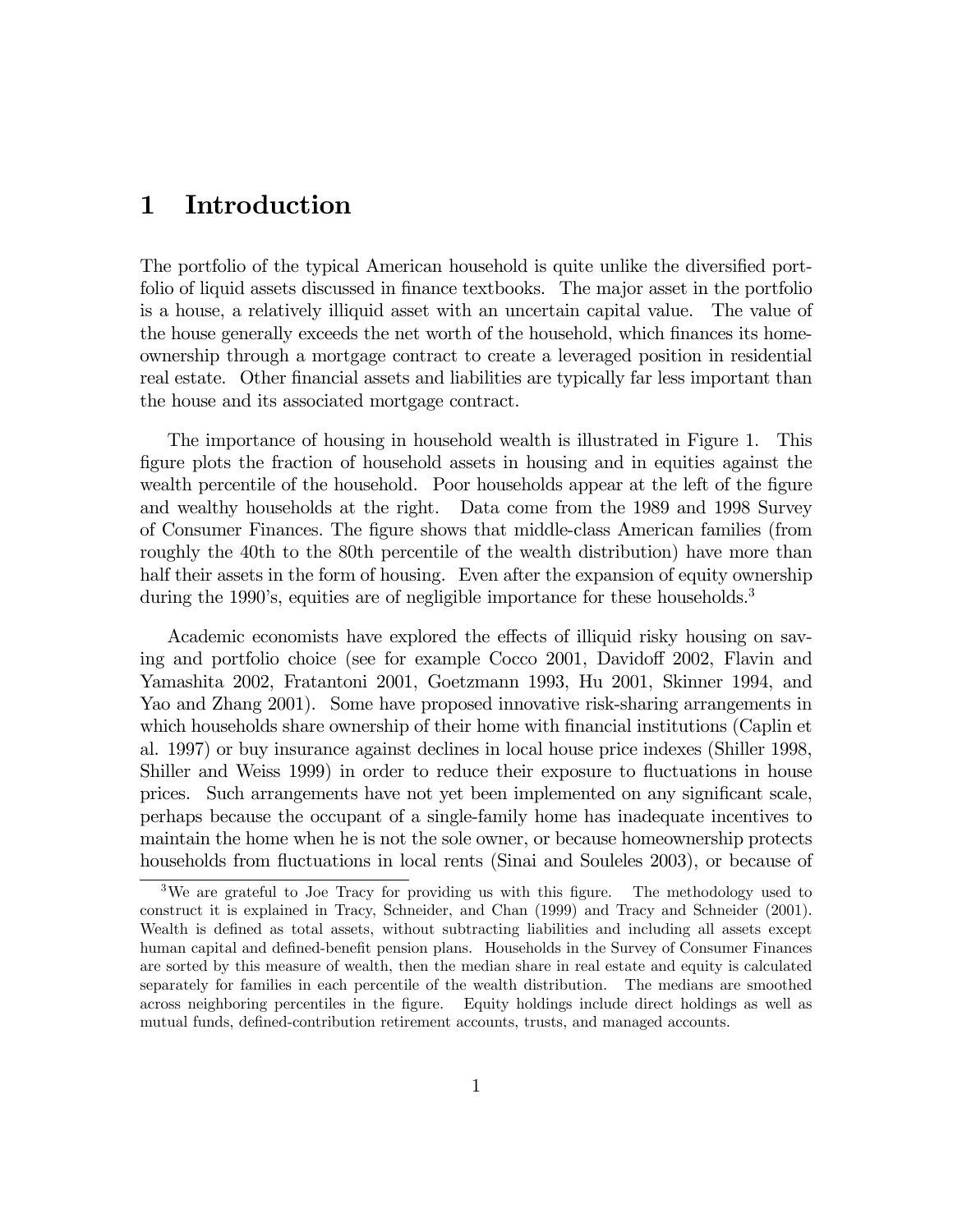# 1 Introduction

The portfolio of the typical American household is quite unlike the diversified portfolio of liquid assets discussed in finance textbooks. The major asset in the portfolio is a house, a relatively illiquid asset with an uncertain capital value. The value of the house generally exceeds the net worth of the household, which finances its homeownership through a mortgage contract to create a leveraged position in residential real estate. Other financial assets and liabilities are typically far less important than the house and its associated mortgage contract.

The importance of housing in household wealth is illustrated in Figure 1. This figure plots the fraction of household assets in housing and in equities against the wealth percentile of the household. Poor households appear at the left of the figure and wealthy households at the right. Data come from the 1989 and 1998 Survey of Consumer Finances. The figure shows that middle-class American families (from roughly the 40th to the 80th percentile of the wealth distribution) have more than half their assets in the form of housing. Even after the expansion of equity ownership during the 1990's, equities are of negligible importance for these households.[3]

Academic economists have explored the effects of illiquid risky housing on saving and portfolio choice (see for example Cocco 2001, Davidoff 2002, Flavin and Yamashita 2002, Fratantoni 2001, Goetzmann 1993, Hu 2001, Skinner 1994, and Yao and Zhang 2001). Some have proposed innovative risk-sharing arrangements in which households share ownership of their home with financial institutions (Caplin et al. 1997) or buy insurance against declines in local house price indexes (Shiller 1998, Shiller and Weiss 1999) in order to reduce their exposure to fluctuations in house prices. Such arrangements have not yet been implemented on any significant scale, perhaps because the occupant of a single-family home has inadequate incentives to maintain the home when he is not the sole owner, or because homeownership protects households from fluctuations in local rents (Sinai and Souleles 2003), or because of

[3] We are grateful to Joe Tracy for providing us with this figure. The methodology used to construct it is explained in Tracy, Schneider, and Chan (1999) and Tracy and Schneider (2001). Wealth is defined as total assets, without subtracting liabilities and including all assets except human capital and defined-benefit pension plans. Households in the Survey of Consumer Finances are sorted by this measure of wealth, then the median share in real estate and equity is calculated separately for families in each percentile of the wealth distribution. The medians are smoothed across neighboring percentiles in the figure. Equity holdings include direct holdings as well as mutual funds, defined-contribution retirement accounts, trusts, and managed accounts.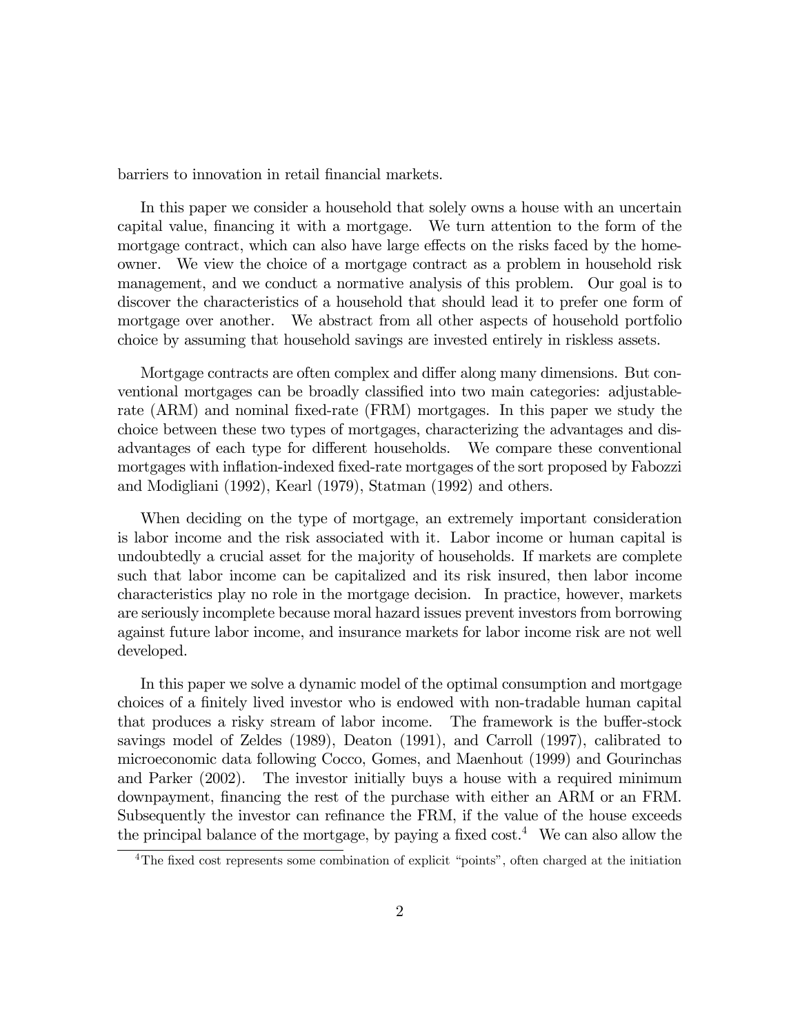barriers to innovation in retail financial markets.

In this paper we consider a household that solely owns a house with an uncertain capital value, financing it with a mortgage. We turn attention to the form of the mortgage contract, which can also have large effects on the risks faced by the homeowner. We view the choice of a mortgage contract as a problem in household risk management, and we conduct a normative analysis of this problem. Our goal is to discover the characteristics of a household that should lead it to prefer one form of mortgage over another. We abstract from all other aspects of household portfolio choice by assuming that household savings are invested entirely in riskless assets.

Mortgage contracts are often complex and differ along many dimensions. But conventional mortgages can be broadly classified into two main categories: adjustable-rate (ARM) and nominal fixed-rate (FRM) mortgages. In this paper we study the choice between these two types of mortgages, characterizing the advantages and disadvantages of each type for different households. We compare these conventional mortgages with inflation-indexed fixed-rate mortgages of the sort proposed by Fabozzi and Modigliani (1992), Kearl (1979), Statman (1992) and others.

When deciding on the type of mortgage, an extremely important consideration is labor income and the risk associated with it. Labor income or human capital is undoubtedly a crucial asset for the majority of households. If markets are complete such that labor income can be capitalized and its risk insured, then labor income characteristics play no role in the mortgage decision. In practice, however, markets are seriously incomplete because moral hazard issues prevent investors from borrowing against future labor income, and insurance markets for labor income risk are not well developed.

In this paper we solve a dynamic model of the optimal consumption and mortgage choices of a finitely lived investor who is endowed with non-tradable human capital that produces a risky stream of labor income. The framework is the buffer-stock savings model of Zeldes (1989), Deaton (1991), and Carroll (1997), calibrated to microeconomic data following Cocco, Gomes, and Maenhout (1999) and Gourinchas and Parker (2002). The investor initially buys a house with a required minimum downpayment, financing the rest of the purchase with either an ARM or an FRM. Subsequently the investor can refinance the FRM, if the value of the house exceeds the principal balance of the mortgage, by paying a fixed cost.[4] We can also allow the

[4] The fixed cost represents some combination of explicit "points", often charged at the initiation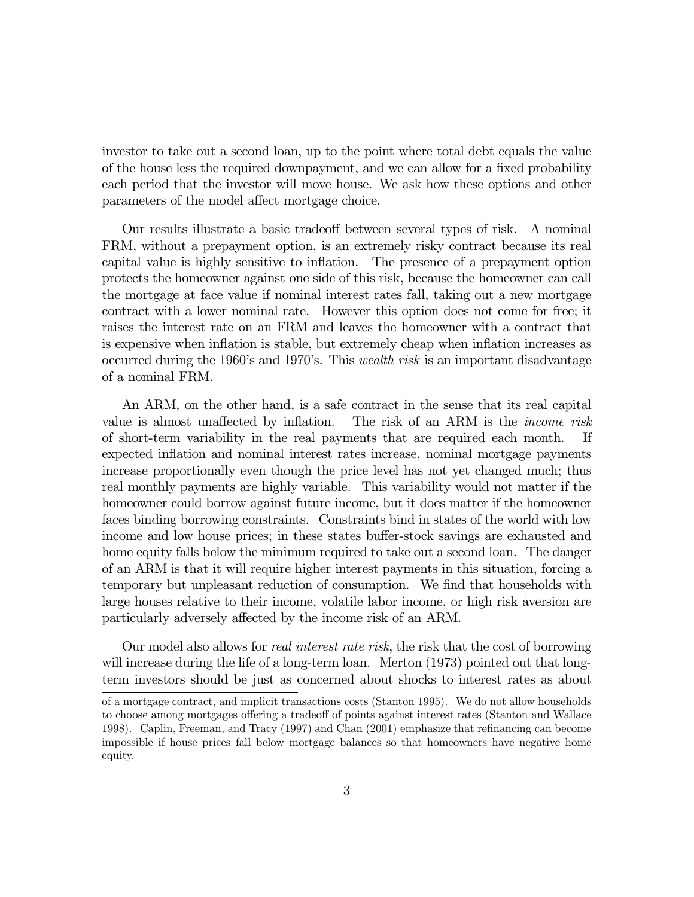investor to take out a second loan, up to the point where total debt equals the value of the house less the required downpayment, and we can allow for a fixed probability each period that the investor will move house. We ask how these options and other parameters of the model affect mortgage choice.

Our results illustrate a basic tradeoff between several types of risk. A nominal FRM, without a prepayment option, is an extremely risky contract because its real capital value is highly sensitive to inflation. The presence of a prepayment option protects the homeowner against one side of this risk, because the homeowner can call the mortgage at face value if nominal interest rates fall, taking out a new mortgage contract with a lower nominal rate. However this option does not come for free; it raises the interest rate on an FRM and leaves the homeowner with a contract that is expensive when inflation is stable, but extremely cheap when inflation increases as occurred during the 1960's and 1970's. This *wealth risk* is an important disadvantage of a nominal FRM.

An ARM, on the other hand, is a safe contract in the sense that its real capital value is almost unaffected by inflation. The risk of an ARM is the *income risk* of short-term variability in the real payments that are required each month. If expected inflation and nominal interest rates increase, nominal mortgage payments increase proportionally even though the price level has not yet changed much; thus real monthly payments are highly variable. This variability would not matter if the homeowner could borrow against future income, but it does matter if the homeowner faces binding borrowing constraints. Constraints bind in states of the world with low income and low house prices; in these states buffer-stock savings are exhausted and home equity falls below the minimum required to take out a second loan. The danger of an ARM is that it will require higher interest payments in this situation, forcing a temporary but unpleasant reduction of consumption. We find that households with large houses relative to their income, volatile labor income, or high risk aversion are particularly adversely affected by the income risk of an ARM.

Our model also allows for *real interest rate risk*, the risk that the cost of borrowing will increase during the life of a long-term loan. Merton (1973) pointed out that long-term investors should be just as concerned about shocks to interest rates as about

of a mortgage contract, and implicit transactions costs (Stanton 1995). We do not allow households to choose among mortgages offering a tradeoff of points against interest rates (Stanton and Wallace 1998). Caplin, Freeman, and Tracy (1997) and Chan (2001) emphasize that refinancing can become impossible if house prices fall below mortgage balances so that homeowners have negative home equity.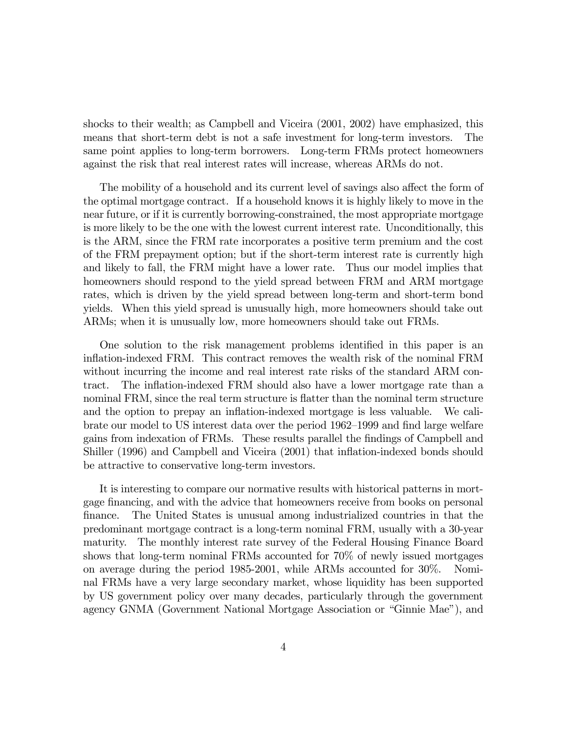shocks to their wealth; as Campbell and Viceira (2001, 2002) have emphasized, this means that short-term debt is not a safe investment for long-term investors. The same point applies to long-term borrowers. Long-term FRMs protect homeowners against the risk that real interest rates will increase, whereas ARMs do not.

The mobility of a household and its current level of savings also affect the form of the optimal mortgage contract. If a household knows it is highly likely to move in the near future, or if it is currently borrowing-constrained, the most appropriate mortgage is more likely to be the one with the lowest current interest rate. Unconditionally, this is the ARM, since the FRM rate incorporates a positive term premium and the cost of the FRM prepayment option; but if the short-term interest rate is currently high and likely to fall, the FRM might have a lower rate. Thus our model implies that homeowners should respond to the yield spread between FRM and ARM mortgage rates, which is driven by the yield spread between long-term and short-term bond yields. When this yield spread is unusually high, more homeowners should take out ARMs; when it is unusually low, more homeowners should take out FRMs.

One solution to the risk management problems identified in this paper is an inflation-indexed FRM. This contract removes the wealth risk of the nominal FRM without incurring the income and real interest rate risks of the standard ARM contract. The inflation-indexed FRM should also have a lower mortgage rate than a nominal FRM, since the real term structure is flatter than the nominal term structure and the option to prepay an inflation-indexed mortgage is less valuable. We calibrate our model to US interest data over the period 1962–1999 and find large welfare gains from indexation of FRMs. These results parallel the findings of Campbell and Shiller (1996) and Campbell and Viceira (2001) that inflation-indexed bonds should be attractive to conservative long-term investors.

It is interesting to compare our normative results with historical patterns in mortgage financing, and with the advice that homeowners receive from books on personal finance. The United States is unusual among industrialized countries in that the predominant mortgage contract is a long-term nominal FRM, usually with a 30-year maturity. The monthly interest rate survey of the Federal Housing Finance Board shows that long-term nominal FRMs accounted for 70% of newly issued mortgages on average during the period 1985-2001, while ARMs accounted for 30%. Nominal FRMs have a very large secondary market, whose liquidity has been supported by US government policy over many decades, particularly through the government agency GNMA (Government National Mortgage Association or "Ginnie Mae"), and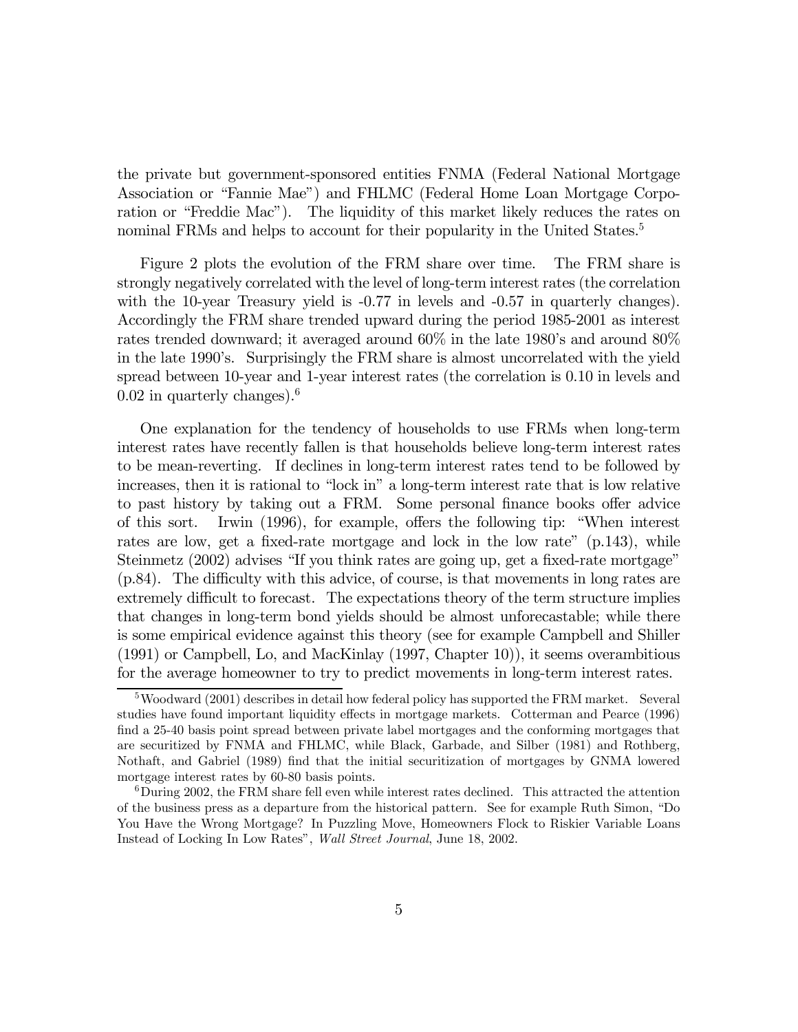the private but government-sponsored entities FNMA (Federal National Mortgage Association or "Fannie Mae") and FHLMC (Federal Home Loan Mortgage Corporation or "Freddie Mac"). The liquidity of this market likely reduces the rates on nominal FRMs and helps to account for their popularity in the United States.[5]

Figure 2 plots the evolution of the FRM share over time. The FRM share is strongly negatively correlated with the level of long-term interest rates (the correlation with the 10-year Treasury yield is -0.77 in levels and -0.57 in quarterly changes). Accordingly the FRM share trended upward during the period 1985-2001 as interest rates trended downward; it averaged around 60% in the late 1980's and around 80% in the late 1990's. Surprisingly the FRM share is almost uncorrelated with the yield spread between 10-year and 1-year interest rates (the correlation is 0.10 in levels and 0.02 in quarterly changes).[6]

One explanation for the tendency of households to use FRMs when long-term interest have recently fallen is that households believe long-term interest rates to be mean-reverting. If declines in long-term interest rates tend to be followed by increases, then it is rational to "lock in" a long-term interest rate that is low relative to past history by taking out a FRM. Some personal finance books offer advice of this sort. Irwin (1996), for example, offers the following tip: "When interest rates are low, get a fixed-rate mortgage and lock in the low rate" (p.143), while Steinmetz (2002) advises "If you think rates are going up, get a fixed-rate mortgage" (p.84). The difficulty with this advice, of course, is that movements in long rates are extremely difficult to forecast. The expectations theory of the term structure implies that changes in long-term bond yields should be almost unforecastable; while there is some empirical evidence against this theory (see for example Campbell and Shiller (1991) or Campbell, Lo, and MacKinlay (1997, Chapter 10)), it seems overambitious for the average homeowner to try to predict movements in long-term interest rates.

[5] Woodward (2001) describes in detail how federal policy has supported the FRM market. Several studies have found important liquidity effects in mortgage markets. Cotterman and Pearce (1996) find a 25-40 basis point spread between private label mortgages and the conforming mortgages that are securitized by FNMA and FHLMC, while Black, Garbade, and Silber (1981) and Rothberg, Nothaft, and Gabriel (1989) find that the initial securitization of mortgages by GNMA lowered mortgage interest rates by 60-80 basis points.

[6] During 2002, the FRM share fell even while interest rates declined. This attracted the attention of the business press as a departure from the historical pattern. See for example Ruth Simon, "Do You Have the Wrong Mortgage? In Puzzling Move, Homeowners Flock to Riskier Variable Loans Instead of Locking In Low Rates", *Wall Street Journal*, June 18, 2002.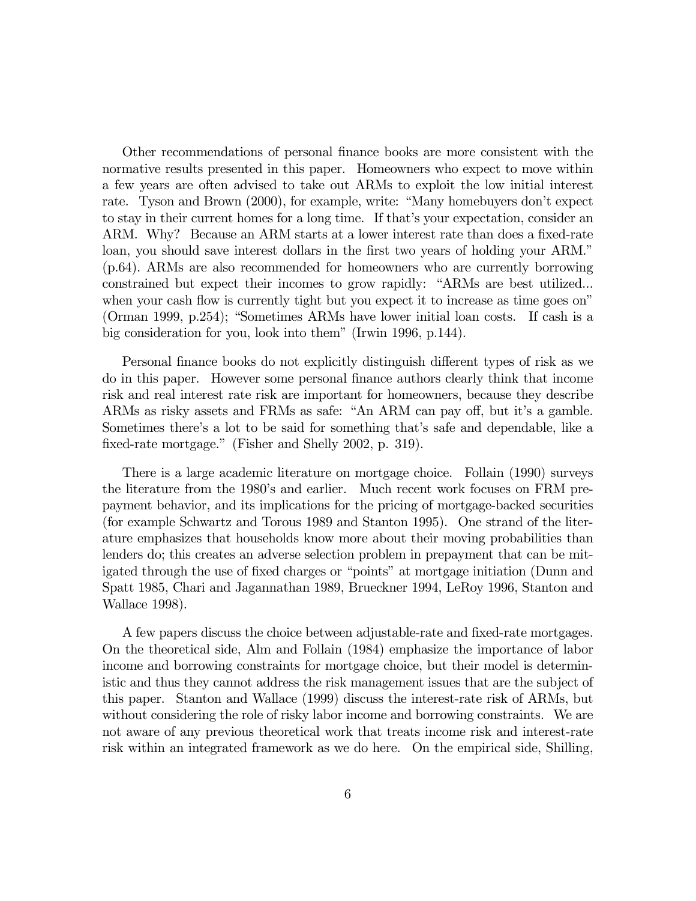Other recommendations of personal finance books are more consistent with the normative results presented in this paper. Homeowners who expect to move within a few years are often advised to take out ARMs to exploit the low initial interest rate. Tyson and Brown (2000), for example, write: "Many homebuyers don't expect to stay in their current homes for a long time. If that's your expectation, consider an ARM. Why? Because an ARM starts at a lower interest rate than does a fixed-rate loan, you should save interest dollars in the first two years of holding your ARM." (p.64). ARMs are also recommended for homeowners who are currently borrowing constrained but expect their incomes to grow rapidly: "ARMs are best utilized... when your cash flow is currently tight but you expect it to increase as time goes on" (Orman 1999, p.254); "Sometimes ARMs have lower initial loan costs. If cash is a big consideration for you, look into them" (Irwin 1996, p.144).

Personal finance books do not explicitly distinguish different types of risk as we do in this paper. However some personal finance authors clearly think that income risk and real interest rate risk are important for homeowners, because they describe ARMs as risky assets and FRMs as safe: "An ARM can pay off, but it's a gamble. Sometimes there's a lot to be said for something that's safe and dependable, like a fixed-rate mortgage." (Fisher and Shelly 2002, p. 319).

There is a large academic literature on mortgage choice. Follain (1990) surveys the literature from the 1980's and earlier. Much recent work focuses on FRM prepayment behavior, and its implications for the pricing of mortgage-backed securities (for example Schwartz and Torous 1989 and Stanton 1995). One strand of the literature emphasizes that households know more about their moving probabilities than lenders do; this creates an adverse selection problem in prepayment that can be mitigated through the use of fixed charges or "points" at mortgage initiation (Dunn and Spatt 1985, Chari and Jagannathan 1989, Brueckner 1994, LeRoy 1996, Stanton and Wallace 1998).

A few papers discuss the choice between adjustable-rate and fixed-rate mortgages. On the theoretical side, Alm and Follain (1984) emphasize the importance of labor income and borrowing constraints for mortgage choice, but their model is deterministic and thus they cannot address the risk management issues that are the subject of this paper. Stanton and Wallace (1999) discuss the interest-rate risk of ARMs, but without considering the role of risky labor income and borrowing constraints. We are not aware of any previous theoretical work that treats income risk and interest-rate risk within an integrated framework as we do here. On the empirical side, Shilling,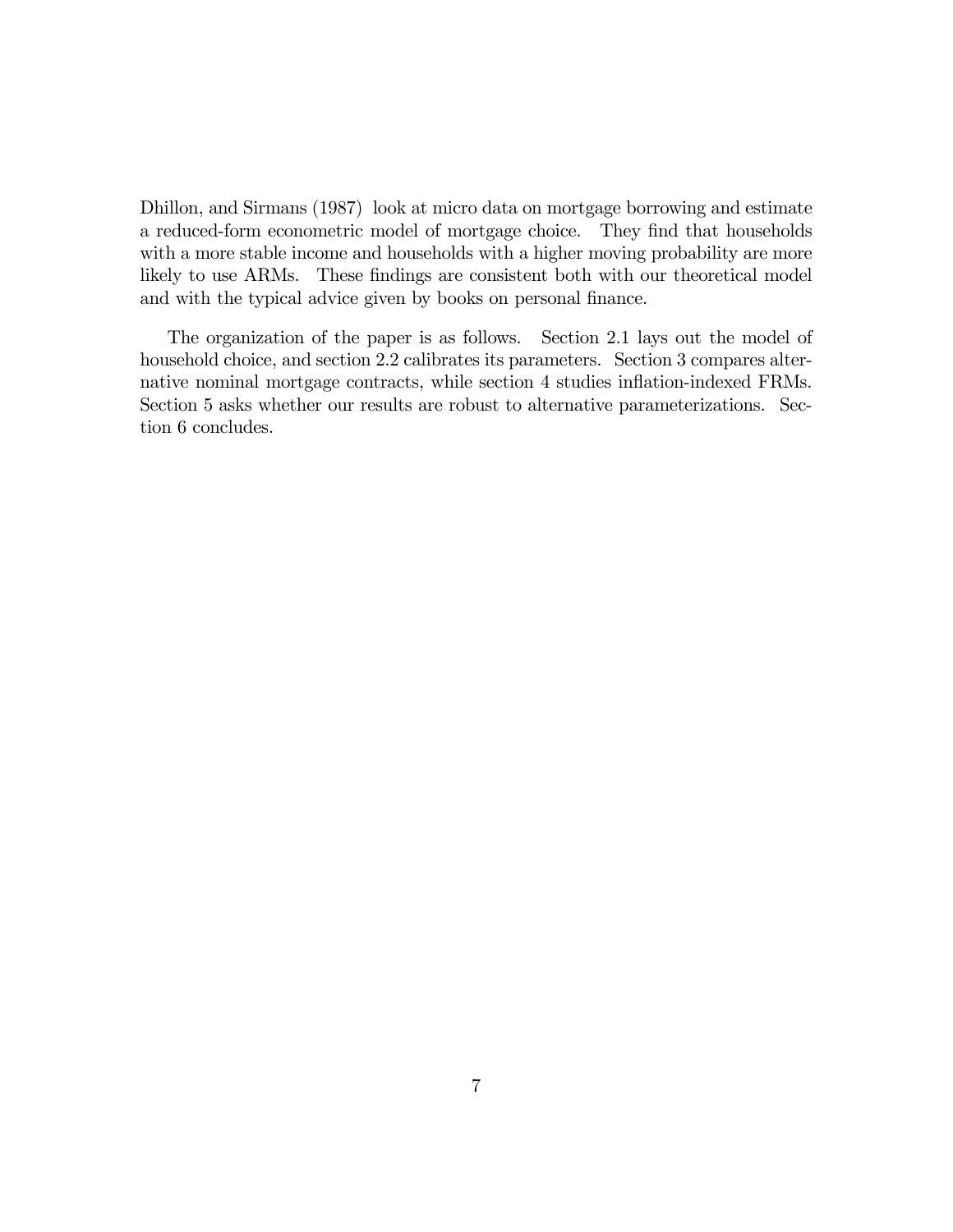Dhillon, and Sirmans (1987) look at micro data on mortgage borrowing and estimate a reduced-form econometric model of mortgage choice. They find that households with a more stable income and households with a higher moving probability are more likely to use ARMs. These findings are consistent both with our theoretical model and with the typical advice given by books on personal finance.

The organization of the paper is as follows. Section 2.1 lays out the model of household choice, and section 2.2 calibrates its parameters. Section 3 compares alternative nominal mortgage contracts, while section 4 studies inflation-indexed FRMs. Section 5 asks whether our results are robust to alternative parameterizations. Section 6 concludes.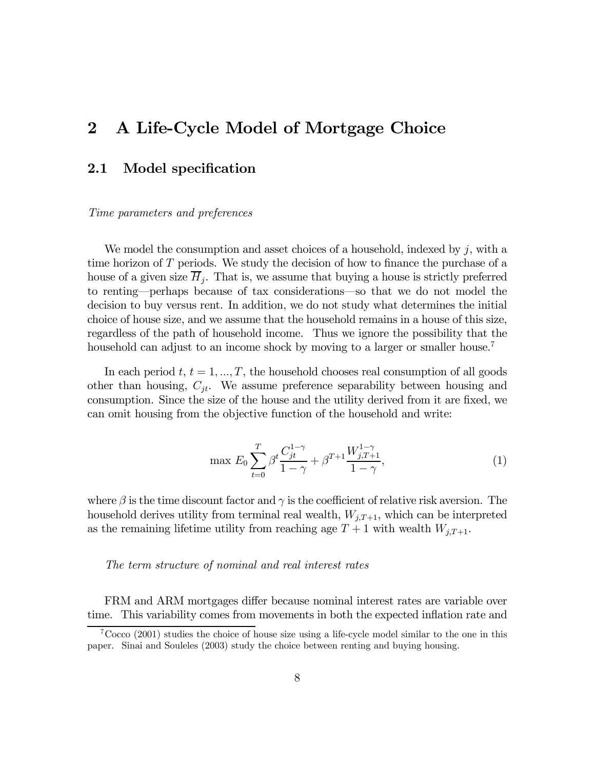# 2 A Life-Cycle Model of Mortgage Choice

## 2.1 Model specification

*Time parameters and preferences*

We model the consumption and asset choices of a household, indexed by $j$, with a time horizon of $T$ periods. We study the decision of how to finance the purchase of a house of a given size $\overline{H}_j$. That is, we assume that buying a house is strictly preferred to renting—perhaps because of tax considerations—so that we do not model the decision to buy versus rent. In addition, we do not study what determines the initial choice of house size, and we assume that the household remains in a house of this size, regardless of the path of household income. Thus we ignore the possibility that the household can adjust to an income shock by moving to a larger or smaller house.[7]

In each period $t$, $t = 1, ..., T$, the household chooses real consumption of all goods other than housing, $C_{jt}$. We assume preference separability between housing and consumption. Since the size of the house and the utility derived from it are fixed, we can omit housing from the objective function of the household and write:

$$\max E_0 \sum_{t=0}^{T} \beta^t \frac{C_{jt}^{1-\gamma}}{1-\gamma} + \beta^{T+1} \frac{W_{j,T+1}^{1-\gamma}}{1-\gamma}, \tag{1}$$

where $\beta$ is the time discount factor and $\gamma$ is the coefficient of relative risk aversion. The household derives utility from terminal real wealth, $W_{j,T+1}$, which can be interpreted as the remaining lifetime utility from reaching age $T+1$ with wealth $W_{j,T+1}$.

*The term structure of nominal and real interest rates*

FRM and ARM mortgages differ because nominal interest rates are variable over time. This variability comes from movements in both the expected inflation rate and

[7] Cocco (2001) studies the choice of house size using a life-cycle model similar to the one in this paper. Sinai and Souleles (2003) study the choice between renting and buying housing.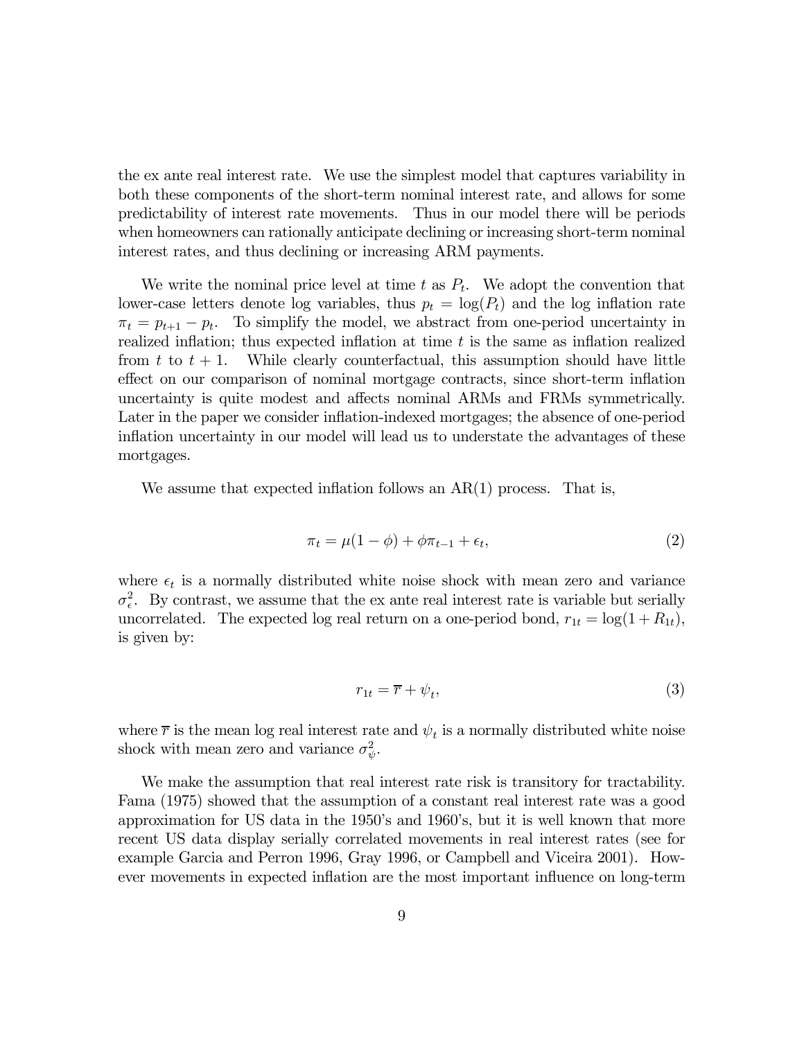the ex ante real interest rate. We use the simplest model that captures variability in both these components of the short-term nominal interest rate, and allows for some predictability of interest rate movements. Thus in our model there will be periods when homeowners can rationally anticipate declining or increasing short-term nominal interest rates, and thus declining or increasing ARM payments.

We write the nominal price level at time $t$ as $P_t$. We adopt the convention that lower-case letters denote log variables, thus $p_t = \log(P_t)$ and the log inflation rate $\pi_t = p_{t+1} - p_t$. To simplify the model, we abstract from one-period uncertainty in realized inflation; thus expected inflation at time $t$ is the same as inflation realized from $t$ to $t+1$. While clearly counterfactual, this assumption should have little effect on our comparison of nominal mortgage contracts, since short-term inflation uncertainty is quite modest and affects nominal ARMs and FRMs symmetrically. Later in the paper we consider inflation-indexed mortgages; the absence of one-period inflation uncertainty in our model will lead us to understate the advantages of these mortgages.

We assume that expected inflation follows an AR(1) process. That is,

$$\pi_t = \mu(1-\phi) + \phi\pi_{t-1} + \epsilon_t, \tag{2}$$

where $\epsilon_t$ is a normally distributed white noise shock with mean zero and variance $\sigma_\epsilon^2$. By contrast, we assume that the ex ante real interest rate is variable but serially uncorrelated. The expected log real return on a one-period bond, $r_{1t} = \log(1 + R_{1t})$, is given by:

$$r_{1t} = \overline{r} + \psi_t, \tag{3}$$

where $\overline{r}$ is the mean log real interest rate and $\psi_t$ is a normally distributed white noise shock with mean zero and variance $\sigma_\psi^2$.

We make the assumption that real interest rate risk is transitory for tractability. Fama (1975) showed that the assumption of a constant real interest rate was a good approximation for US data in the 1950's and 1960's, but it is well known that more recent US data display serially correlated movements in real interest rates (see for example Garcia and Perron 1996, Gray 1996, or Campbell and Viceira 2001). However movements in expected inflation are the most important influence on long-term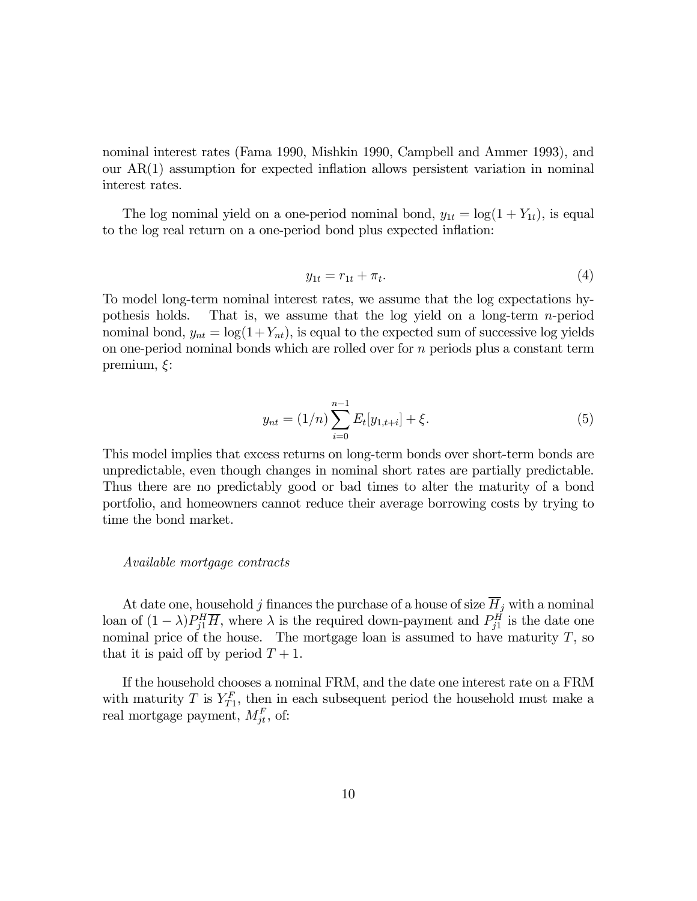nominal interest rates (Fama 1990, Mishkin 1990, Campbell and Ammer 1993), and our AR(1) assumption for expected inflation allows persistent variation in nominal interest rates.

The log nominal yield on a one-period nominal bond, $y_{1t} = \log(1 + Y_{1t})$, is equal to the log real return on a one-period bond plus expected inflation:

$$y_{1t} = r_{1t} + \pi_t. \tag{4}$$

To model long-term nominal interest rates, we assume that the log expectations hypothesis holds. That is, we assume that the log yield on a long-term $n$-period nominal bond, $y_{nt} = \log(1+Y_{nt})$, is equal to the expected sum of successive log yields on one-period nominal bonds which are rolled over for $n$ periods plus a constant term premium, $\xi$:

$$y_{nt} = (1/n) \sum_{i=0}^{n-1} E_t[y_{1,t+i}] + \xi. \tag{5}$$

This model implies that excess returns on long-term bonds over short-term bonds are unpredictable, even though changes in nominal short rates are partially predictable. Thus there are no predictably good or bad times to alter the maturity of a bond portfolio, and homeowners cannot reduce their average borrowing costs by trying to time the bond market.

*Available mortgage contracts*

At date one, household $j$ finances the purchase of a house of size $\overline{H}_j$ with a nominal loan of $(1 - \lambda)P_{j1}^H \overline{H}$, where $\lambda$ is the required down-payment and $P_{j1}^H$ is the date one nominal price of the house. The mortgage loan is assumed to have maturity $T$, so that it is paid off by period $T + 1$.

If the household chooses a nominal FRM, and the date one interest rate on a FRM with maturity $T$ is $Y_{T1}^F$, then in each subsequent period the household must make a real mortgage payment, $M_{jt}^F$, of: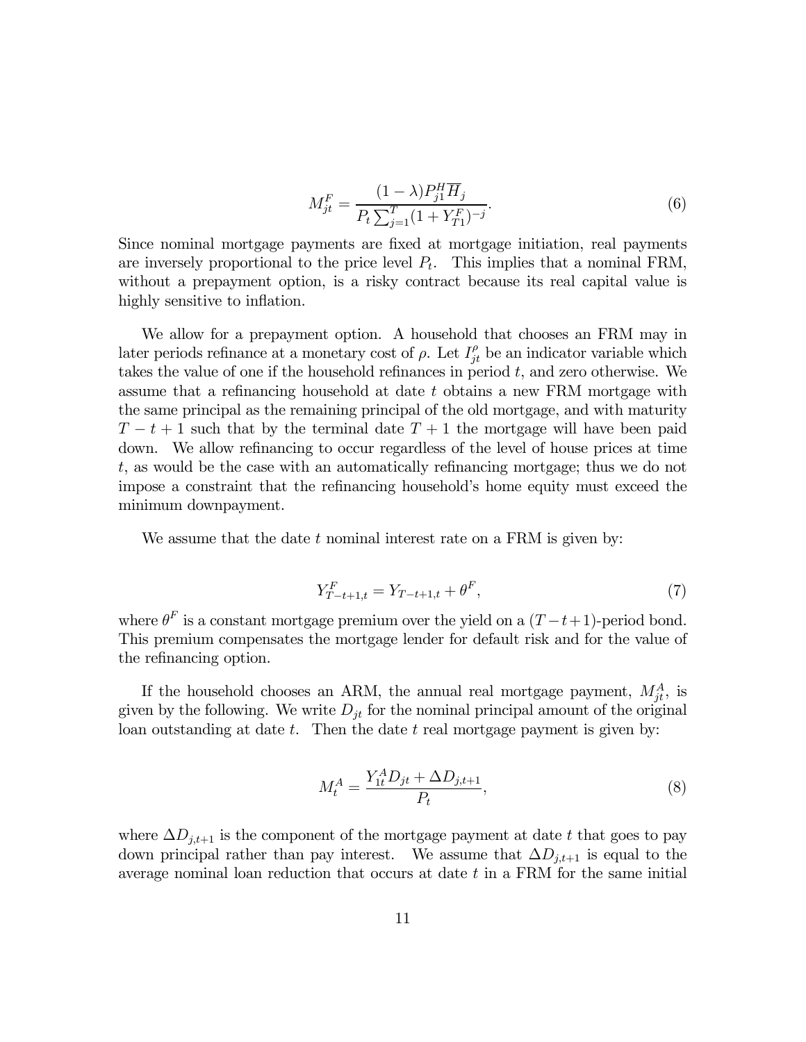$$M_{jt}^{F}=\frac{(1-\lambda)P_{j1}^{H}\overline{H}_{j}}{P_{t}\sum_{j=1}^{T}(1+Y_{T1}^{F})^{-j}}. \tag{6}$$

Since nominal mortgage payments are fixed at mortgage initiation, real payments are inversely proportional to the price level $P_t$. This implies that a nominal FRM, without a prepayment option, is a risky contract because its real capital value is highly sensitive to inflation.

We allow for a prepayment option. A household that chooses an FRM may in later periods refinance at a monetary cost of $\rho$. Let $I_{jt}^{\rho}$ be an indicator variable which takes the value of one if the household refinances in period $t$, and zero otherwise. We assume that a refinancing household at date $t$ obtains a new FRM mortgage with the same principal as the remaining principal of the old mortgage, and with maturity $T-t+1$ such that by the terminal date $T+1$ the mortgage will have been paid down. We allow refinancing to occur regardless of the level of house prices at time $t$, as would be the case with an automatically refinancing mortgage; thus we do not impose a constraint that the refinancing household's home equity must exceed the minimum downpayment.

We assume that the date $t$ nominal interest rate on a FRM is given by:

$$Y_{T-t+1,t}^{F}=Y_{T-t+1,t}+\theta^{F}, \tag{7}$$

where $\theta^F$ is a constant mortgage premium over the yield on a $(T-t+1)$-period bond. This premium compensates the mortgage lender for default risk and for the value of the refinancing option.

If the household chooses an ARM, the annual real mortgage payment, $M_{jt}^{A}$, is given by the following. We write $D_{jt}$ for the nominal principal amount of the original loan outstanding at date $t$. Then the date $t$ real mortgage payment is given by:

$$M_{t}^{A}=\frac{Y_{1t}^{A}D_{jt}+\Delta D_{j,t+1}}{P_{t}}, \tag{8}$$

where $\Delta D_{j,t+1}$ is the component of the mortgage payment at date $t$ that goes to pay down principal rather than pay interest. We assume that $\Delta D_{j,t+1}$ is equal to the average nominal loan reduction that occurs at date $t$ in a FRM for the same initial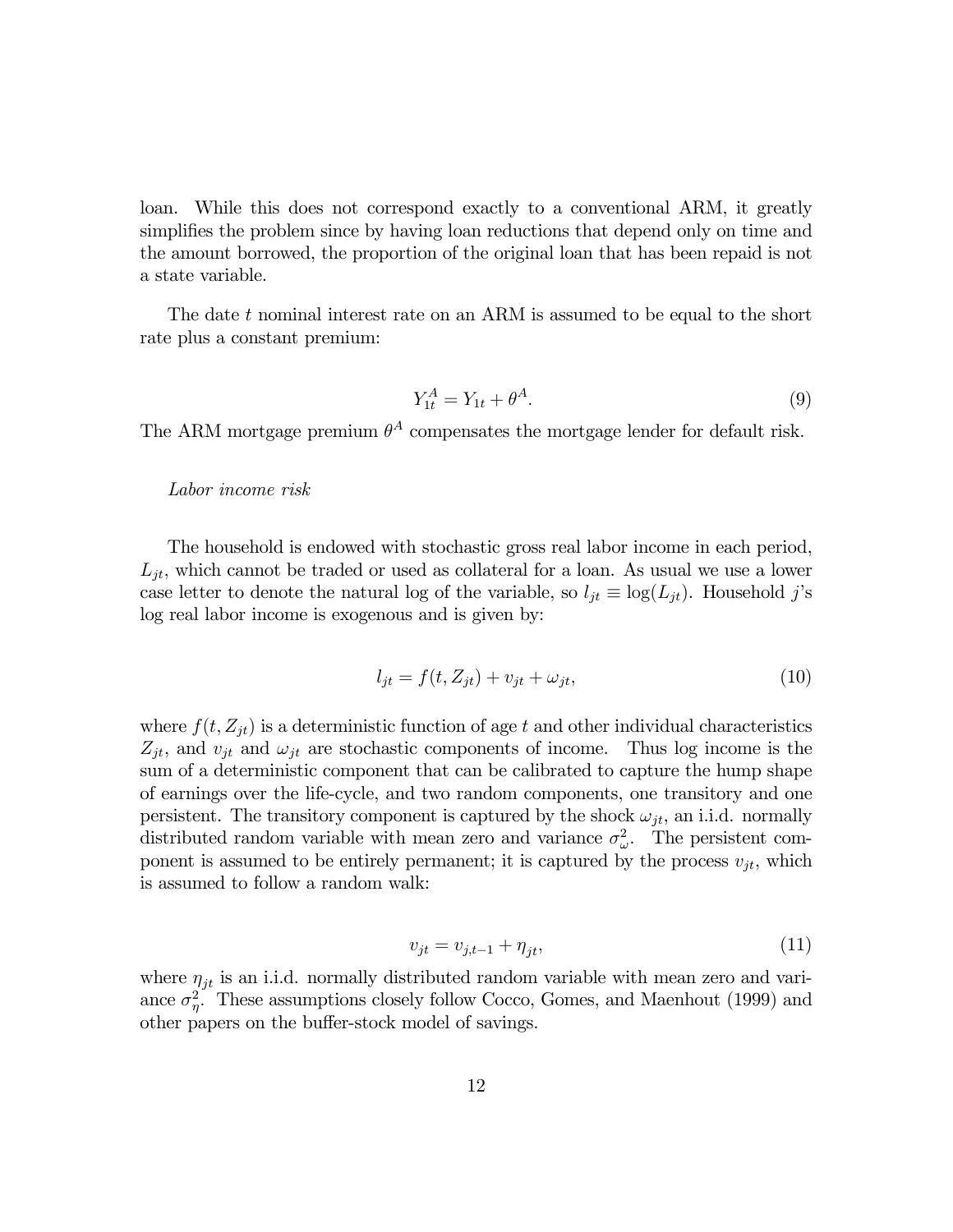loan. While this does not correspond exactly to a conventional ARM, it greatly simplifies the problem since by having loan reductions that depend only on time and the amount borrowed, the proportion of the original loan that has been repaid is not a state variable.

The date $t$ nominal interest rate on an ARM is assumed to be equal to the short rate plus a constant premium:

$$Y_{1t}^A = Y_{1t} + \theta^A. \tag{9}$$

The ARM mortgage premium $\theta^A$ compensates the mortgage lender for default risk.

*Labor income risk*

The household is endowed with stochastic gross real labor income in each period, $L_{jt}$, which cannot be traded or used as collateral for a loan. As usual we use a lower case letter to denote the natural log of the variable, so $l_{jt} \equiv \log(L_{jt})$. Household $j$'s log real labor income is exogenous and is given by:

$$l_{jt} = f(t, Z_{jt}) + v_{jt} + \omega_{jt}, \tag{10}$$

where $f(t, Z_{jt})$ is a deterministic function of age $t$ and other individual characteristics $Z_{jt}$, and $v_{jt}$ and $\omega_{jt}$ are stochastic components of income. Thus log income is the sum of a deterministic component that can be calibrated to capture the hump shape of earnings over the life-cycle, and two random components, one transitory and one persistent. The transitory component is captured by the shock $\omega_{jt}$, an i.i.d. normally distributed random variable with mean zero and variance $\sigma_\omega^2$. The persistent component is assumed to be entirely permanent; it is captured by the process $v_{jt}$, which is assumed to follow a random walk:

$$v_{jt} = v_{j,t-1} + \eta_{jt}, \tag{11}$$

where $\eta_{jt}$ is an i.i.d. normally distributed random variable with mean zero and variance $\sigma_\eta^2$. These assumptions closely follow Cocco, Gomes, and Maenhout (1999) and other papers on the buffer-stock model of savings.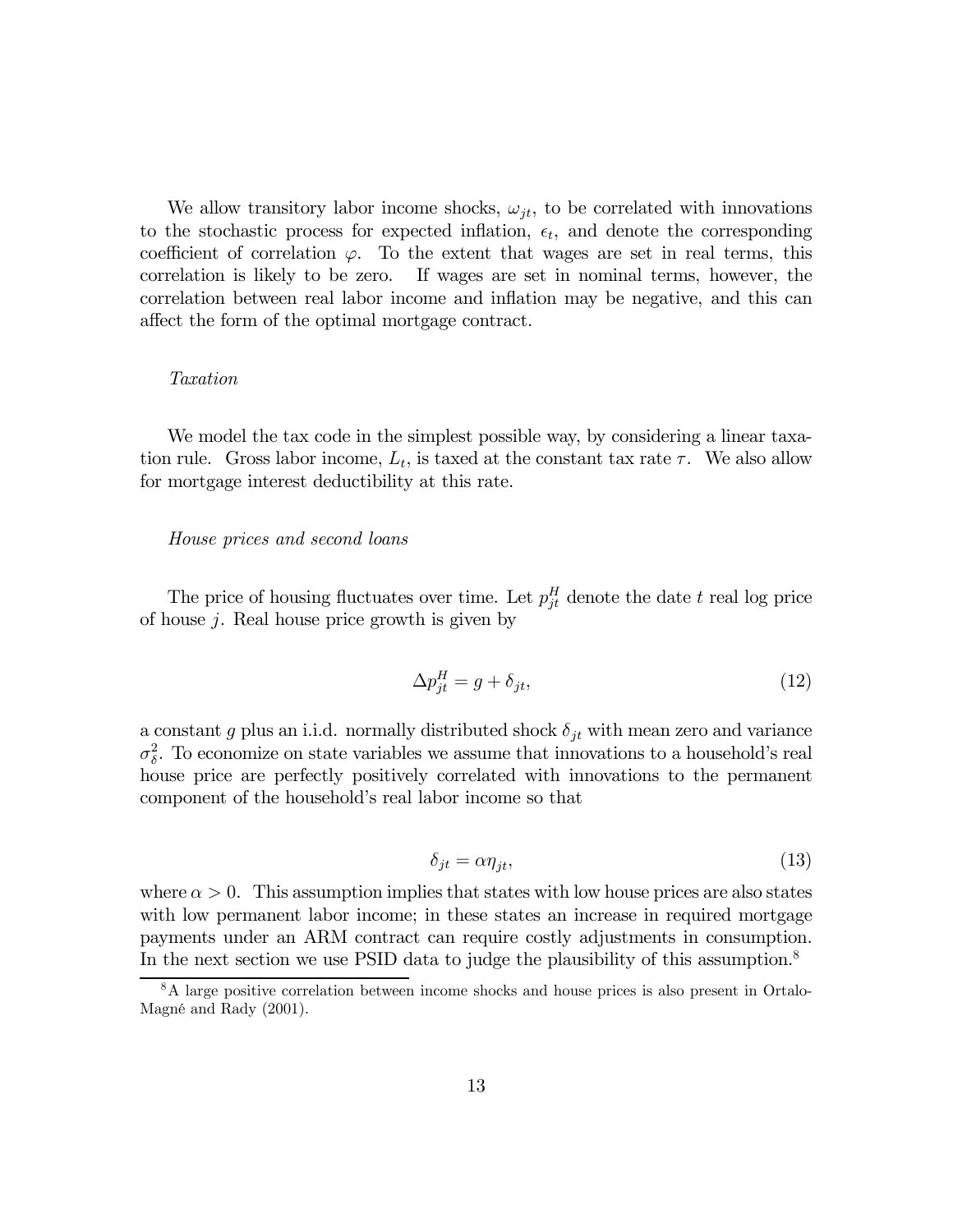We allow transitory labor income shocks, $\omega_{jt}$, to be correlated with innovations to the stochastic process for expected inflation, $\epsilon_t$, and denote the corresponding coefficient of correlation $\varphi$. To the extent that wages are set in real terms, this correlation is likely to be zero. If wages are set in nominal terms, however, the correlation between real labor income and inflation may be negative, and this can affect the form of the optimal mortgage contract.

*Taxation*

We model the tax code in the simplest possible way, by considering a linear taxation rule. Gross labor income, $L_t$, is taxed at the constant tax rate $\tau$. We also allow for mortgage interest deductibility at this rate.

*House prices and second loans*

The price of housing fluctuates over time. Let $p^H_{jt}$ denote the date $t$ real log price of house $j$. Real house price growth is given by

$$\Delta p^H_{jt} = g + \delta_{jt}, \tag{12}$$

a constant $g$ plus an i.i.d. normally distributed shock $\delta_{jt}$ with mean zero and variance $\sigma^2_\delta$. To economize on state variables we assume that innovations to a household's real house price are perfectly positively correlated with innovations to the permanent component of the household's real labor income so that

$$\delta_{jt} = \alpha \eta_{jt}, \tag{13}$$

where $\alpha > 0$. This assumption implies that states with low house prices are also states with low permanent labor income; in these states an increase in required mortgage payments under an ARM contract can require costly adjustments in consumption. In the next section we use PSID data to judge the plausibility of this assumption.[8]

[8] A large positive correlation between income shocks and house prices is also present in Ortalo-Magné and Rady (2001).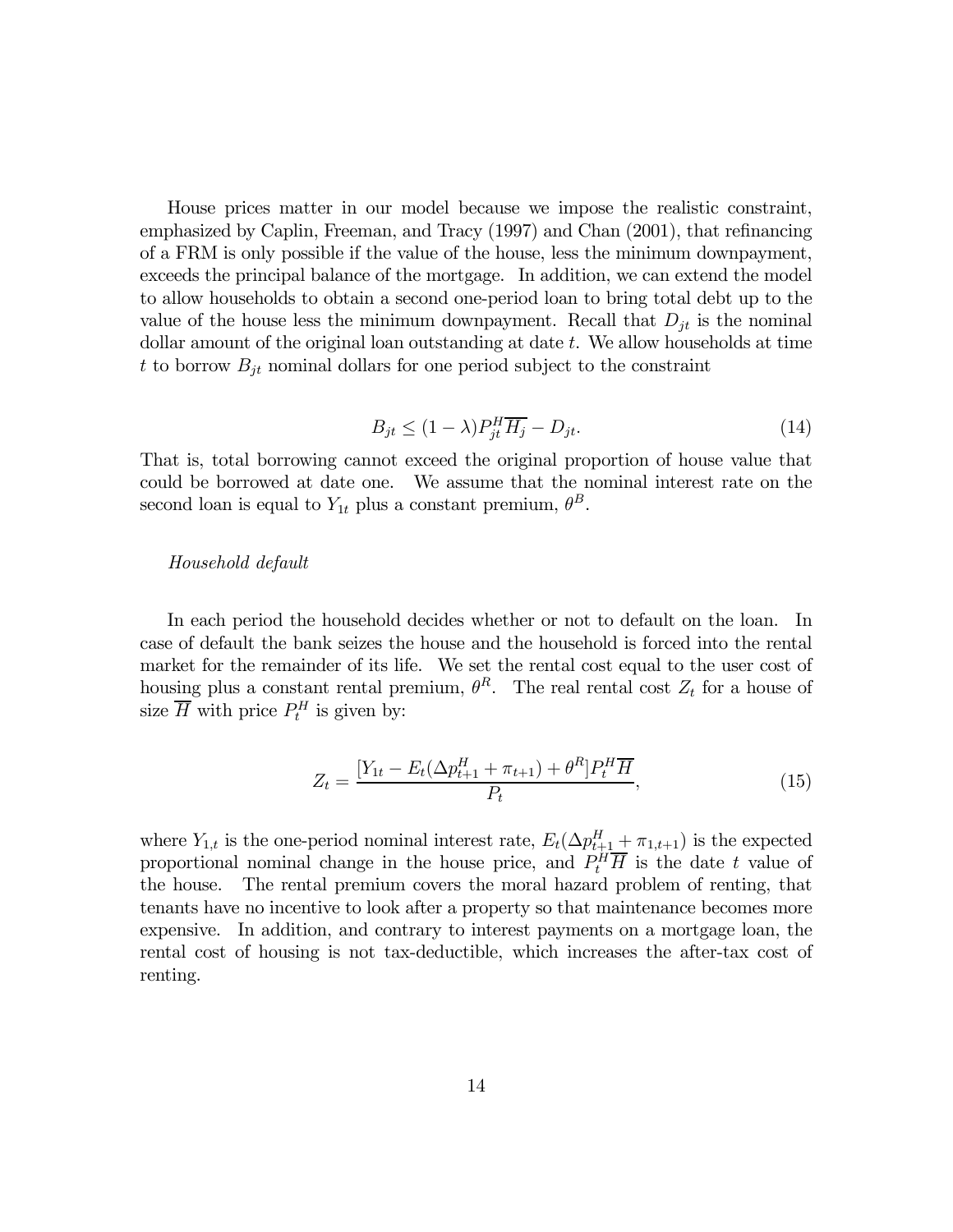House prices matter in our model because we impose the realistic constraint, emphasized by Caplin, Freeman, and Tracy (1997) and Chan (2001), that refinancing of a FRM is only possible if the value of the house, less the minimum downpayment, exceeds the principal balance of the mortgage. In addition, we can extend the model to allow households to obtain a second one-period loan to bring total debt up to the value of the house less the minimum downpayment. Recall that $D_{jt}$ is the nominal dollar amount of the original loan outstanding at date $t$. We allow households at time $t$ to borrow $B_{jt}$ nominal dollars for one period subject to the constraint

$$B_{jt} \leq (1 - \lambda) P_{jt}^H \overline{H_j} - D_{jt}. \tag{14}$$

That is, total borrowing cannot exceed the original proportion of house value that could be borrowed at date one. We assume that the nominal interest rate on the second loan is equal to $Y_{1t}$ plus a constant premium, $\theta^B$.

*Household default*

In each period the household decides whether or not to default on the loan. In case of default the bank seizes the house and the household is forced into the rental market for the remainder of its life. We set the rental cost equal to the user cost of housing plus a constant rental premium, $\theta^R$. The real rental cost $Z_t$ for a house of size $\overline{H}$ with price $P_t^H$ is given by:

$$Z_t = \frac{[Y_{1t} - E_t(\Delta p_{t+1}^H + \pi_{t+1}) + \theta^R] P_t^H \overline{H}}{P_t}, \tag{15}$$

where $Y_{1,t}$ is the one-period nominal interest rate, $E_t(\Delta p_{t+1}^H + \pi_{1,t+1})$ is the expected proportional nominal change in the house price, and $P_t^H \overline{H}$ is the date $t$ value of the house. The rental premium covers the moral hazard problem of renting, that tenants have no incentive to look after a property so that maintenance becomes more expensive. In addition, and contrary to interest payments on a mortgage loan, the rental cost of housing is not tax-deductible, which increases the after-tax cost of renting.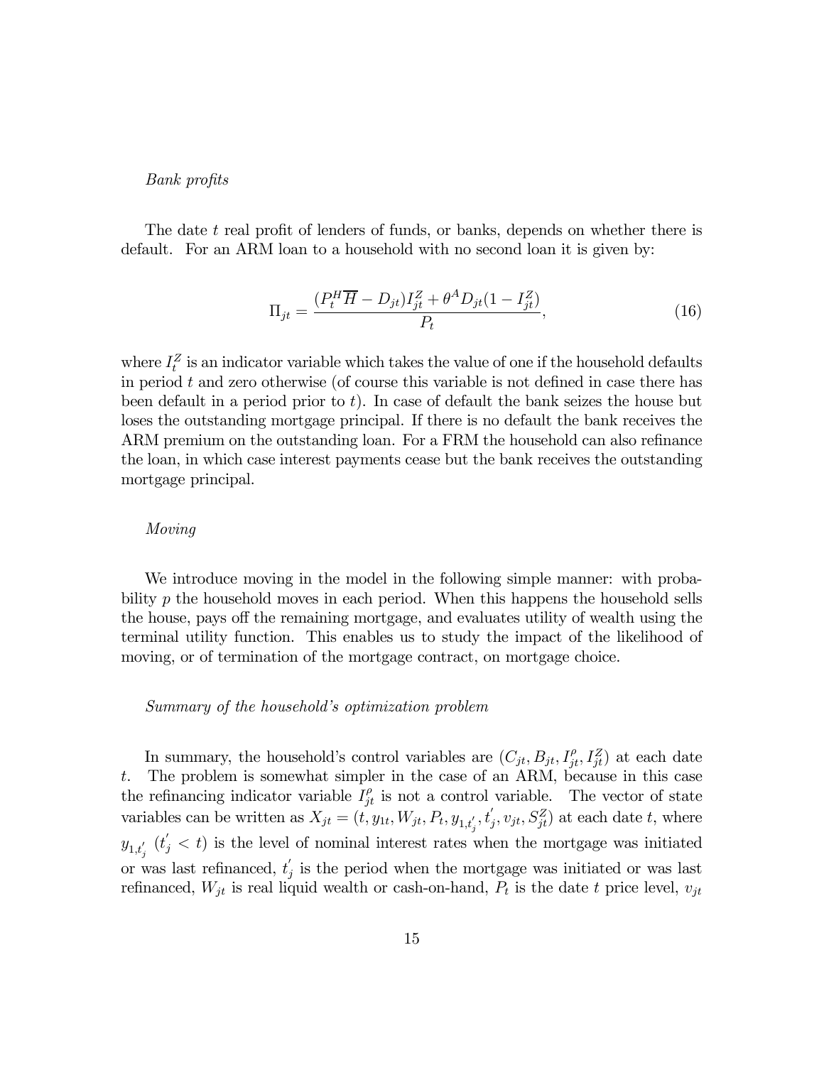*Bank profits*

The date $t$ real profit of lenders of funds, or banks, depends on whether there is default. For an ARM loan to a household with no second loan it is given by:

$$\Pi_{jt} = \frac{(P_t^H \overline{H} - D_{jt})I_{jt}^Z + \theta^A D_{jt}(1 - I_{jt}^Z)}{P_t}, \tag{16}$$

where $I_t^Z$ is an indicator variable which takes the value of one if the household defaults in period $t$ and zero otherwise (of course this variable is not defined in case there has been default in a period prior to $t$). In case of default the bank seizes the house but loses the outstanding mortgage principal. If there is no default the bank receives the ARM premium on the outstanding loan. For a FRM the household can also refinance the loan, in which case interest payments cease but the bank receives the outstanding mortgage principal.

*Moving*

We introduce moving in the model in the following simple manner: with probability $p$ the household moves in each period. When this happens the household sells the house, pays off the remaining mortgage, and evaluates utility of wealth using the terminal utility function. This enables us to study the impact of the likelihood of moving, or of termination of the mortgage contract, on mortgage choice.

*Summary of the household's optimization problem*

In summary, the household's control variables are $(C_{jt}, B_{jt}, I_{jt}^{\rho}, I_{jt}^Z)$ at each date $t$. The problem is somewhat simpler in the case of an ARM, because in this case the refinancing indicator variable $I_{jt}^{\rho}$ is not a control variable. The vector of state variables can be written as $X_{jt} = (t, y_{1t}, W_{jt}, P_t, y_{1,t_j'}, t_j', v_{jt}, S_{jt}^Z)$ at each date $t$, where $y_{1,t_j'}$ ($t_j' < t$) is the level of nominal interest rates when the mortgage was initiated or was last refinanced, $t_j'$ is the period when the mortgage was initiated or was last refinanced, $W_{jt}$ is real liquid wealth or cash-on-hand, $P_t$ is the date $t$ price level, $v_{jt}$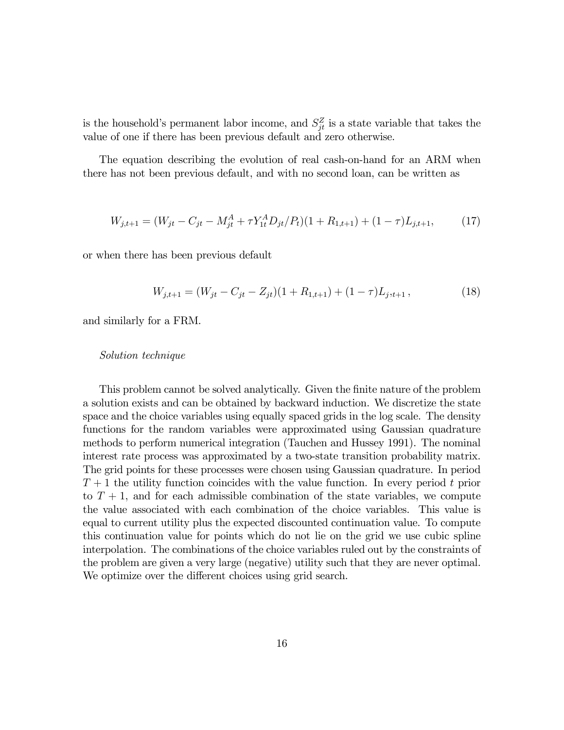is the household's permanent labor income, and $S^Z_{jt}$ is a state variable that takes the value of one if there has been previous default and zero otherwise.

The equation describing the evolution of real cash-on-hand for an ARM when there has not been previous default, and with no second loan, can be written as

$$W_{j,t+1} = (W_{jt} - C_{jt} - M^A_{jt} + \tau Y^A_{1t} D_{jt}/P_t)(1 + R_{1,t+1}) + (1 - \tau)L_{j,t+1}, \tag{17}$$

or when there has been previous default

$$W_{j,t+1} = (W_{jt} - C_{jt} - Z_{jt})(1 + R_{1,t+1}) + (1 - \tau)L_{j,t+1}\,, \tag{18}$$

and similarly for a FRM.

*Solution technique*

This problem cannot be solved analytically. Given the finite nature of the problem a solution exists and can be obtained by backward induction. We discretize the state space and the choice variables using equally spaced grids in the log scale. The density functions for the random variables were approximated using Gaussian quadrature methods to perform numerical integration (Tauchen and Hussey 1991). The nominal interest rate process was approximated by a two-state transition probability matrix. The grid points for these processes were chosen using Gaussian quadrature. In period $T + 1$ the utility function coincides with the value function. In every period $t$ prior to $T + 1$, and for each admissible combination of the state variables, we compute the value associated with each combination of the choice variables. This value is equal to current utility plus the expected discounted continuation value. To compute this continuation value for points which do not lie on the grid we use cubic spline interpolation. The combinations of the choice variables ruled out by the constraints of the problem are given a very large (negative) utility such that they are never optimal. We optimize over the different choices using grid search.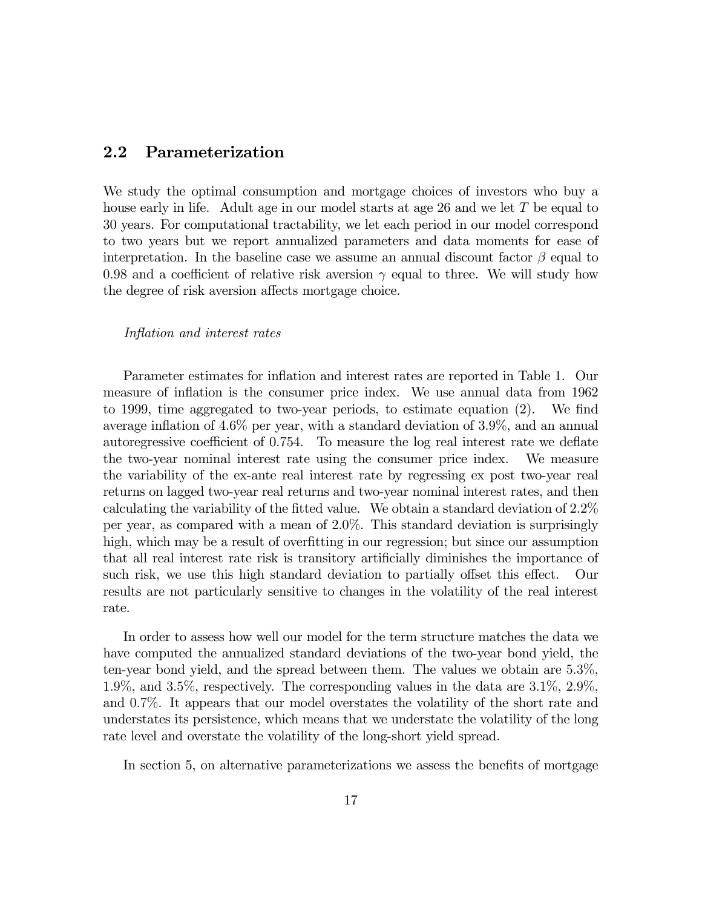## 2.2 Parameterization

We study the optimal consumption and mortgage choices of investors who buy a house early in life. Adult age in our model starts at age 26 and we let $T$ be equal to 30 years. For computational tractability, we let each period in our model correspond to two years but we report annualized parameters and data moments for ease of interpretation. In the baseline case we assume an annual discount factor $\beta$ equal to 0.98 and a coefficient of relative risk aversion $\gamma$ equal to three. We will study how the degree of risk aversion affects mortgage choice.

*Inflation and interest rates*

Parameter estimates for inflation and interest rates are reported in Table 1. Our measure of inflation is the consumer price index. We use annual data from 1962 to 1999, time aggregated to two-year periods, to estimate equation (2). We find average inflation of 4.6% per year, with a standard deviation of 3.9%, and an annual autoregressive coefficient of 0.754. To measure the log real interest rate we deflate the two-year nominal interest rate using the consumer price index. We measure the variability of the ex-ante real interest rate by regressing ex post two-year real returns on lagged two-year real returns and two-year nominal interest rates, and then calculating the variability of the fitted value. We obtain a standard deviation of 2.2% per year, as compared with a mean of 2.0%. This standard deviation is surprisingly high, which may be a result of overfitting in our regression; but since our assumption that all real interest rate risk is transitory artificially diminishes the importance of such risk, we use this high standard deviation to partially offset this effect. Our results are not particularly sensitive to changes in the volatility of the real interest rate.

In order to assess how well our model for the term structure matches the data we have computed the annualized standard deviations of the two-year bond yield, the ten-year bond yield, and the spread between them. The values we obtain are 5.3%, 1.9%, and 3.5%, respectively. The corresponding values in the data are 3.1%, 2.9%, and 0.7%. It appears that our model overstates the volatility of the short rate and understates its persistence, which means that we understate the volatility of the long rate level and overstate the volatility of the long-short yield spread.

In section 5, on alternative parameterizations we assess the benefits of mortgage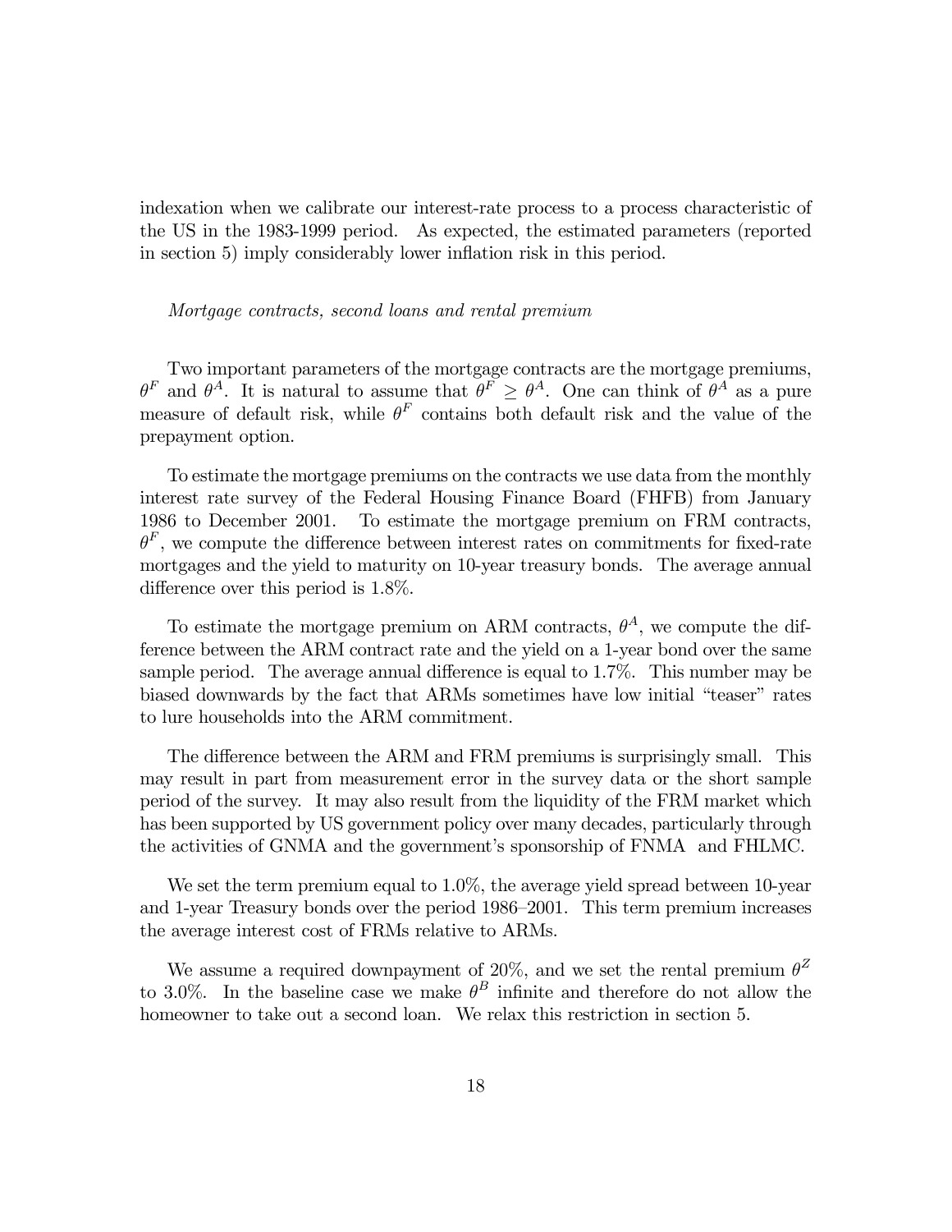indexation when we calibrate our interest-rate process to a process characteristic of the US in the 1983-1999 period. As expected, the estimated parameters (reported in section 5) imply considerably lower inflation risk in this period.

*Mortgage contracts, second loans and rental premium*

Two important parameters of the mortgage contracts are the mortgage premiums, $\theta^F$ and $\theta^A$. It is natural to assume that $\theta^F \geq \theta^A$. One can think of $\theta^A$ as a pure measure of default risk, while $\theta^F$ contains both default risk and the value of the prepayment option.

To estimate the mortgage premiums on the contracts we use data from the monthly interest rate survey of the Federal Housing Finance Board (FHFB) from January 1986 to December 2001. To estimate the mortgage premium on FRM contracts, $\theta^F$, we compute the difference between interest rates on commitments for fixed-rate mortgages and the yield to maturity on 10-year treasury bonds. The average annual difference over this period is 1.8%.

To estimate the mortgage premium on ARM contracts, $\theta^A$, we compute the difference between the ARM contract rate and the yield on a 1-year bond over the same sample period. The average annual difference is equal to 1.7%. This number may be biased downwards by the fact that ARMs sometimes have low initial "teaser" rates to lure households into the ARM commitment.

The difference between the ARM and FRM premiums is surprisingly small. This may result in part from measurement error in the survey data or the short sample period of the survey. It may also result from the liquidity of the FRM market which has been supported by US government policy over many decades, particularly through the activities of GNMA and the government's sponsorship of FNMA and FHLMC.

We set the term premium equal to 1.0%, the average yield spread between 10-year and 1-year Treasury bonds over the period 1986–2001. This term premium increases the average interest cost of FRMs relative to ARMs.

We assume a required downpayment of 20%, and we set the rental premium $\theta^Z$ to 3.0%. In the baseline case we make $\theta^B$ infinite and therefore do not allow the homeowner to take out a second loan. We relax this restriction in section 5.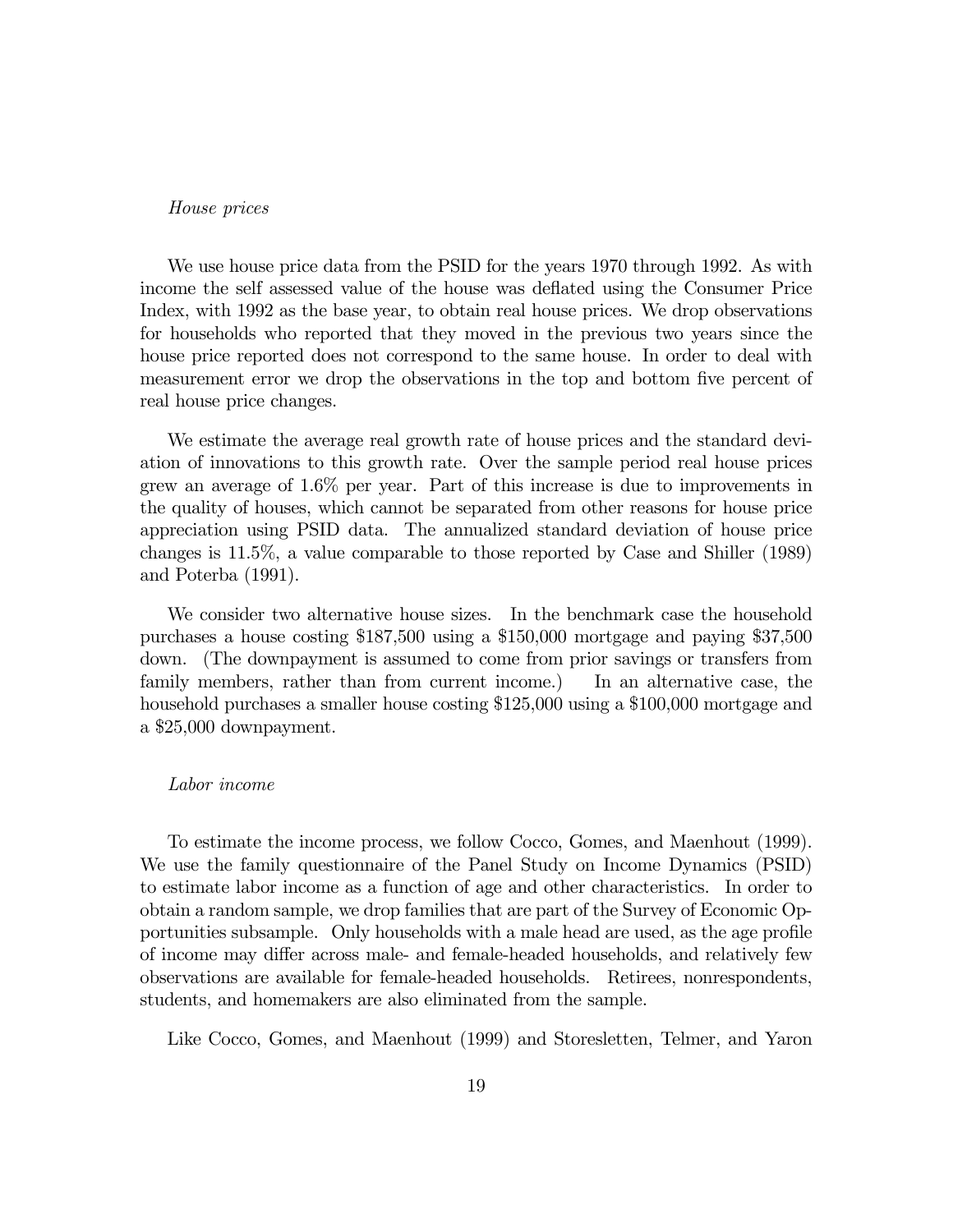*House prices*

We use house price data from the PSID for the years 1970 through 1992. As with income the self assessed value of the house was deflated using the Consumer Price Index, with 1992 as the base year, to obtain real house prices. We drop observations for households who reported that they moved in the previous two years since the house price reported does not correspond to the same house. In order to deal with measurement error we drop the observations in the top and bottom five percent of real house price changes.

We estimate the average real growth rate of house prices and the standard deviation of innovations to this growth rate. Over the sample period real house prices grew an average of 1.6% per year. Part of this increase is due to improvements in the quality of houses, which cannot be separated from other reasons for house price appreciation using PSID data. The annualized standard deviation of house price changes is 11.5%, a value comparable to those reported by Case and Shiller (1989) and Poterba (1991).

We consider two alternative house sizes. In the benchmark case the household purchases a house costing $187,500 using a $150,000 mortgage and paying $37,500 down. (The downpayment is assumed to come from prior savings or transfers from family members, rather than from current income.) In an alternative case, the household purchases a smaller house costing $125,000 using a $100,000 mortgage and a $25,000 downpayment.

*Labor income*

To estimate the income process, we follow Cocco, Gomes, and Maenhout (1999). We use the family questionnaire of the Panel Study on Income Dynamics (PSID) to estimate labor income as a function of age and other characteristics. In order to obtain a random sample, we drop families that are part of the Survey of Economic Opportunities subsample. Only households with a male head are used, as the age profile of income may differ across male- and female-headed households, and relatively few observations are available for female-headed households. Retirees, nonrespondents, students, and homemakers are also eliminated from the sample.

Like Cocco, Gomes, and Maenhout (1999) and Storesletten, Telmer, and Yaron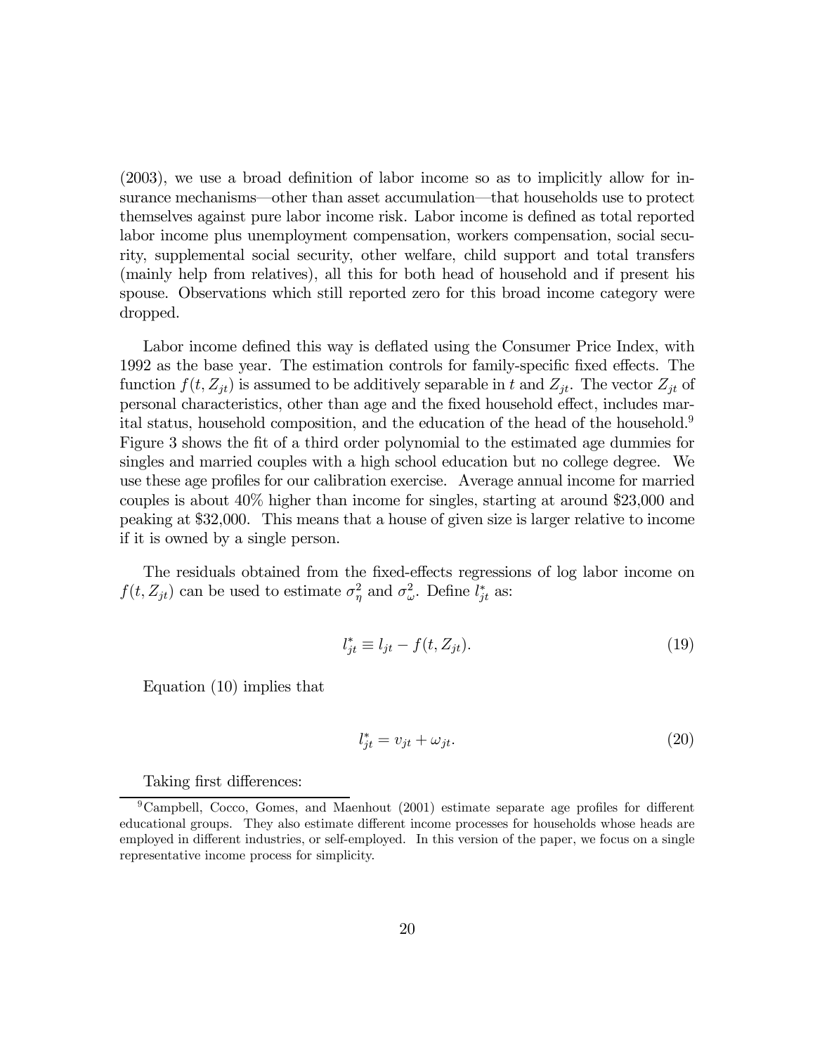(2003), we use a broad definition of labor income so as to implicitly allow for insurance mechanisms—other than asset accumulation—that households use to protect themselves against pure labor income risk. Labor income is defined as total reported labor income plus unemployment compensation, workers compensation, social security, supplemental social security, other welfare, child support and total transfers (mainly help from relatives), all this for both head of household and if present his spouse. Observations which still reported zero for this broad income category were dropped.

Labor income defined this way is deflated using the Consumer Price Index, with 1992 as the base year. The estimation controls for family-specific fixed effects. The function $f(t, Z_{jt})$ is assumed to be additively separable in $t$ and $Z_{jt}$. The vector $Z_{jt}$ of personal characteristics, other than age and the fixed household effect, includes marital status, household composition, and the education of the head of the household.[9] Figure 3 shows the fit of a third order polynomial to the estimated age dummies for singles and married couples with a high school education but no college degree. We use these age profiles for our calibration exercise. Average annual income for married couples is about 40% higher than income for singles, starting at around \$23,000 and peaking at \$32,000. This means that a house of given size is larger relative to income if it is owned by a single person.

The residuals obtained from the fixed-effects regressions of log labor income on $f(t, Z_{jt})$ can be used to estimate $\sigma_\eta^2$ and $\sigma_\omega^2$. Define $l_{jt}^*$ as:

$$l_{jt}^* \equiv l_{jt} - f(t, Z_{jt}). \tag{19}$$

Equation (10) implies that

$$l_{jt}^* = v_{jt} + \omega_{jt}. \tag{20}$$

Taking first differences:

[9] Campbell, Cocco, Gomes, and Maenhout (2001) estimate separate age profiles for different educational groups. They also estimate different income processes for households whose heads are employed in different industries, or self-employed. In this version of the paper, we focus on a single representative income process for simplicity.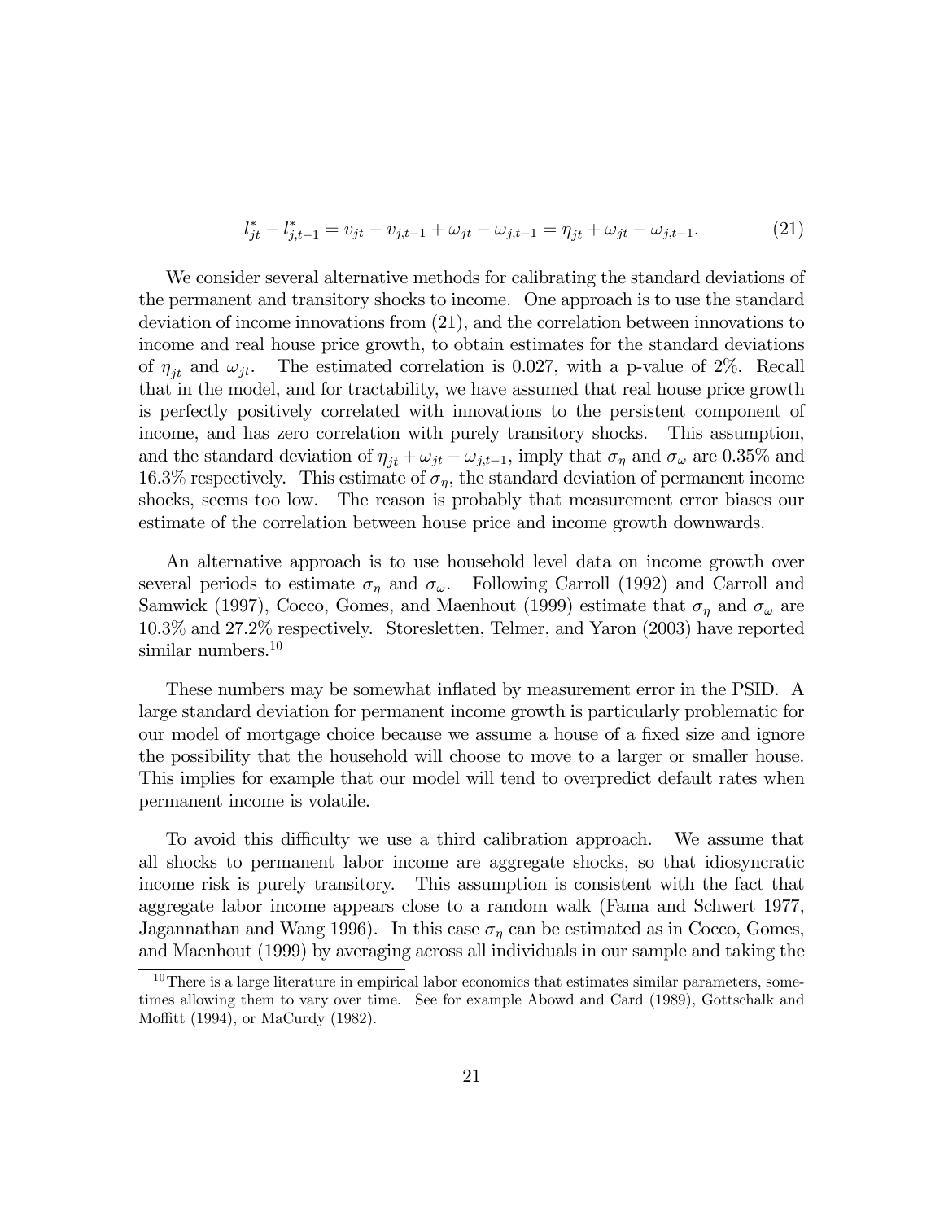$$l^*_{jt} - l^*_{j,t-1} = v_{jt} - v_{j,t-1} + \omega_{jt} - \omega_{j,t-1} = \eta_{jt} + \omega_{jt} - \omega_{j,t-1}. \tag{21}$$

We consider several alternative methods for calibrating the standard deviations of the permanent and transitory shocks to income. One approach is to use the standard deviation of income innovations from (21), and the correlation between innovations to income and real house price growth, to obtain estimates for the standard deviations of $\eta_{jt}$ and $\omega_{jt}$. The estimated correlation is 0.027, with a p-value of 2%. Recall that in the model, and for tractability, we have assumed that real house price growth is perfectly positively correlated with innovations to the persistent component of income, and has zero correlation with purely transitory shocks. This assumption, and the standard deviation of $\eta_{jt} + \omega_{jt} - \omega_{j,t-1}$, imply that $\sigma_\eta$ and $\sigma_\omega$ are 0.35% and 16.3% respectively. This estimate of $\sigma_\eta$, the standard deviation of permanent income shocks, seems too low. The reason is probably that measurement error biases our estimate of the correlation between house price and income growth downwards.

An alternative approach is to use household level data on income growth over several periods to estimate $\sigma_\eta$ and $\sigma_\omega$. Following Carroll (1992) and Carroll and Samwick (1997), Cocco, Gomes, and Maenhout (1999) estimate that $\sigma_\eta$ and $\sigma_\omega$ are 10.3% and 27.2% respectively. Storesletten, Telmer, and Yaron (2003) have reported similar numbers.[10]

These numbers may be somewhat inflated by measurement error in the PSID. A large standard deviation for permanent income growth is particularly problematic for our model of mortgage choice because we assume a house of a fixed size and ignore the possibility that the household will choose to move to a larger or smaller house. This implies for example that our model will tend to overpredict default rates when permanent income is volatile.

To avoid this difficulty we use a third calibration approach. We assume that all shocks to permanent labor income are aggregate shocks, so that idiosyncratic income risk is purely transitory. This assumption is consistent with the fact that aggregate labor income appears close to a random walk (Fama and Schwert 1977, Jagannathan and Wang 1996). In this case $\sigma_\eta$ can be estimated as in Cocco, Gomes, and Maenhout (1999) by averaging across all individuals in our sample and taking the

[10] There is a large literature in empirical labor economics that estimates similar parameters, sometimes allowing them to vary over time. See for example Abowd and Card (1989), Gottschalk and Moffitt (1994), or MaCurdy (1982).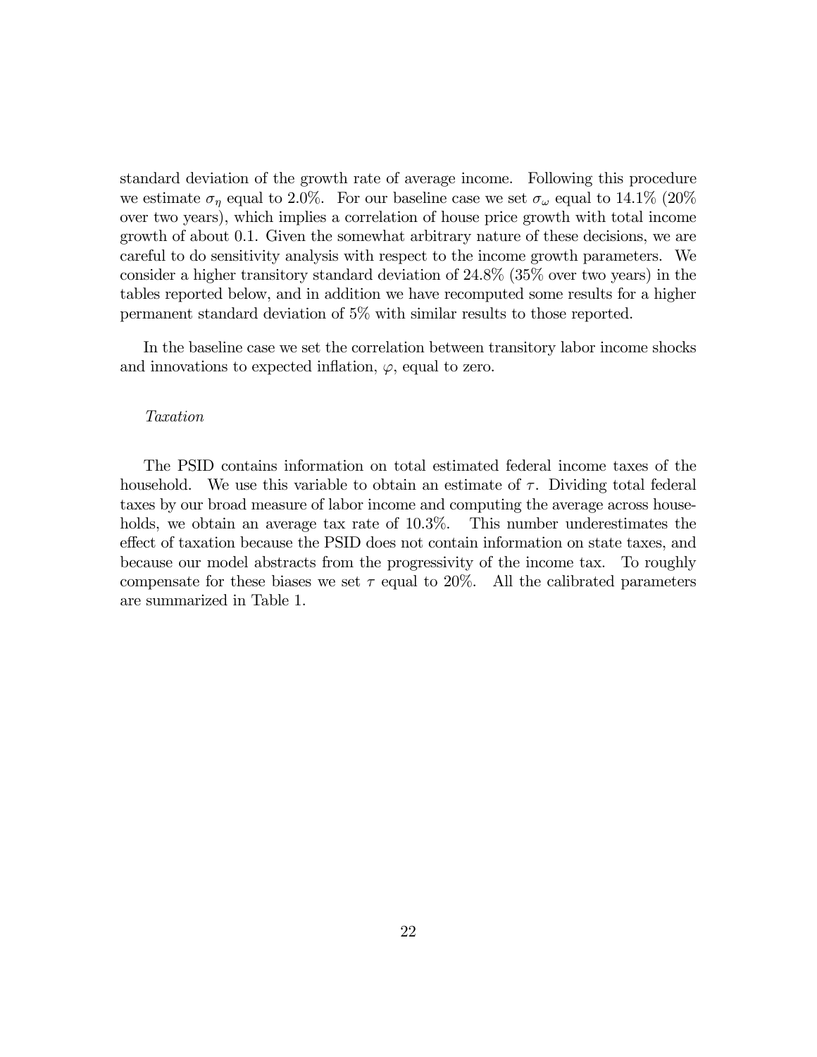standard deviation of the growth rate of average income. Following this procedure we estimate $\sigma_\eta$ equal to 2.0%. For our baseline case we set $\sigma_\omega$ equal to 14.1% (20% over two years), which implies a correlation of house price growth with total income growth of about 0.1. Given the somewhat arbitrary nature of these decisions, we are careful to do sensitivity analysis with respect to the income growth parameters. We consider a higher transitory standard deviation of 24.8% (35% over two years) in the tables reported below, and in addition we have recomputed some results for a higher permanent standard deviation of 5% with similar results to those reported.

In the baseline case we set the correlation between transitory labor income shocks and innovations to expected inflation, $\varphi$, equal to zero.

*Taxation*

The PSID contains information on total estimated federal income taxes of the household. We use this variable to obtain an estimate of $\tau$. Dividing total federal taxes by our broad measure of labor income and computing the average across households, we obtain an average tax rate of 10.3%. This number underestimates the effect of taxation because the PSID does not contain information on state taxes, and because our model abstracts from the progressivity of the income tax. To roughly compensate for these biases we set $\tau$ equal to 20%. All the calibrated parameters are summarized in Table 1.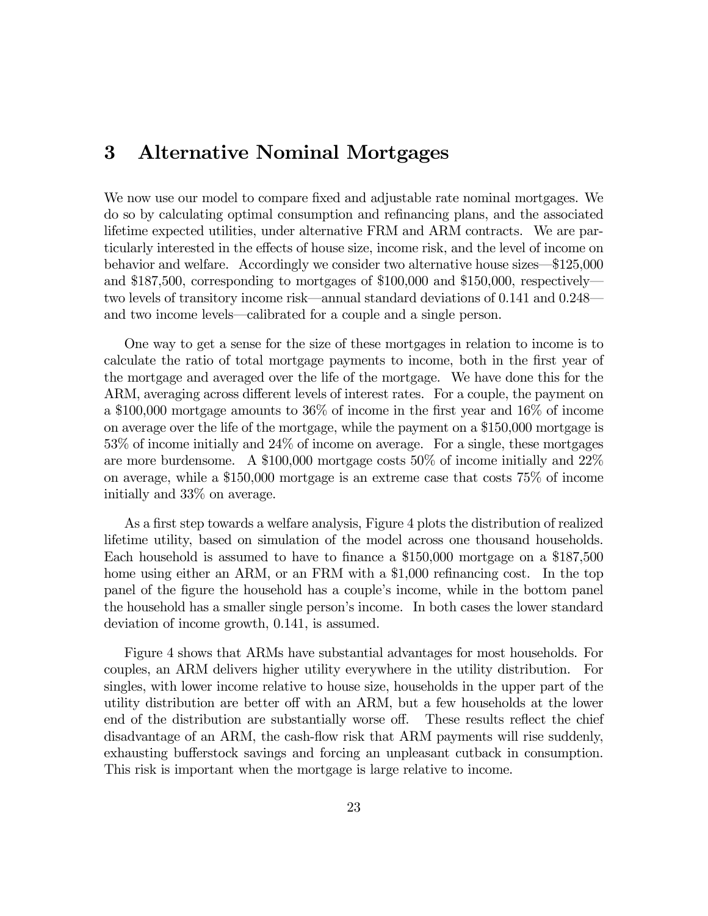## 3 Alternative Nominal Mortgages

We now use our model to compare fixed and adjustable rate nominal mortgages. We do so by calculating optimal consumption and refinancing plans, and the associated lifetime expected utilities, under alternative FRM and ARM contracts. We are particularly interested in the effects of house size, income risk, and the level of income on behavior and welfare. Accordingly we consider two alternative house sizes—$125,000 and $187,500, corresponding to mortgages of $100,000 and $150,000, respectively—two levels of transitory income risk—annual standard deviations of 0.141 and 0.248—and two income levels—calibrated for a couple and a single person.

One way to get a sense for the size of these mortgages in relation to income is to calculate the ratio of total mortgage payments to income, both in the first year of the mortgage and averaged over the life of the mortgage. We have done this for the ARM, averaging across different levels of interest rates. For a couple, the payment on a $100,000 mortgage amounts to 36% of income in the first year and 16% of income on average over the life of the mortgage, while the payment on a $150,000 mortgage is 53% of income initially and 24% of income on average. For a single, these mortgages are more burdensome. A $100,000 mortgage costs 50% of income initially and 22% on average, while a $150,000 mortgage is an extreme case that costs 75% of income initially and 33% on average.

As a first step towards a welfare analysis, Figure 4 plots the distribution of realized lifetime utility, based on simulation of the model across one thousand households. Each household is assumed to have to finance a $150,000 mortgage on a $187,500 home using either an ARM, or an FRM with a $1,000 refinancing cost. In the top panel of the figure the household has a couple's income, while in the bottom panel the household has a smaller single person's income. In both cases the lower standard deviation of income growth, 0.141, is assumed.

Figure 4 shows that ARMs have substantial advantages for most households. For couples, an ARM delivers higher utility everywhere in the utility distribution. For singles, with lower income relative to house size, households in the upper part of the utility distribution are better off with an ARM, but a few households at the lower end of the distribution are substantially worse off. These results reflect the chief disadvantage of an ARM, the cash-flow risk that ARM payments will rise suddenly, exhausting bufferstock savings and forcing an unpleasant cutback in consumption. This risk is important when the mortgage is large relative to income.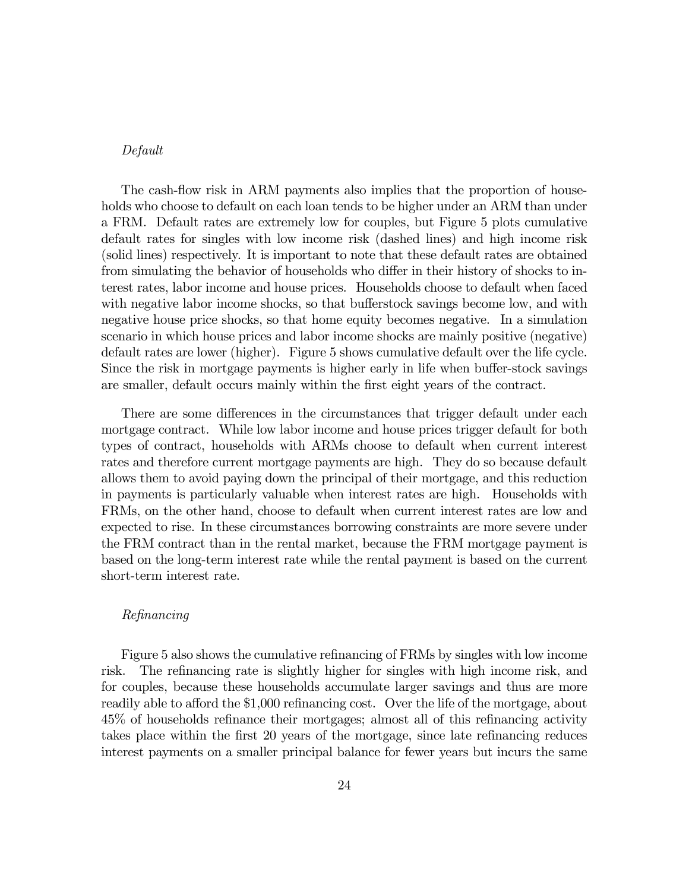*Default*

The cash-flow risk in ARM payments also implies that the proportion of households who choose to default on each loan tends to be higher under an ARM than under a FRM. Default rates are extremely low for couples, but Figure 5 plots cumulative default rates for singles with low income risk (dashed lines) and high income risk (solid lines) respectively. It is important to note that these default rates are obtained from simulating the behavior of households who differ in their history of shocks to interest rates, labor income and house prices. Households choose to default when faced with negative labor income shocks, so that bufferstock savings become low, and with negative house price shocks, so that home equity becomes negative. In a simulation scenario in which house prices and labor income shocks are mainly positive (negative) default rates are lower (higher). Figure 5 shows cumulative default over the life cycle. Since the risk in mortgage payments is higher early in life when buffer-stock savings are smaller, default occurs mainly within the first eight years of the contract.

There are some differences in the circumstances that trigger default under each mortgage contract. While low labor income and house prices trigger default for both types of contract, households with ARMs choose to default when current interest rates and therefore current mortgage payments are high. They do so because default allows them to avoid paying down the principal of their mortgage, and this reduction in payments is particularly valuable when interest rates are high. Households with FRMs, on the other hand, choose to default when current interest rates are low and expected to rise. In these circumstances borrowing constraints are more severe under the FRM contract than in the rental market, because the FRM mortgage payment is based on the long-term interest rate while the rental payment is based on the current short-term interest rate.

*Refinancing*

Figure 5 also shows the cumulative refinancing of FRMs by singles with low income risk. The refinancing rate is slightly higher for singles with high income risk, and for couples, because these households accumulate larger savings and thus are more readily able to afford the $1,000 refinancing cost. Over the life of the mortgage, about 45% of households refinance their mortgages; almost all of this refinancing activity takes place within the first 20 years of the mortgage, since late refinancing reduces interest payments on a smaller principal balance for fewer years but incurs the same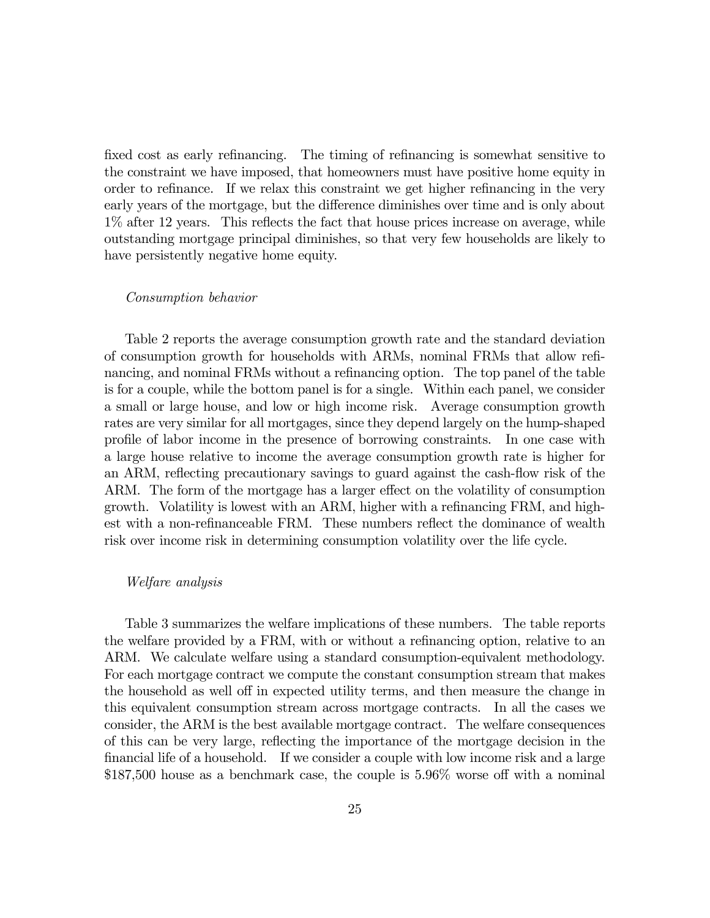fixed cost as early refinancing. The timing of refinancing is somewhat sensitive to the constraint we have imposed, that homeowners must have positive home equity in order to refinance. If we relax this constraint we get higher refinancing in the very early years of the mortgage, but the difference diminishes over time and is only about 1% after 12 years. This reflects the fact that house prices increase on average, while outstanding mortgage principal diminishes, so that very few households are likely to have persistently negative home equity.

*Consumption behavior*

Table 2 reports the average consumption growth rate and the standard deviation of consumption growth for households with ARMs, nominal FRMs that allow refinancing, and nominal FRMs without a refinancing option. The top panel of the table is for a couple, while the bottom panel is for a single. Within each panel, we consider a small or large house, and low or high income risk. Average consumption growth rates are very similar for all mortgages, since they depend largely on the hump-shaped profile of labor income in the presence of borrowing constraints. In one case with a large house relative to income the average consumption growth rate is higher for an ARM, reflecting precautionary savings to guard against the cash-flow risk of the ARM. The form of the mortgage has a larger effect on the volatility of consumption growth. Volatility is lowest with an ARM, higher with a refinancing FRM, and highest with a non-refinanceable FRM. These numbers reflect the dominance of wealth risk over income risk in determining consumption volatility over the life cycle.

*Welfare analysis*

Table 3 summarizes the welfare implications of these numbers. The table reports the welfare provided by a FRM, with or without a refinancing option, relative to an ARM. We calculate welfare using a standard consumption-equivalent methodology. For each mortgage contract we compute the constant consumption stream that makes the household as well off in expected utility terms, and then measure the change in this equivalent consumption stream across mortgage contracts. In all the cases we consider, the ARM is the best available mortgage contract. The welfare consequences of this can be very large, reflecting the importance of the mortgage decision in the financial life of a household. If we consider a couple with low income risk and a large $187,500 house as a benchmark case, the couple is 5.96% worse off with a nominal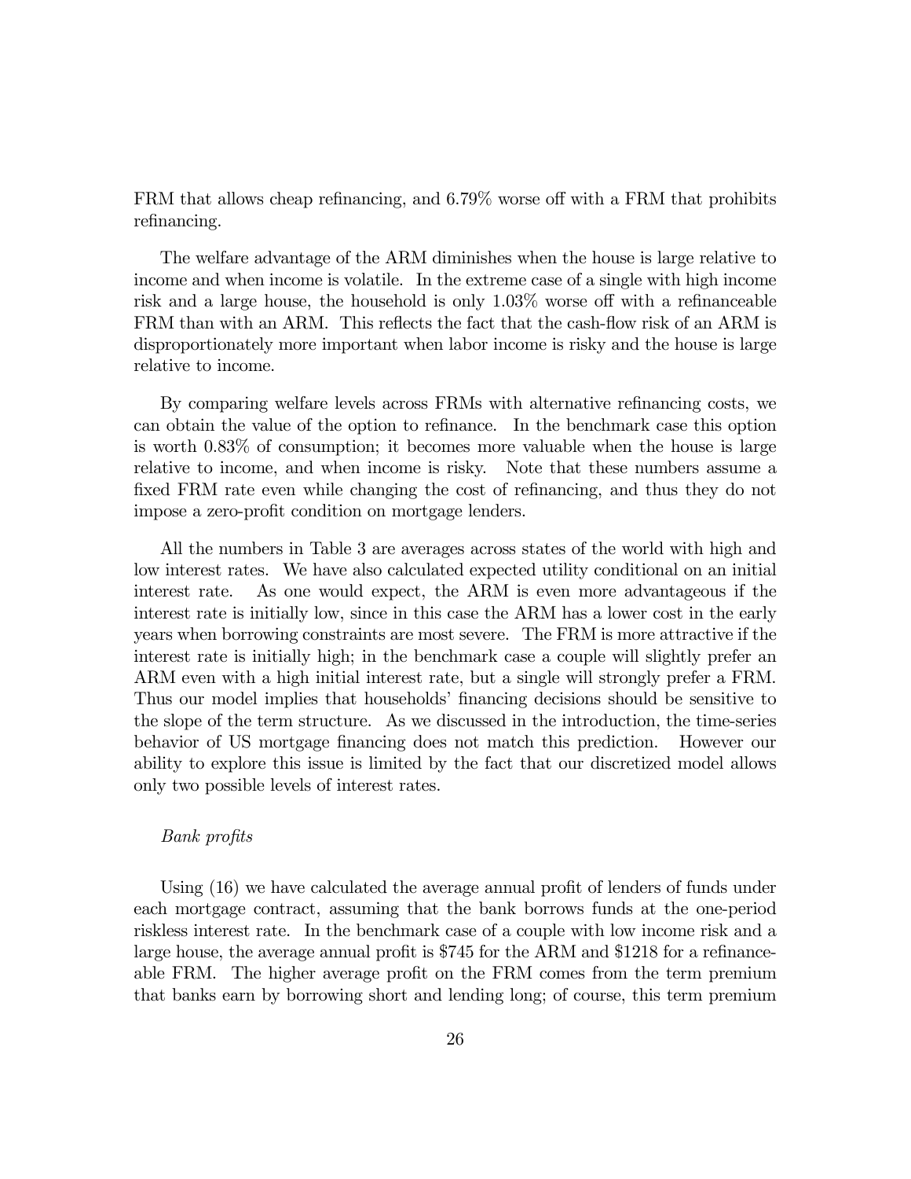FRM that allows cheap refinancing, and 6.79% worse off with a FRM that prohibits refinancing.

The welfare advantage of the ARM diminishes when the house is large relative to income and when income is volatile. In the extreme case of a single with high income risk and a large house, the household is only 1.03% worse off with a refinanceable FRM than with an ARM. This reflects the fact that the cash-flow risk of an ARM is disproportionately more important when labor income is risky and the house is large relative to income.

By comparing welfare levels across FRMs with alternative refinancing costs, we can obtain the value of the option to refinance. In the benchmark case this option is worth 0.83% of consumption; it becomes more valuable when the house is large relative to income, and when income is risky. Note that these numbers assume a fixed FRM rate even while changing the cost of refinancing, and thus they do not impose a zero-profit condition on mortgage lenders.

All the numbers in Table 3 are averages across states of the world with high and low interest rates. We have also calculated expected utility conditional on an initial interest rate. As one would expect, the ARM is even more advantageous if the interest rate is initially low, since in this case the ARM has a lower cost in the early years when borrowing constraints are most severe. The FRM is more attractive if the interest rate is initially high; in the benchmark case a couple will slightly prefer an ARM even with a high initial interest rate, but a single will strongly prefer a FRM. Thus our model implies that households' financing decisions should be sensitive to the slope of the term structure. As we discussed in the introduction, the time-series behavior of US mortgage financing does not match this prediction. However our ability to explore this issue is limited by the fact that our discretized model allows only two possible levels of interest rates.

*Bank profits*

Using (16) we have calculated the average annual profit of lenders of funds under each mortgage contract, assuming that the bank borrows funds at the one-period riskless interest rate. In the benchmark case of a couple with low income risk and a large house, the average annual profit is $745 for the ARM and $1218 for a refinanceable FRM. The higher average profit on the FRM comes from the term premium that banks earn by borrowing short and lending long; of course, this term premium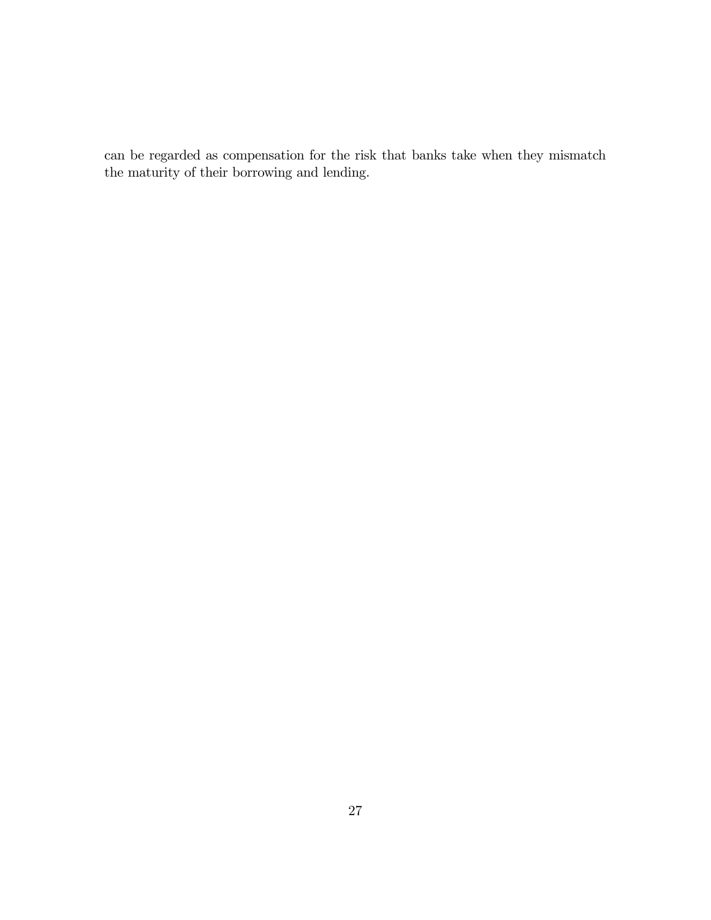can be regarded as compensation for the risk that banks take when they mismatch the maturity of their borrowing and lending.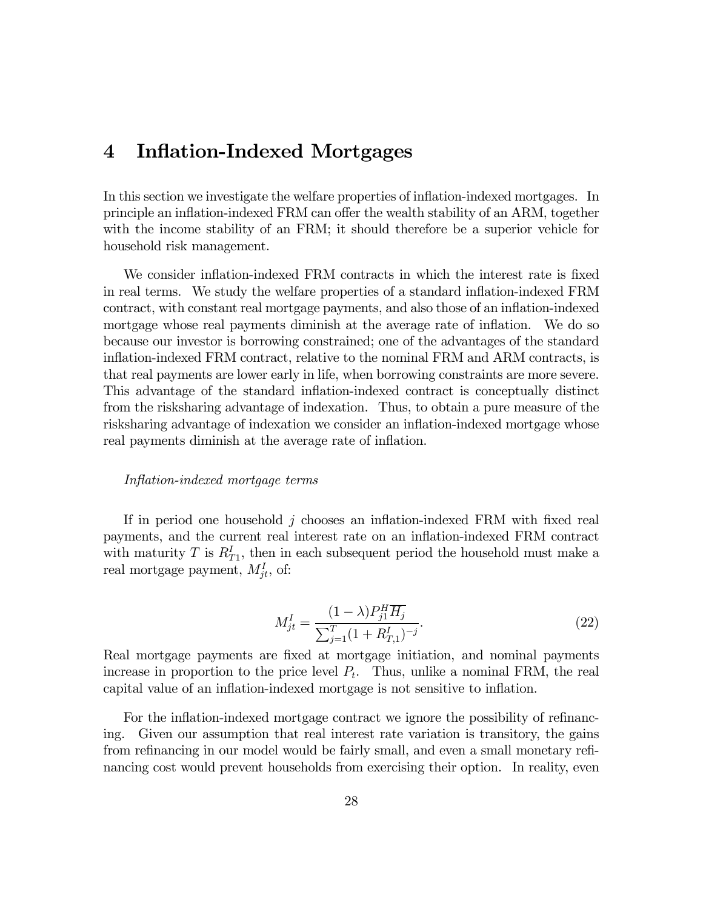# 4 Inflation-Indexed Mortgages

In this section we investigate the welfare properties of inflation-indexed mortgages. In principle an inflation-indexed FRM can offer the wealth stability of an ARM, together with the income stability of an FRM; it should therefore be a superior vehicle for household risk management.

We consider inflation-indexed FRM contracts in which the interest rate is fixed in real terms. We study the welfare properties of a standard inflation-indexed FRM contract, with constant real mortgage payments, and also those of an inflation-indexed mortgage whose real payments diminish at the average rate of inflation. We do so because our investor is borrowing constrained; one of the advantages of the standard inflation-indexed FRM contract, relative to the nominal FRM and ARM contracts, is that real payments are lower early in life, when borrowing constraints are more severe. This advantage of the standard inflation-indexed contract is conceptually distinct from the risksharing advantage of indexation. Thus, to obtain a pure measure of the risksharing advantage of indexation we consider an inflation-indexed mortgage whose real payments diminish at the average rate of inflation.

*Inflation-indexed mortgage terms*

If in period one household $j$ chooses an inflation-indexed FRM with fixed real payments, and the current real interest rate on an inflation-indexed FRM contract with maturity $T$ is $R^I_{T1}$, then in each subsequent period the household must make a real mortgage payment, $M^I_{jt}$, of:

$$M^I_{jt} = \frac{(1-\lambda)P^H_{j1}\overline{H_j}}{\sum_{j=1}^{T}(1+R^I_{T,1})^{-j}}. \tag{22}$$

Real mortgage payments are fixed at mortgage initiation, and nominal payments increase in proportion to the price level $P_t$. Thus, unlike a nominal FRM, the real capital value of an inflation-indexed mortgage is not sensitive to inflation.

For the inflation-indexed mortgage contract we ignore the possibility of refinancing. Given our assumption that real interest rate variation is transitory, the gains from refinancing in our model would be fairly small, and even a small monetary refinancing cost would prevent households from exercising their option. In reality, even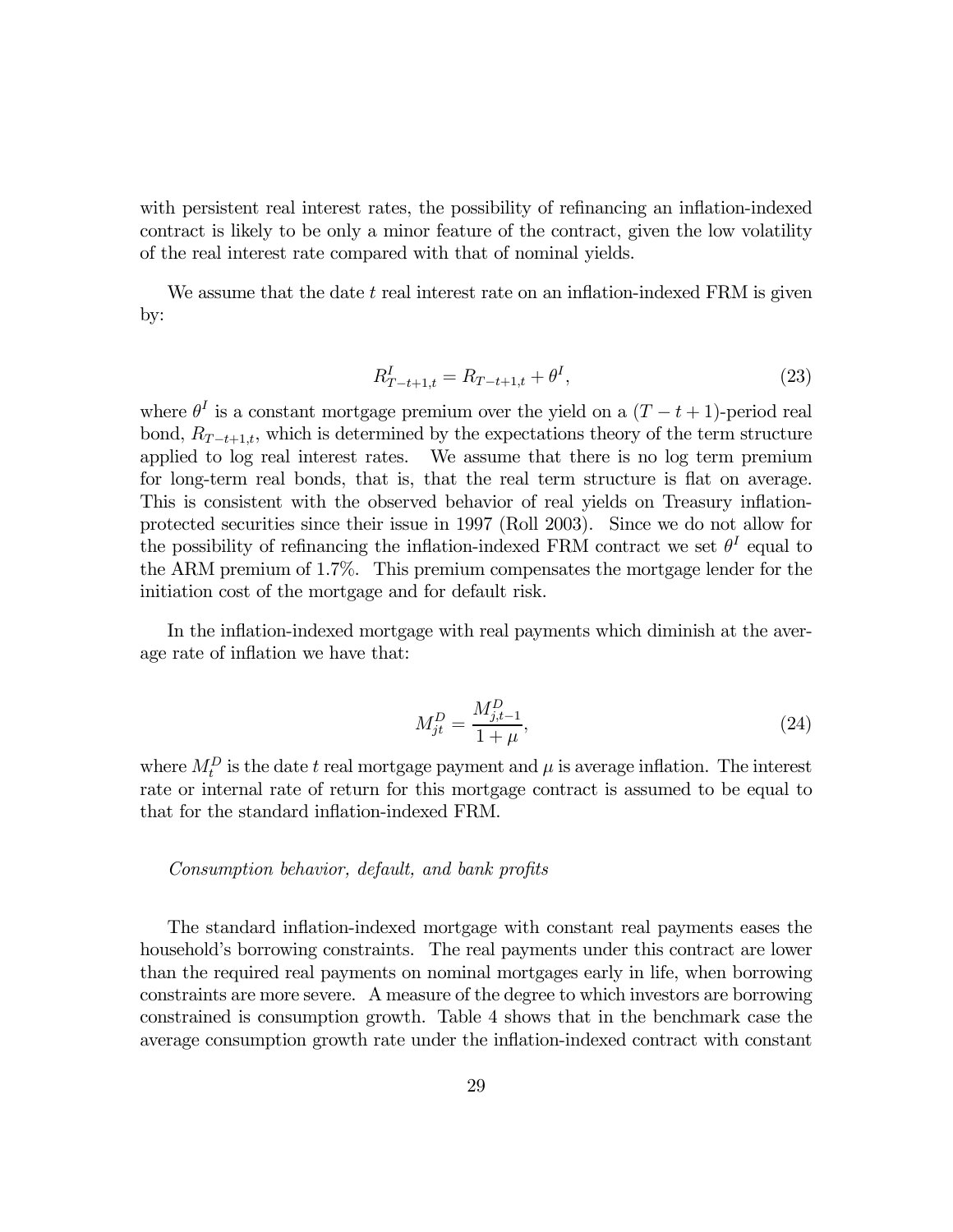with persistent real interest rates, the possibility of refinancing an inflation-indexed contract is likely to be only a minor feature of the contract, given the low volatility of the real interest rate compared with that of nominal yields.

We assume that the date $t$ real interest rate on an inflation-indexed FRM is given by:

$$R^I_{T-t+1,t} = R_{T-t+1,t} + \theta^I, \tag{23}$$

where $\theta^I$ is a constant mortgage premium over the yield on a $(T-t+1)$-period real bond, $R_{T-t+1,t}$, which is determined by the expectations theory of the term structure applied to log real interest rates. We assume that there is no log term premium for long-term real bonds, that is, that the real term structure is flat on average. This is consistent with the observed behavior of real yields on Treasury inflation-protected securities since their issue in 1997 (Roll 2003). Since we do not allow for the possibility of refinancing the inflation-indexed FRM contract we set $\theta^I$ equal to the ARM premium of 1.7%. This premium compensates the mortgage lender for the initiation cost of the mortgage and for default risk.

In the inflation-indexed mortgage with real payments which diminish at the average rate of inflation we have that:

$$M^D_{jt} = \frac{M^D_{j,t-1}}{1+\mu}, \tag{24}$$

where $M^D_t$ is the date $t$ real mortgage payment and $\mu$ is average inflation. The interest rate or internal rate of return for this mortgage contract is assumed to be equal to that for the standard inflation-indexed FRM.

*Consumption behavior, default, and bank profits*

The standard inflation-indexed mortgage with constant real payments eases the household's borrowing constraints. The real payments under this contract are lower than the required real payments on nominal mortgages early in life, when borrowing constraints are more severe. A measure of the degree to which investors are borrowing constrained is consumption growth. Table 4 shows that in the benchmark case the average consumption growth rate under the inflation-indexed contract with constant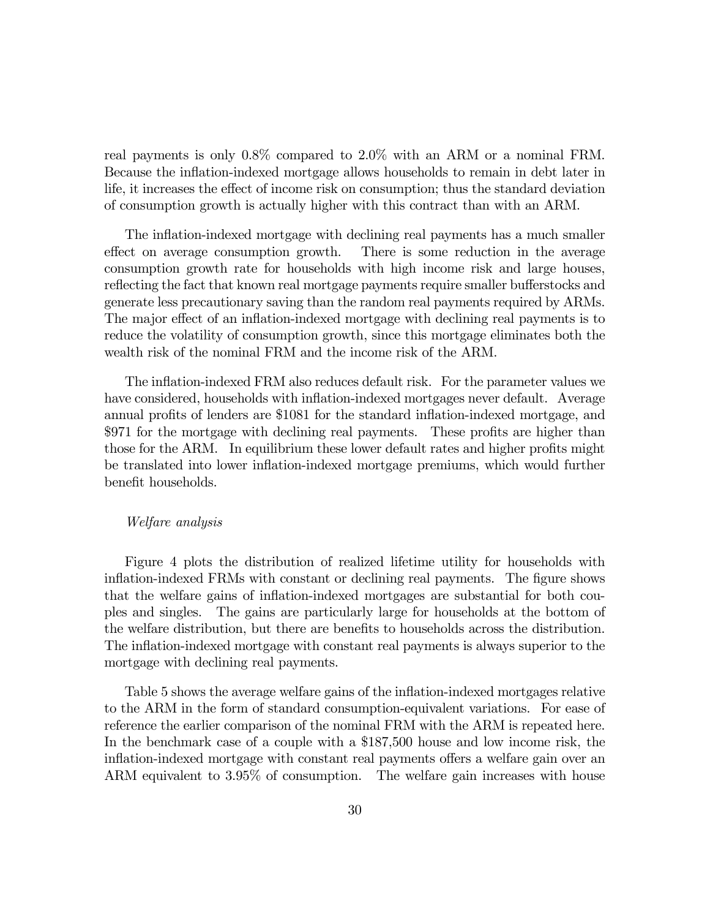real payments is only 0.8% compared to 2.0% with an ARM or a nominal FRM. Because the inflation-indexed mortgage allows households to remain in debt later in life, it increases the effect of income risk on consumption; thus the standard deviation of consumption growth is actually higher with this contract than with an ARM.

The inflation-indexed mortgage with declining real payments has a much smaller effect on average consumption growth. There is some reduction in the average consumption growth rate for households with high income risk and large houses, reflecting the fact that known real mortgage payments require smaller bufferstocks and generate less precautionary saving than the random real payments required by ARMs. The major effect of an inflation-indexed mortgage with declining real payments is to reduce the volatility of consumption growth, since this mortgage eliminates both the wealth risk of the nominal FRM and the income risk of the ARM.

The inflation-indexed FRM also reduces default risk. For the parameter values we have considered, households with inflation-indexed mortgages never default. Average annual profits of lenders are $1081 for the standard inflation-indexed mortgage, and $971 for the mortgage with declining real payments. These profits are higher than those for the ARM. In equilibrium these lower default rates and higher profits might be translated into lower inflation-indexed mortgage premiums, which would further benefit households.

*Welfare analysis*

Figure 4 plots the distribution of realized lifetime utility for households with inflation-indexed FRMs with constant or declining real payments. The figure shows that the welfare gains of inflation-indexed mortgages are substantial for both couples and singles. The gains are particularly large for households at the bottom of the welfare distribution, but there are benefits to households across the distribution. The inflation-indexed mortgage with constant real payments is always superior to the mortgage with declining real payments.

Table 5 shows the average welfare gains of the inflation-indexed mortgages relative to the ARM in the form of standard consumption-equivalent variations. For ease of reference the earlier comparison of the nominal FRM with the ARM is repeated here. In the benchmark case of a couple with a $187,500 house and low income risk, the inflation-indexed mortgage with constant real payments offers a welfare gain over an ARM equivalent to 3.95% of consumption. The welfare gain increases with house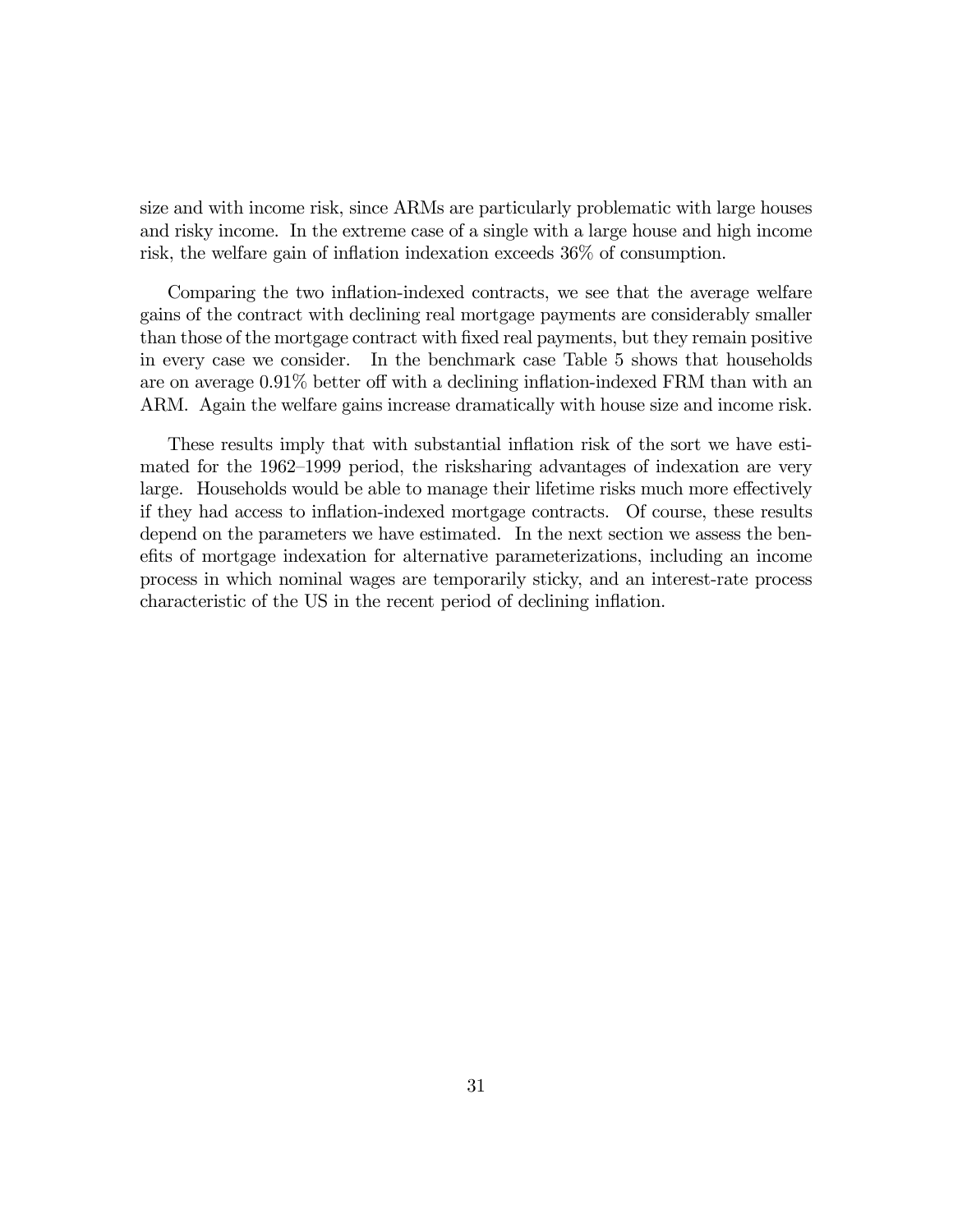size and with income risk, since ARMs are particularly problematic with large houses and risky income. In the extreme case of a single with a large house and high income risk, the welfare gain of inflation indexation exceeds 36% of consumption.

Comparing the two inflation-indexed contracts, we see that the average welfare gains of the contract with declining real mortgage payments are considerably smaller than those of the mortgage contract with fixed real payments, but they remain positive in every case we consider. In the benchmark case Table 5 shows that households are on average 0.91% better off with a declining inflation-indexed FRM than with an ARM. Again the welfare gains increase dramatically with house size and income risk.

These results imply that with substantial inflation risk of the sort we have estimated for the 1962–1999 period, the risksharing advantages of indexation are very large. Households would be able to manage their lifetime risks much more effectively if they had access to inflation-indexed mortgage contracts. Of course, these results depend on the parameters we have estimated. In the next section we assess the benefits of mortgage indexation for alternative parameterizations, including an income process in which nominal wages are temporarily sticky, and an interest-rate process characteristic of the US in the recent period of declining inflation.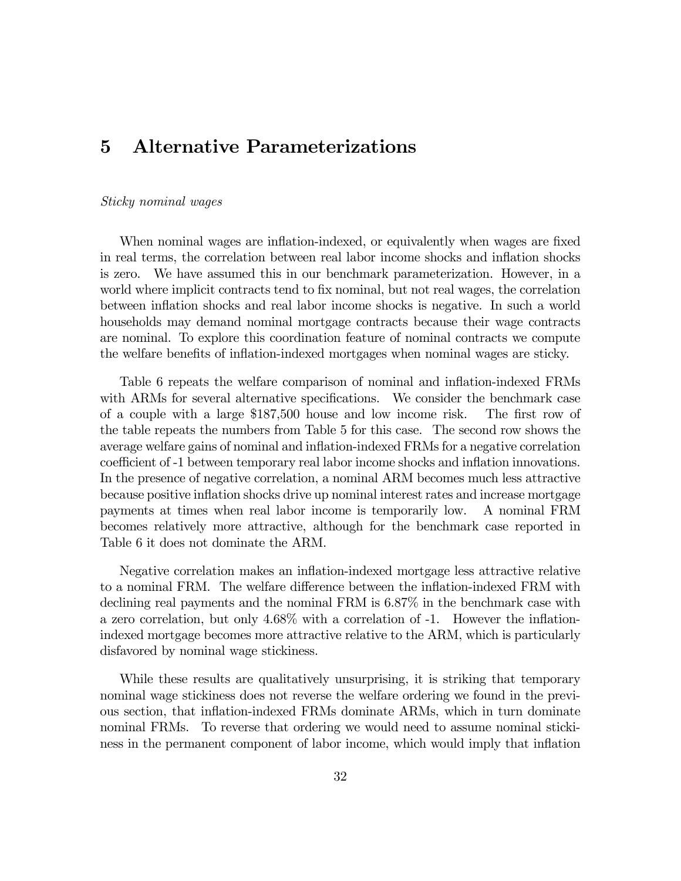# 5 Alternative Parameterizations

*Sticky nominal wages*

When nominal wages are inflation-indexed, or equivalently when wages are fixed in real terms, the correlation between real labor income shocks and inflation shocks is zero. We have assumed this in our benchmark parameterization. However, in a world where implicit contracts tend to fix nominal, but not real wages, the correlation between inflation shocks and real labor income shocks is negative. In such a world households may demand nominal mortgage contracts because their wage contracts are nominal. To explore this coordination feature of nominal contracts we compute the welfare benefits of inflation-indexed mortgages when nominal wages are sticky.

Table 6 repeats the welfare comparison of nominal and inflation-indexed FRMs with ARMs for several alternative specifications. We consider the benchmark case of a couple with a large \$187,500 house and low income risk. The first row of the table repeats the numbers from Table 5 for this case. The second row shows the average welfare gains of nominal and inflation-indexed FRMs for a negative correlation coefficient of -1 between temporary real labor income shocks and inflation innovations. In the presence of negative correlation, a nominal ARM becomes much less attractive because positive inflation shocks drive up nominal interest rates and increase mortgage payments at times when real labor income is temporarily low. A nominal FRM becomes relatively more attractive, although for the benchmark case reported in Table 6 it does not dominate the ARM.

Negative correlation makes an inflation-indexed mortgage less attractive relative to a nominal FRM. The welfare difference between the inflation-indexed FRM with declining real payments and the nominal FRM is 6.87% in the benchmark case with a zero correlation, but only 4.68% with a correlation of -1. However the inflation-indexed mortgage becomes more attractive relative to the ARM, which is particularly disfavored by nominal wage stickiness.

While these results are qualitatively unsurprising, it is striking that temporary nominal wage stickiness does not reverse the welfare ordering we found in the previous section, that inflation-indexed FRMs dominate ARMs, which in turn dominate nominal FRMs. To reverse that ordering we would need to assume nominal stickiness in the permanent component of labor income, which would imply that inflation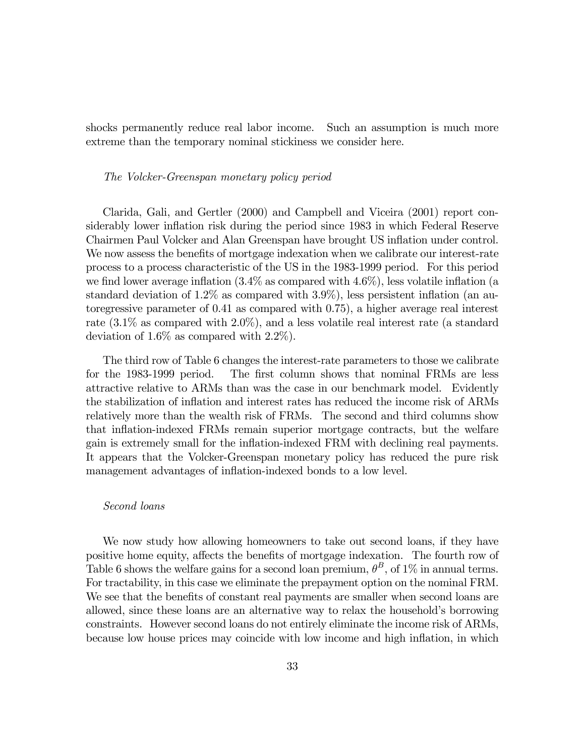shocks permanently reduce real labor income. Such an assumption is much more extreme than the temporary nominal stickiness we consider here.

*The Volcker-Greenspan monetary policy period*

Clarida, Gali, and Gertler (2000) and Campbell and Viceira (2001) report considerably lower inflation risk during the period since 1983 in which Federal Reserve Chairmen Paul Volcker and Alan Greenspan have brought US inflation under control. We now assess the benefits of mortgage indexation when we calibrate our interest-rate process to a process characteristic of the US in the 1983-1999 period. For this period we find lower average inflation (3.4% as compared with 4.6%), less volatile inflation (a standard deviation of 1.2% as compared with 3.9%), less persistent inflation (an autoregressive parameter of 0.41 as compared with 0.75), a higher average real interest rate (3.1% as compared with 2.0%), and a less volatile real interest rate (a standard deviation of 1.6% as compared with 2.2%).

The third row of Table 6 changes the interest-rate parameters to those we calibrate for the 1983-1999 period. The first column shows that nominal FRMs are less attractive relative to ARMs than was the case in our benchmark model. Evidently the stabilization of inflation and interest rates has reduced the income risk of ARMs relatively more than the wealth risk of FRMs. The second and third columns show that inflation-indexed FRMs remain superior mortgage contracts, but the welfare gain is extremely small for the inflation-indexed FRM with declining real payments. It appears that the Volcker-Greenspan monetary policy has reduced the pure risk management advantages of inflation-indexed bonds to a low level.

*Second loans*

We now study how allowing homeowners to take out second loans, if they have positive home equity, affects the benefits of mortgage indexation. The fourth row of Table 6 shows the welfare gains for a second loan premium, $\theta^B$, of 1% in annual terms. For tractability, in this case we eliminate the prepayment option on the nominal FRM. We see that the benefits of constant real payments are smaller when second loans are allowed, since these loans are an alternative way to relax the household's borrowing constraints. However second loans do not entirely eliminate the income risk of ARMs, because low house prices may coincide with low income and high inflation, in which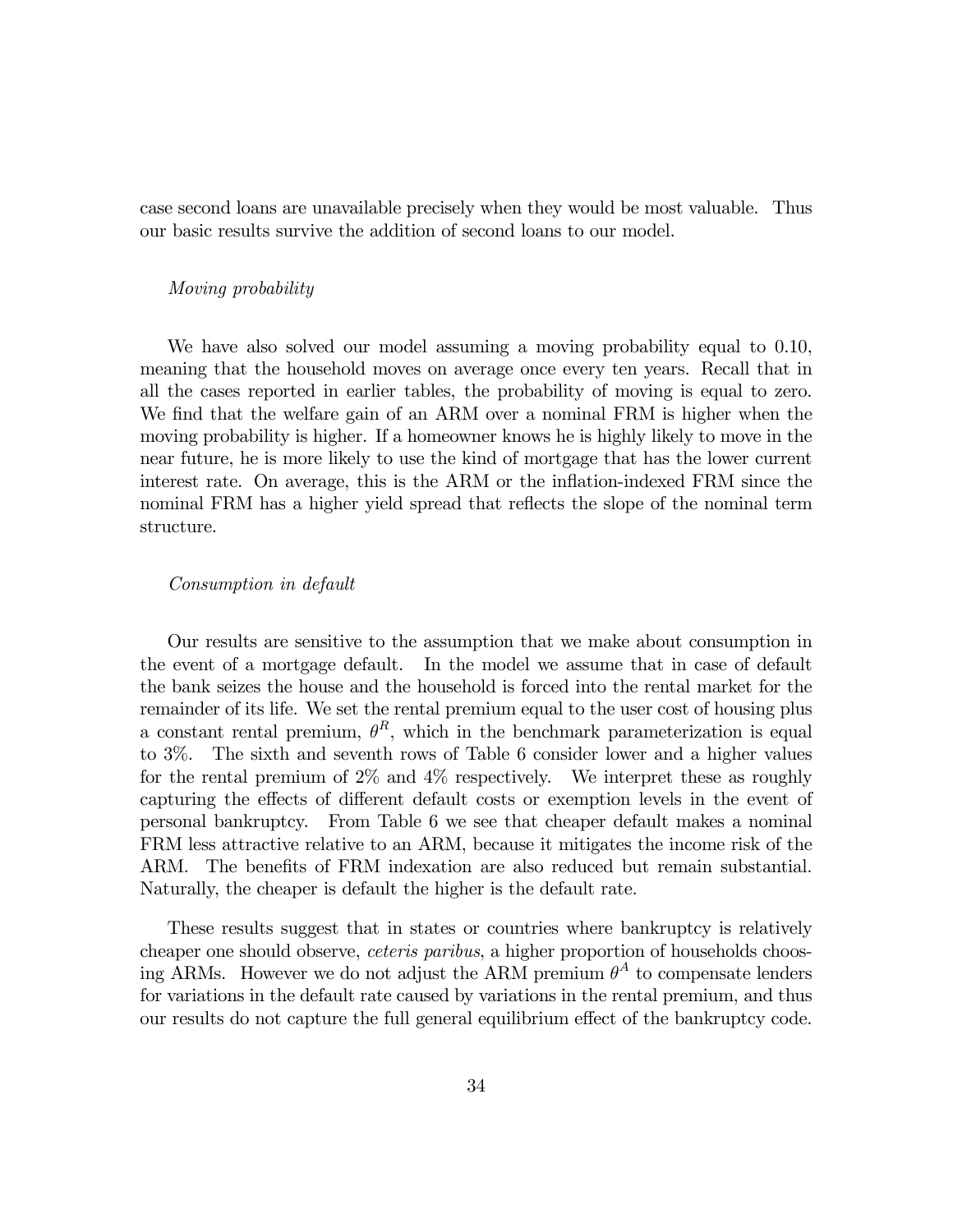case second loans are unavailable precisely when they would be most valuable. Thus our basic results survive the addition of second loans to our model.

*Moving probability*

We have also solved our model assuming a moving probability equal to 0.10, meaning that the household moves on average once every ten years. Recall that in all the cases reported in earlier tables, the probability of moving is equal to zero. We find that the welfare gain of an ARM over a nominal FRM is higher when the moving probability is higher. If a homeowner knows he is highly likely to move in the near future, he is more likely to use the kind of mortgage that has the lower current interest rate. On average, this is the ARM or the inflation-indexed FRM since the nominal FRM has a higher yield spread that reflects the slope of the nominal term structure.

*Consumption in default*

Our results are sensitive to the assumption that we make about consumption in the event of a mortgage default. In the model we assume that in case of default the bank seizes the house and the household is forced into the rental market for the remainder of its life. We set the rental premium equal to the user cost of housing plus a constant rental premium, $\theta^R$, which in the benchmark parameterization is equal to 3%. The sixth and seventh rows of Table 6 consider lower and a higher values for the rental premium of 2% and 4% respectively. We interpret these as roughly capturing the effects of different default costs or exemption levels in the event of personal bankruptcy. From Table 6 we see that cheaper default makes a nominal FRM less attractive relative to an ARM, because it mitigates the income risk of the ARM. The benefits of FRM indexation are also reduced but remain substantial. Naturally, the cheaper is default the higher is the default rate.

These results suggest that in states or countries where bankruptcy is relatively cheaper one should observe, *ceteris paribus*, a higher proportion of households choosing ARMs. However we do not adjust the ARM premium $\theta^A$ to compensate lenders for variations in the default rate caused by variations in the rental premium, and thus our results do not capture the full general equilibrium effect of the bankruptcy code.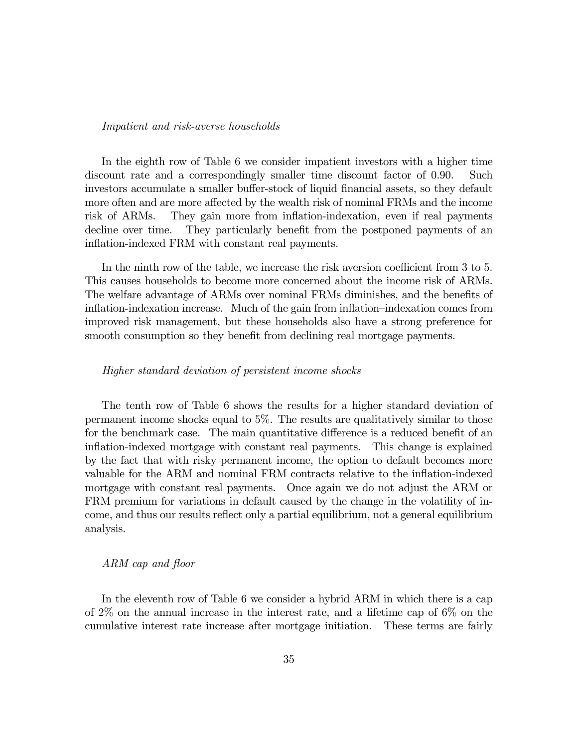*Impatient and risk-averse households*

In the eighth row of Table 6 we consider impatient investors with a higher time discount rate and a correspondingly smaller time discount factor of 0.90. Such investors accumulate a smaller buffer-stock of liquid financial assets, so they default more often and are more affected by the wealth risk of nominal FRMs and the income risk of ARMs. They gain more from inflation-indexation, even if real payments decline over time. They particularly benefit from the postponed payments of an inflation-indexed FRM with constant real payments.

In the ninth row of the table, we increase the risk aversion coefficient from 3 to 5. This causes households to become more concerned about the income risk of ARMs. The welfare advantage of ARMs over nominal FRMs diminishes, and the benefits of inflation-indexation increase. Much of the gain from inflation–indexation comes from improved risk management, but these households also have a strong preference for smooth consumption so they benefit from declining real mortgage payments.

*Higher standard deviation of persistent income shocks*

The tenth row of Table 6 shows the results for a higher standard deviation of permanent income shocks equal to 5%. The results are qualitatively similar to those for the benchmark case. The main quantitative difference is a reduced benefit of an inflation-indexed mortgage with constant real payments. This change is explained by the fact that with risky permanent income, the option to default becomes more valuable for the ARM and nominal FRM contracts relative to the inflation-indexed mortgage with constant real payments. Once again we do not adjust the ARM or FRM premium for variations in default caused by the change in the volatility of income, and thus our results reflect only a partial equilibrium, not a general equilibrium analysis.

*ARM cap and floor*

In the eleventh row of Table 6 we consider a hybrid ARM in which there is a cap of 2% on the annual increase in the interest rate, and a lifetime cap of 6% on the cumulative interest rate increase after mortgage initiation. These terms are fairly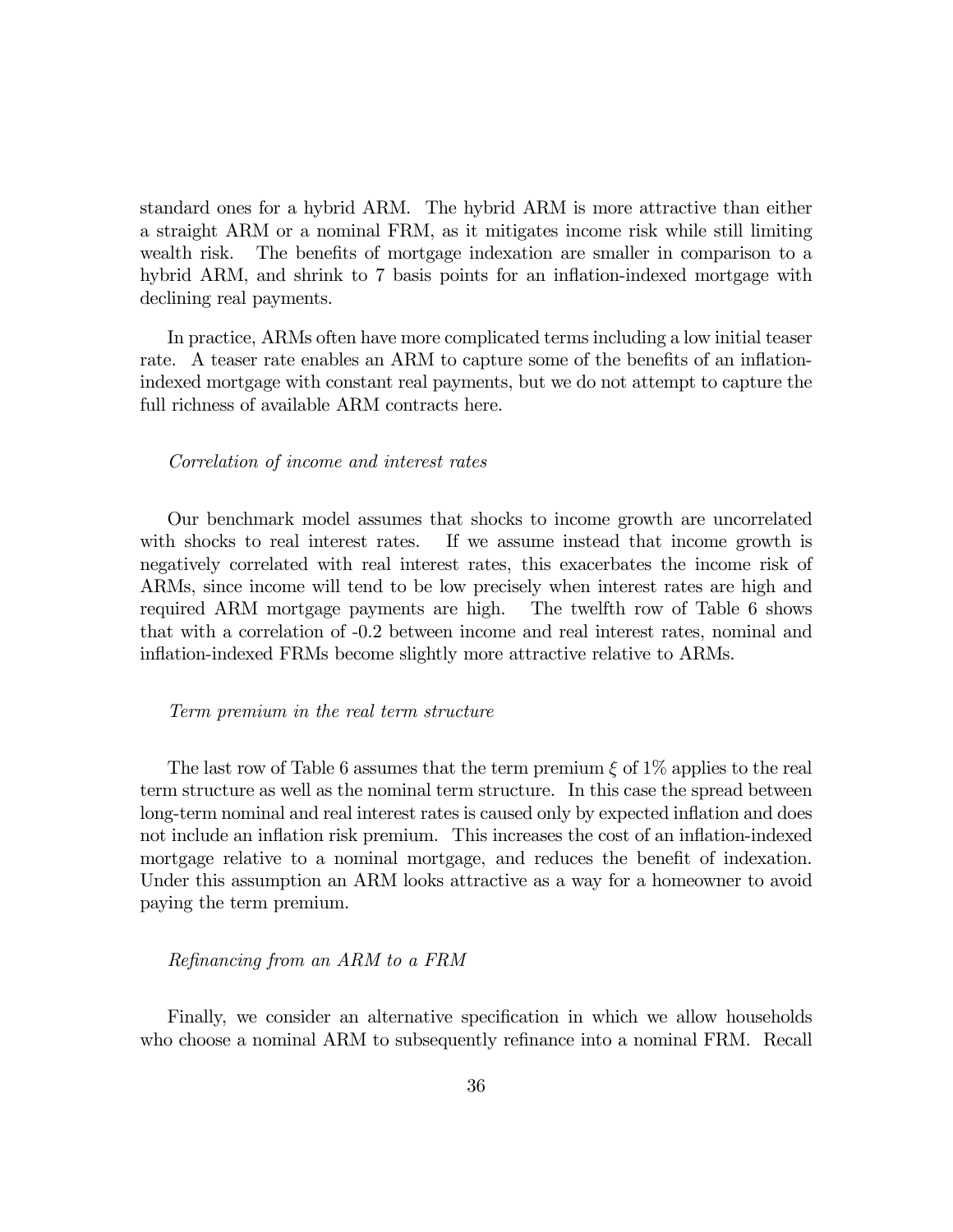standard ones for a hybrid ARM. The hybrid ARM is more attractive than either a straight ARM or a nominal FRM, as it mitigates income risk while still limiting wealth risk. The benefits of mortgage indexation are smaller in comparison to a hybrid ARM, and shrink to 7 basis points for an inflation-indexed mortgage with declining real payments.

In practice, ARMs often have more complicated terms including a low initial teaser rate. A teaser rate enables an ARM to capture some of the benefits of an inflation-indexed mortgage with constant real payments, but we do not attempt to capture the full richness of available ARM contracts here.

*Correlation of income and interest rates*

Our benchmark model assumes that shocks to income growth are uncorrelated with shocks to real interest rates. If we assume instead that income growth is negatively correlated with real interest rates, this exacerbates the income risk of ARMs, since income will tend to be low precisely when interest rates are high and required ARM mortgage payments are high. The twelfth row of Table 6 shows that with a correlation of -0.2 between income and real interest rates, nominal and inflation-indexed FRMs become slightly more attractive relative to ARMs.

*Term premium in the real term structure*

The last row of Table 6 assumes that the term premium $\xi$ of 1% applies to the real term structure as well as the nominal term structure. In this case the spread between long-term nominal and real interest rates is caused only by expected inflation and does not include an inflation risk premium. This increases the cost of an inflation-indexed mortgage relative to a nominal mortgage, and reduces the benefit of indexation. Under this assumption an ARM looks attractive as a way for a homeowner to avoid paying the term premium.

*Refinancing from an ARM to a FRM*

Finally, we consider an alternative specification in which we allow households who choose a nominal ARM to subsequently refinance into a nominal FRM. Recall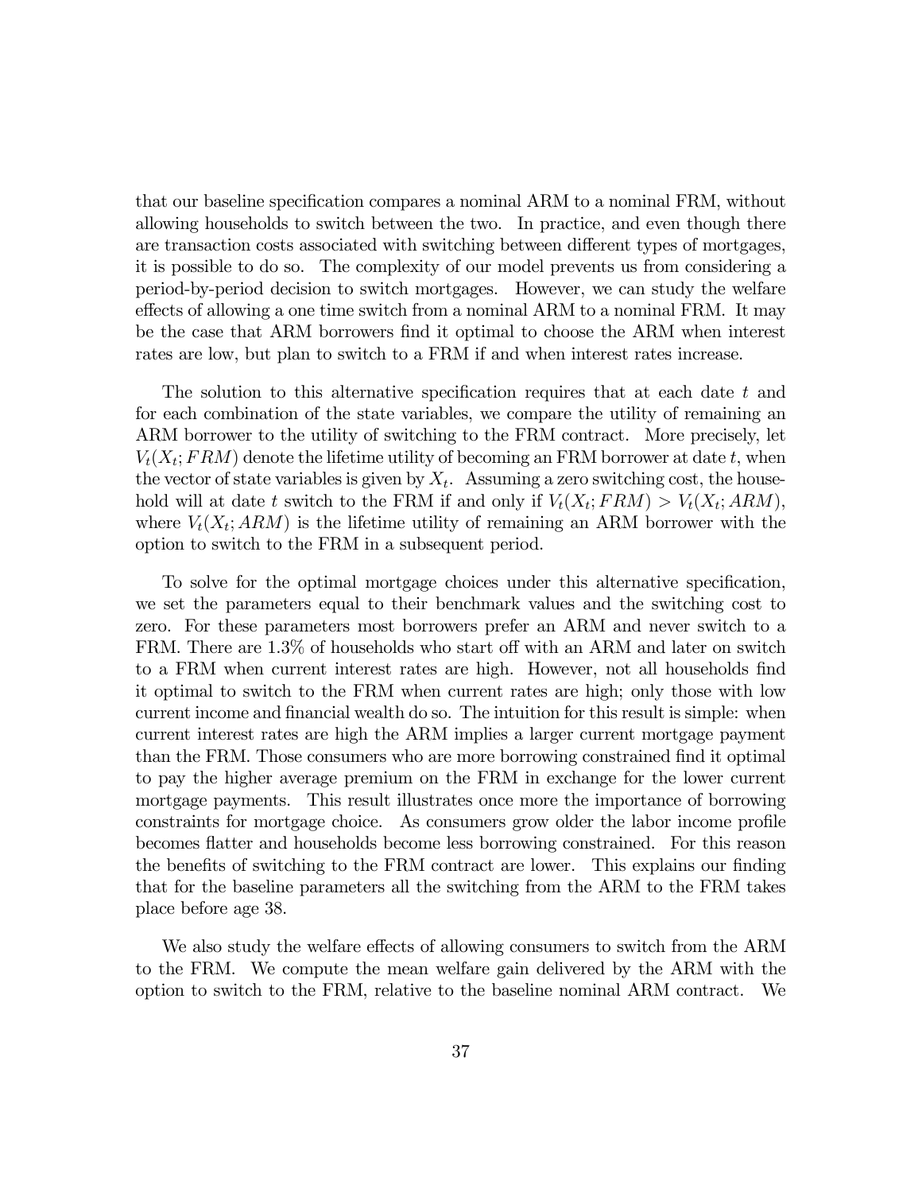that our baseline specification compares a nominal ARM to a nominal FRM, without allowing households to switch between the two. In practice, and even though there are transaction costs associated with switching between different types of mortgages, it is possible to do so. The complexity of our model prevents us from considering a period-by-period decision to switch mortgages. However, we can study the welfare effects of allowing a one time switch from a nominal ARM to a nominal FRM. It may be the case that ARM borrowers find it optimal to choose the ARM when interest rates are low, but plan to switch to a FRM if and when interest rates increase.

The solution to this alternative specification requires that at each date $t$ and for each combination of the state variables, we compare the utility of remaining an ARM borrower to the utility of switching to the FRM contract. More precisely, let $V_t(X_t; FRM)$ denote the lifetime utility of becoming an FRM borrower at date $t$, when the vector of state variables is given by $X_t$. Assuming a zero switching cost, the household will at date $t$ switch to the FRM if and only if $V_t(X_t; FRM) > V_t(X_t; ARM)$, where $V_t(X_t; ARM)$ is the lifetime utility of remaining an ARM borrower with the option to switch to the FRM in a subsequent period.

To solve for the optimal mortgage choices under this alternative specification, we set the parameters equal to their benchmark values and the switching cost to zero. For these parameters most borrowers prefer an ARM and never switch to a FRM. There are 1.3% of households who start off with an ARM and later on switch to a FRM when current interest rates are high. However, not all households find it optimal to switch to the FRM when current rates are high; only those with low current income and financial wealth do so. The intuition for this result is simple: when current interest rates are high the ARM implies a larger current mortgage payment than the FRM. Those consumers who are more borrowing constrained find it optimal to pay the higher average premium on the FRM in exchange for the lower current mortgage payments. This result illustrates once more the importance of borrowing constraints for mortgage choice. As consumers grow older the labor income profile becomes flatter and households become less borrowing constrained. For this reason the benefits of switching to the FRM contract are lower. This explains our finding that for the baseline parameters all the switching from the ARM to the FRM takes place before age 38.

We also study the welfare effects of allowing consumers to switch from the ARM to the FRM. We compute the mean welfare gain delivered by the ARM with the option to switch to the FRM, relative to the baseline nominal ARM contract. We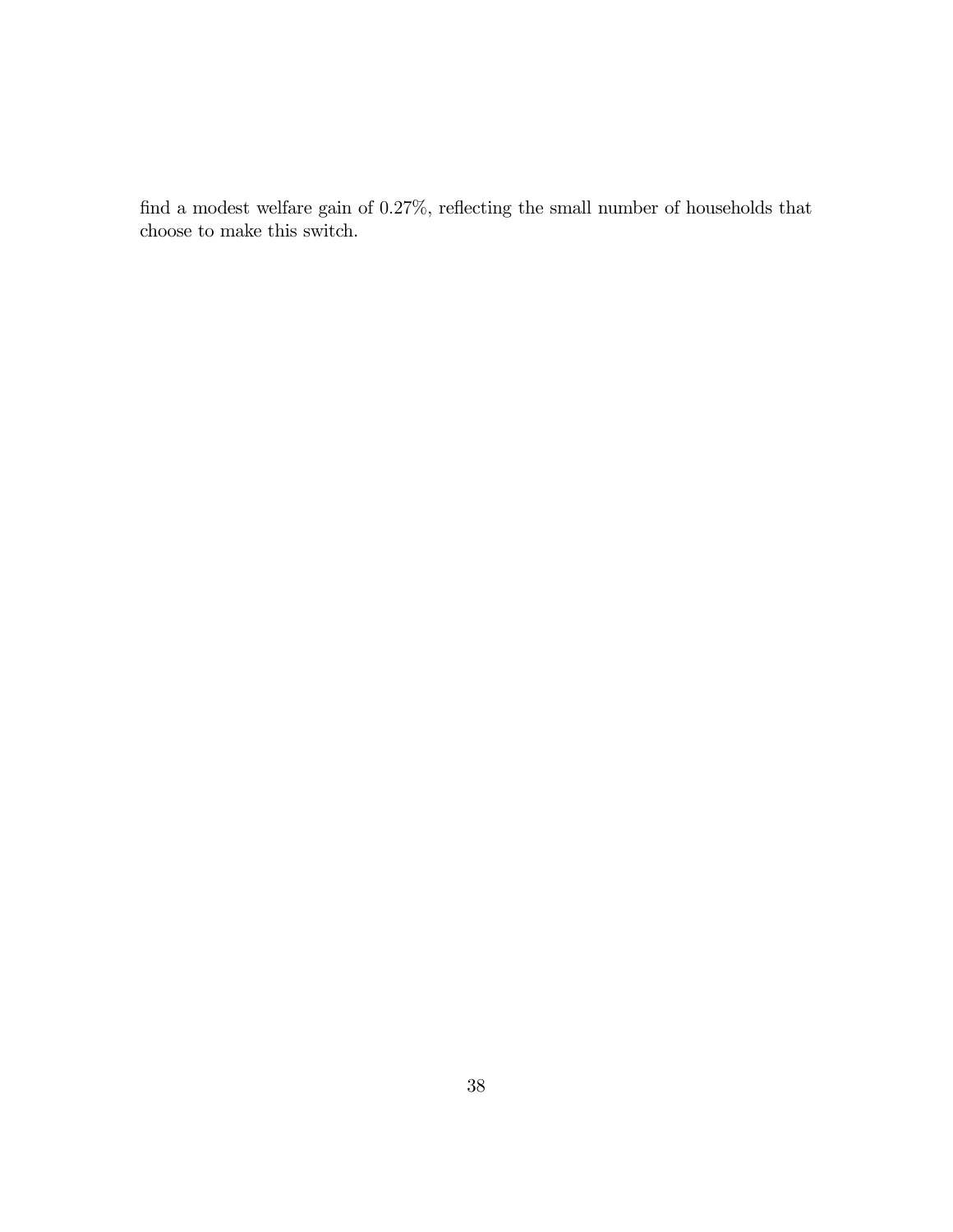find a modest welfare gain of 0.27%, reflecting the small number of households that choose to make this switch.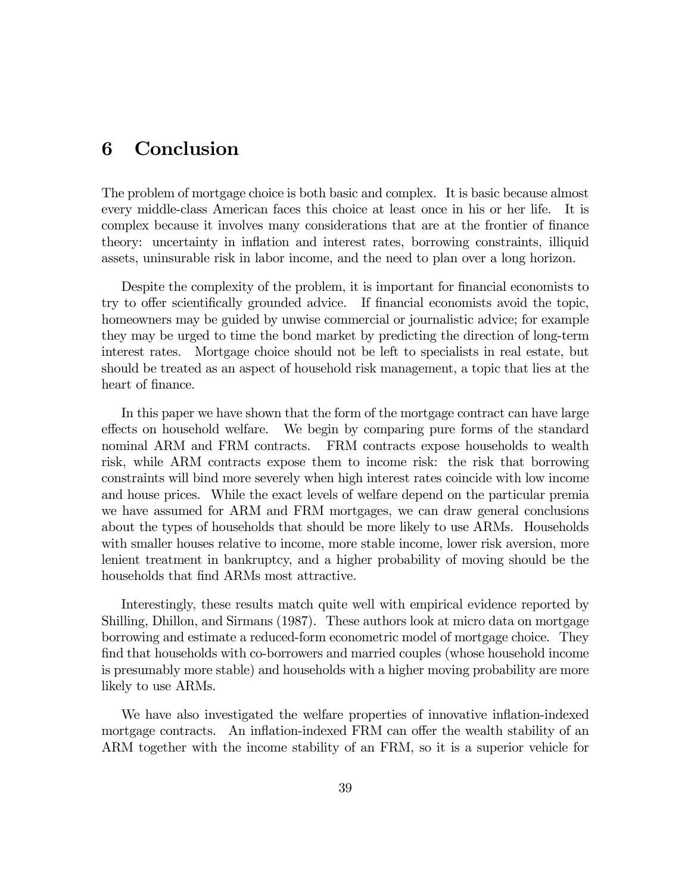## 6 Conclusion

The problem of mortgage choice is both basic and complex. It is basic because almost every middle-class American faces this choice at least once in his or her life. It is complex because it involves many considerations that are at the frontier of finance theory: uncertainty in inflation and interest rates, borrowing constraints, illiquid assets, uninsurable risk in labor income, and the need to plan over a long horizon.

Despite the complexity of the problem, it is important for financial economists to try to offer scientifically grounded advice. If financial economists avoid the topic, homeowners may be guided by unwise commercial or journalistic advice; for example they may be urged to time the bond market by predicting the direction of long-term interest rates. Mortgage choice should not be left to specialists in real estate, but should be treated as an aspect of household risk management, a topic that lies at the heart of finance.

In this paper we have shown that the form of the mortgage contract can have large effects on household welfare. We begin by comparing pure forms of the standard nominal ARM and FRM contracts. FRM contracts expose households to wealth risk, while ARM contracts expose them to income risk: the risk that borrowing constraints will bind more severely when high interest rates coincide with low income and house prices. While the exact levels of welfare depend on the particular premia we have assumed for ARM and FRM mortgages, we can draw general conclusions about the types of households that should be more likely to use ARMs. Households with smaller houses relative to income, more stable income, lower risk aversion, more lenient treatment in bankruptcy, and a higher probability of moving should be the households that find ARMs most attractive.

Interestingly, these results match quite well with empirical evidence reported by Shilling, Dhillon, and Sirmans (1987). These authors look at micro data on mortgage borrowing and estimate a reduced-form econometric model of mortgage choice. They find that households with co-borrowers and married couples (whose household income is presumably more stable) and households with a higher moving probability are more likely to use ARMs.

We have also investigated the welfare properties of innovative inflation-indexed mortgage contracts. An inflation-indexed FRM can offer the wealth stability of an ARM together with the income stability of an FRM, so it is a superior vehicle for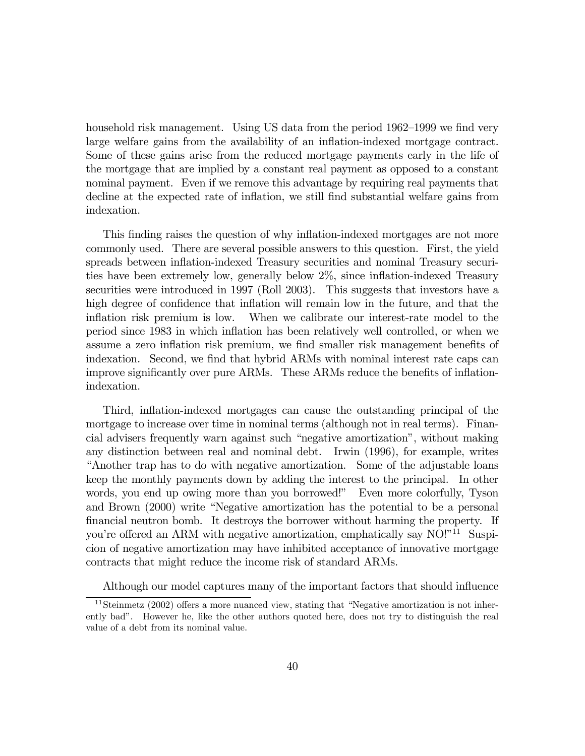household risk management. Using US data from the period 1962–1999 we find very large welfare gains from the availability of an inflation-indexed mortgage contract. Some of these gains arise from the reduced mortgage payments early in the life of the mortgage that are implied by a constant real payment as opposed to a constant nominal payment. Even if we remove this advantage by requiring real payments that decline at the expected rate of inflation, we still find substantial welfare gains from indexation.

This finding raises the question of why inflation-indexed mortgages are not more commonly used. There are several possible answers to this question. First, the yield spreads between inflation-indexed Treasury securities and nominal Treasury securities have been extremely low, generally below 2%, since inflation-indexed Treasury securities were introduced in 1997 (Roll 2003). This suggests that investors have a high degree of confidence that inflation will remain low in the future, and that the inflation risk premium is low. When we calibrate our interest-rate model to the period since 1983 in which inflation has been relatively well controlled, or when we assume a zero inflation risk premium, we find smaller risk management benefits of indexation. Second, we find that hybrid ARMs with nominal interest rate caps can improve significantly over pure ARMs. These ARMs reduce the benefits of inflation-indexation.

Third, inflation-indexed mortgages can cause the outstanding principal of the mortgage to increase over time in nominal terms (although not in real terms). Financial advisers frequently warn against such "negative amortization", without making any distinction between real and nominal debt. Irwin (1996), for example, writes "Another trap has to do with negative amortization. Some of the adjustable loans keep the monthly payments down by adding the interest to the principal. In other words, you end up owing more than you borrowed!" Even more colorfully, Tyson and Brown (2000) write "Negative amortization has the potential to be a personal financial neutron bomb. It destroys the borrower without harming the property. If you're offered an ARM with negative amortization, emphatically say NO!"[11] Suspicion of negative amortization may have inhibited acceptance of innovative mortgage contracts that might reduce the income risk of standard ARMs.

Although our model captures many of the important factors that should influence

[11] Steinmetz (2002) offers a more nuanced view, stating that "Negative amortization is not inherently bad". However he, like the other authors quoted here, does not try to distinguish the real value of a debt from its nominal value.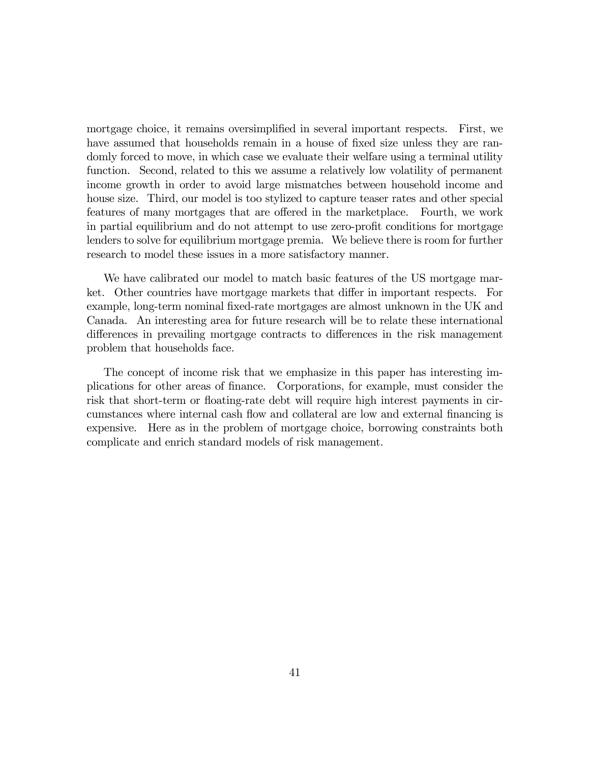mortgage choice, it remains oversimplified in several important respects. First, we have assumed that households remain in a house of fixed size unless they are randomly forced to move, in which case we evaluate their welfare using a terminal utility function. Second, related to this we assume a relatively low volatility of permanent income growth in order to avoid large mismatches between household income and house size. Third, our model is too stylized to capture teaser rates and other special features of many mortgages that are offered in the marketplace. Fourth, we work in partial equilibrium and do not attempt to use zero-profit conditions for mortgage lenders to solve for equilibrium mortgage premia. We believe there is room for further research to model these issues in a more satisfactory manner.

We have calibrated our model to match basic features of the US mortgage market. Other countries have mortgage markets that differ in important respects. For example, long-term nominal fixed-rate mortgages are almost unknown in the UK and Canada. An interesting area for future research will be to relate these international differences in prevailing mortgage contracts to differences in the risk management problem that households face.

The concept of income risk that we emphasize in this paper has interesting implications for other areas of finance. Corporations, for example, must consider the risk that short-term or floating-rate debt will require high interest payments in circumstances where internal cash flow and collateral are low and external financing is expensive. Here as in the problem of mortgage choice, borrowing constraints both complicate and enrich standard models of risk management.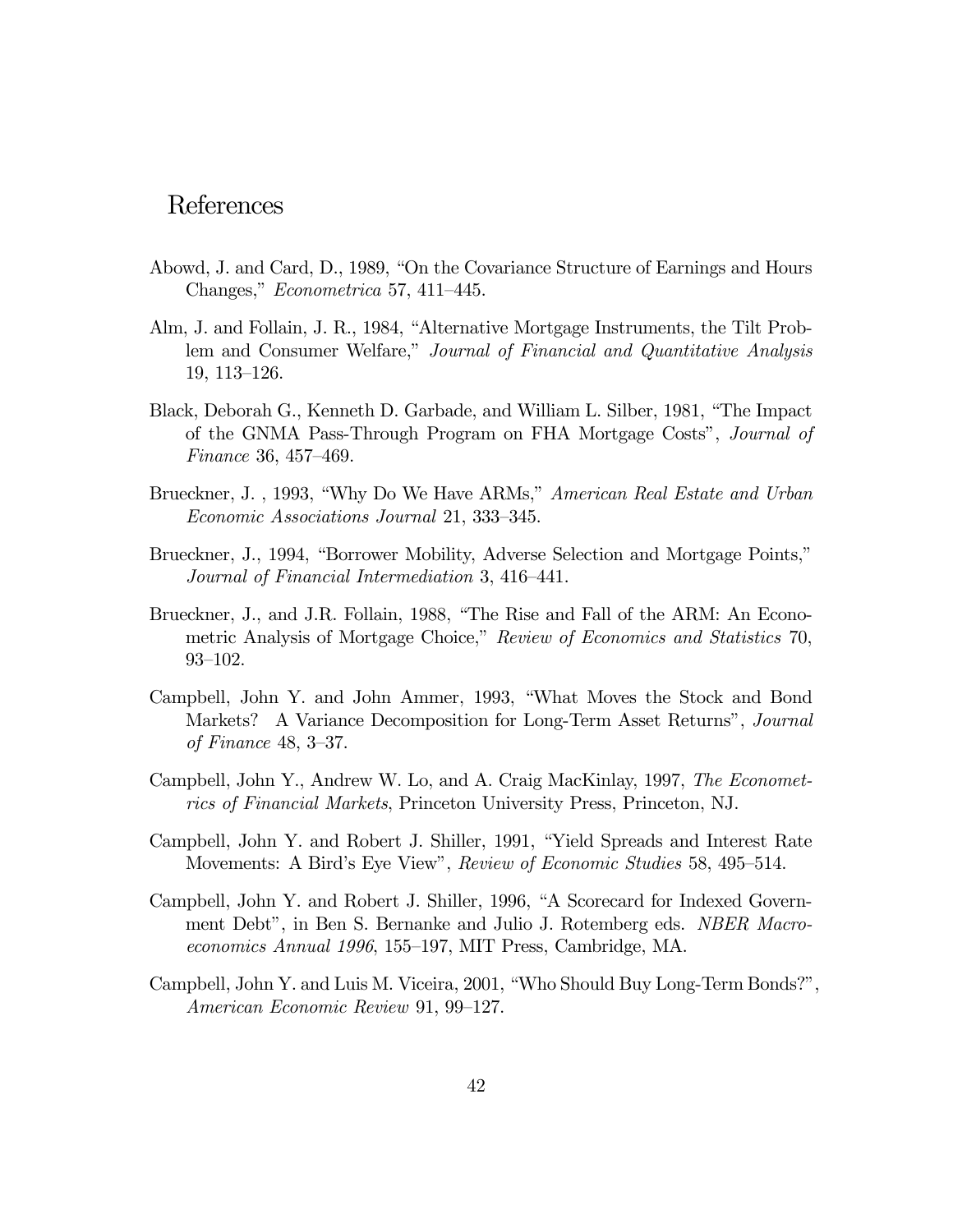# References

Abowd, J. and Card, D., 1989, "On the Covariance Structure of Earnings and Hours Changes," *Econometrica* 57, 411–445.

Alm, J. and Follain, J. R., 1984, "Alternative Mortgage Instruments, the Tilt Problem and Consumer Welfare," *Journal of Financial and Quantitative Analysis* 19, 113–126.

Black, Deborah G., Kenneth D. Garbade, and William L. Silber, 1981, "The Impact of the GNMA Pass-Through Program on FHA Mortgage Costs", *Journal of Finance* 36, 457–469.

Brueckner, J. , 1993, "Why Do We Have ARMs," *American Real Estate and Urban Economic Associations Journal* 21, 333–345.

Brueckner, J., 1994, "Borrower Mobility, Adverse Selection and Mortgage Points," *Journal of Financial Intermediation* 3, 416–441.

Brueckner, J., and J.R. Follain, 1988, "The Rise and Fall of the ARM: An Econometric Analysis of Mortgage Choice," *Review of Economics and Statistics* 70, 93–102.

Campbell, John Y. and John Ammer, 1993, "What Moves the Stock and Bond Markets? A Variance Decomposition for Long-Term Asset Returns", *Journal of Finance* 48, 3–37.

Campbell, John Y., Andrew W. Lo, and A. Craig MacKinlay, 1997, *The Econometrics of Financial Markets*, Princeton University Press, Princeton, NJ.

Campbell, John Y. and Robert J. Shiller, 1991, "Yield Spreads and Interest Rate Movements: A Bird's Eye View", *Review of Economic Studies* 58, 495–514.

Campbell, John Y. and Robert J. Shiller, 1996, "A Scorecard for Indexed Government Debt", in Ben S. Bernanke and Julio J. Rotemberg eds. *NBER Macroeconomics Annual 1996*, 155–197, MIT Press, Cambridge, MA.

Campbell, John Y. and Luis M. Viceira, 2001, "Who Should Buy Long-Term Bonds?", *American Economic Review* 91, 99–127.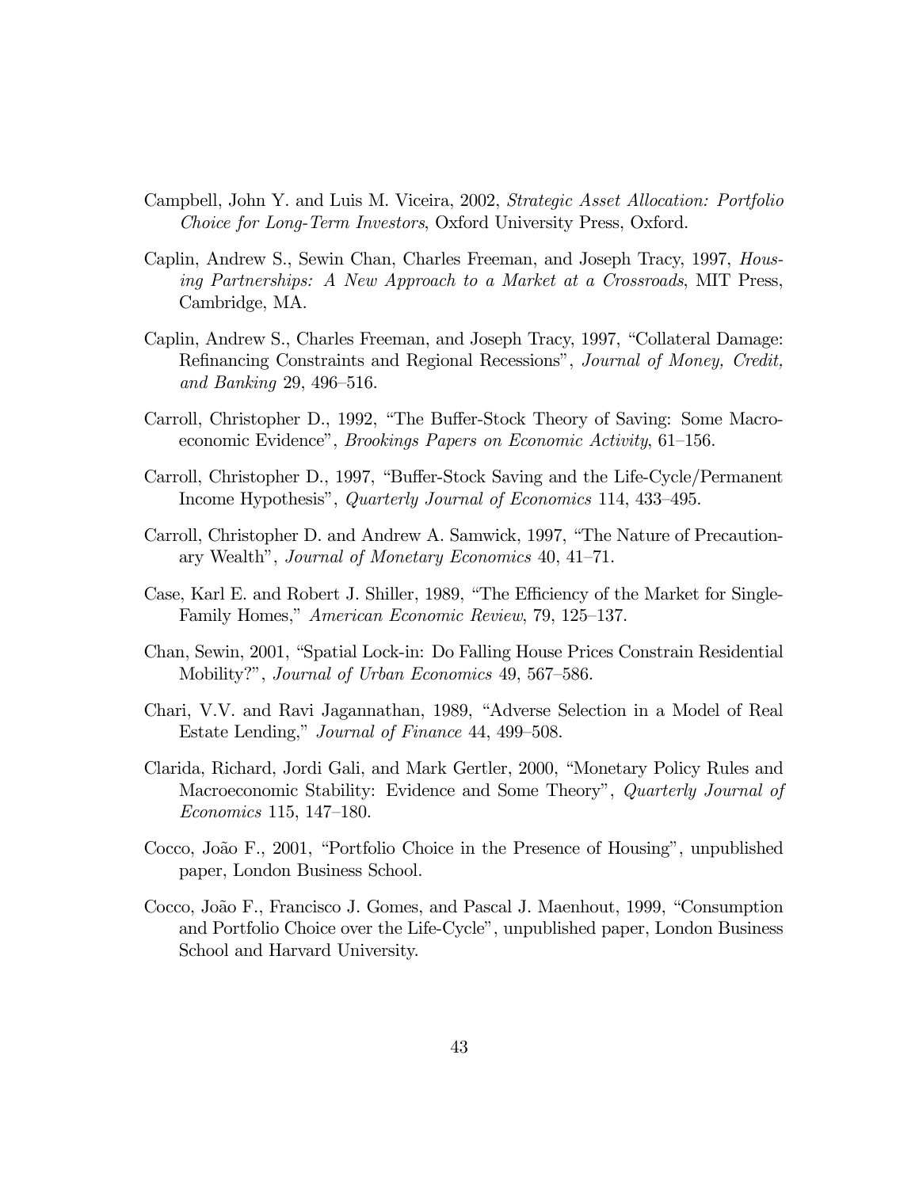Campbell, John Y. and Luis M. Viceira, 2002, *Strategic Asset Allocation: Portfolio Choice for Long-Term Investors*, Oxford University Press, Oxford.

Caplin, Andrew S., Sewin Chan, Charles Freeman, and Joseph Tracy, 1997, *Housing Partnerships: A New Approach to a Market at a Crossroads*, MIT Press, Cambridge, MA.

Caplin, Andrew S., Charles Freeman, and Joseph Tracy, 1997, "Collateral Damage: Refinancing Constraints and Regional Recessions", *Journal of Money, Credit, and Banking* 29, 496–516.

Carroll, Christopher D., 1992, "The Buffer-Stock Theory of Saving: Some Macroeconomic Evidence", *Brookings Papers on Economic Activity*, 61–156.

Carroll, Christopher D., 1997, "Buffer-Stock Saving and the Life-Cycle/Permanent Income Hypothesis", *Quarterly Journal of Economics* 114, 433–495.

Carroll, Christopher D. and Andrew A. Samwick, 1997, "The Nature of Precautionary Wealth", *Journal of Monetary Economics* 40, 41–71.

Case, Karl E. and Robert J. Shiller, 1989, "The Efficiency of the Market for Single-Family Homes," *American Economic Review*, 79, 125–137.

Chan, Sewin, 2001, "Spatial Lock-in: Do Falling House Prices Constrain Residential Mobility?", *Journal of Urban Economics* 49, 567–586.

Chari, V.V. and Ravi Jagannathan, 1989, "Adverse Selection in a Model of Real Estate Lending," *Journal of Finance* 44, 499–508.

Clarida, Richard, Jordi Gali, and Mark Gertler, 2000, "Monetary Policy Rules and Macroeconomic Stability: Evidence and Some Theory", *Quarterly Journal of Economics* 115, 147–180.

Cocco, João F., 2001, "Portfolio Choice in the Presence of Housing", unpublished paper, London Business School.

Cocco, João F., Francisco J. Gomes, and Pascal J. Maenhout, 1999, "Consumption and Portfolio Choice over the Life-Cycle", unpublished paper, London Business School and Harvard University.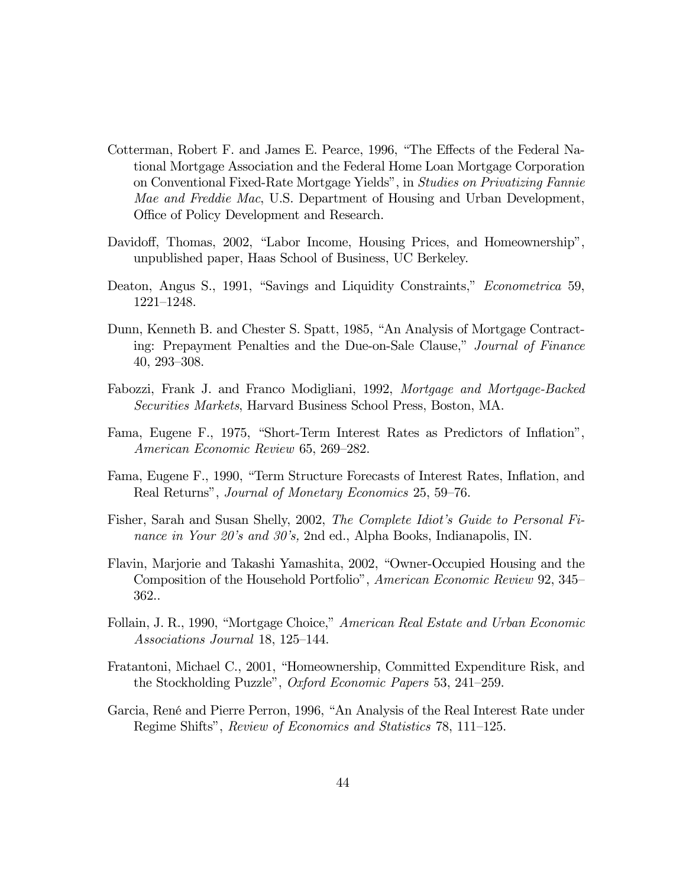Cotterman, Robert F. and James E. Pearce, 1996, "The Effects of the Federal National Mortgage Association and the Federal Home Loan Mortgage Corporation on Conventional Fixed-Rate Mortgage Yields", in *Studies on Privatizing Fannie Mae and Freddie Mac*, U.S. Department of Housing and Urban Development, Office of Policy Development and Research.

Davidoff, Thomas, 2002, "Labor Income, Housing Prices, and Homeownership", unpublished paper, Haas School of Business, UC Berkeley.

Deaton, Angus S., 1991, "Savings and Liquidity Constraints," *Econometrica* 59, 1221–1248.

Dunn, Kenneth B. and Chester S. Spatt, 1985, "An Analysis of Mortgage Contracting: Prepayment Penalties and the Due-on-Sale Clause," *Journal of Finance* 40, 293–308.

Fabozzi, Frank J. and Franco Modigliani, 1992, *Mortgage and Mortgage-Backed Securities Markets*, Harvard Business School Press, Boston, MA.

Fama, Eugene F., 1975, "Short-Term Interest Rates as Predictors of Inflation", *American Economic Review* 65, 269–282.

Fama, Eugene F., 1990, "Term Structure Forecasts of Interest Rates, Inflation, and Real Returns", *Journal of Monetary Economics* 25, 59–76.

Fisher, Sarah and Susan Shelly, 2002, *The Complete Idiot's Guide to Personal Finance in Your 20's and 30's,* 2nd ed., Alpha Books, Indianapolis, IN.

Flavin, Marjorie and Takashi Yamashita, 2002, "Owner-Occupied Housing and the Composition of the Household Portfolio", *American Economic Review* 92, 345–362..

Follain, J. R., 1990, "Mortgage Choice," *American Real Estate and Urban Economic Associations Journal* 18, 125–144.

Fratantoni, Michael C., 2001, "Homeownership, Committed Expenditure Risk, and the Stockholding Puzzle", *Oxford Economic Papers* 53, 241–259.

Garcia, René and Pierre Perron, 1996, "An Analysis of the Real Interest Rate under Regime Shifts", *Review of Economics and Statistics* 78, 111–125.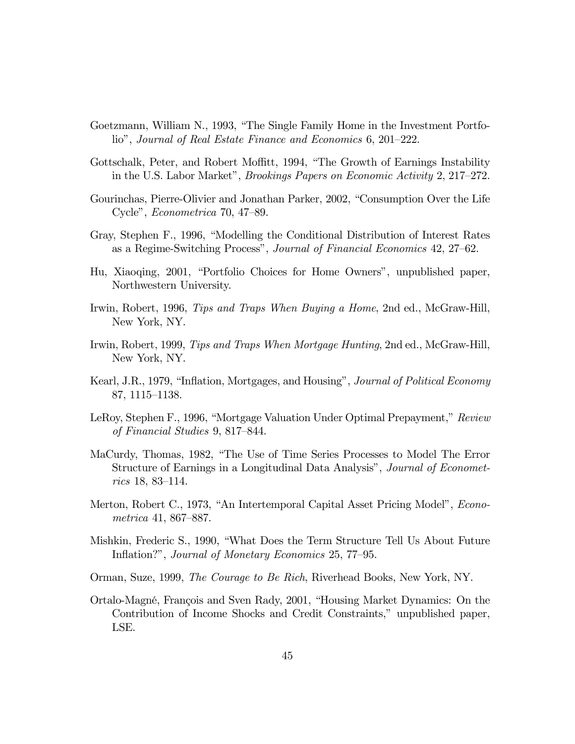Goetzmann, William N., 1993, "The Single Family Home in the Investment Portfolio", *Journal of Real Estate Finance and Economics* 6, 201–222.

Gottschalk, Peter, and Robert Moffitt, 1994, "The Growth of Earnings Instability in the U.S. Labor Market", *Brookings Papers on Economic Activity* 2, 217–272.

Gourinchas, Pierre-Olivier and Jonathan Parker, 2002, "Consumption Over the Life Cycle", *Econometrica* 70, 47–89.

Gray, Stephen F., 1996, "Modelling the Conditional Distribution of Interest Rates as a Regime-Switching Process", *Journal of Financial Economics* 42, 27–62.

Hu, Xiaoqing, 2001, "Portfolio Choices for Home Owners", unpublished paper, Northwestern University.

Irwin, Robert, 1996, *Tips and Traps When Buying a Home*, 2nd ed., McGraw-Hill, New York, NY.

Irwin, Robert, 1999, *Tips and Traps When Mortgage Hunting*, 2nd ed., McGraw-Hill, New York, NY.

Kearl, J.R., 1979, "Inflation, Mortgages, and Housing", *Journal of Political Economy* 87, 1115–1138.

LeRoy, Stephen F., 1996, "Mortgage Valuation Under Optimal Prepayment," *Review of Financial Studies* 9, 817–844.

MaCurdy, Thomas, 1982, "The Use of Time Series Processes to Model The Error Structure of Earnings in a Longitudinal Data Analysis", *Journal of Econometrics* 18, 83–114.

Merton, Robert C., 1973, "An Intertemporal Capital Asset Pricing Model", *Econometrica* 41, 867–887.

Mishkin, Frederic S., 1990, "What Does the Term Structure Tell Us About Future Inflation?", *Journal of Monetary Economics* 25, 77–95.

Orman, Suze, 1999, *The Courage to Be Rich*, Riverhead Books, New York, NY.

Ortalo-Magné, François and Sven Rady, 2001, "Housing Market Dynamics: On the Contribution of Income Shocks and Credit Constraints," unpublished paper, LSE.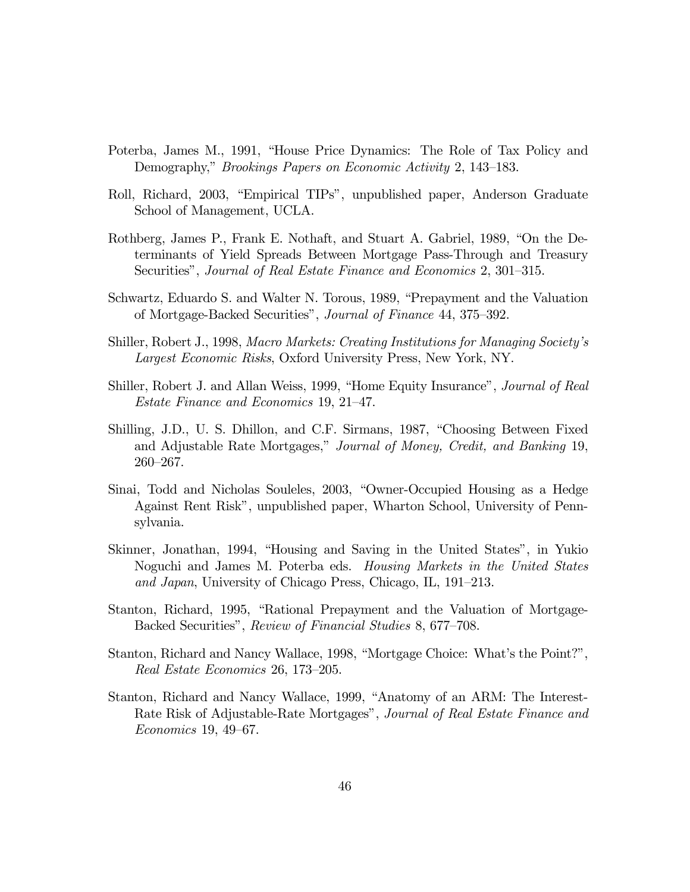Poterba, James M., 1991, "House Price Dynamics: The Role of Tax Policy and Demography," *Brookings Papers on Economic Activity* 2, 143–183.

Roll, Richard, 2003, "Empirical TIPs", unpublished paper, Anderson Graduate School of Management, UCLA.

Rothberg, James P., Frank E. Nothaft, and Stuart A. Gabriel, 1989, "On the Determinants of Yield Spreads Between Mortgage Pass-Through and Treasury Securities", *Journal of Real Estate Finance and Economics* 2, 301–315.

Schwartz, Eduardo S. and Walter N. Torous, 1989, "Prepayment and the Valuation of Mortgage-Backed Securities", *Journal of Finance* 44, 375–392.

Shiller, Robert J., 1998, *Macro Markets: Creating Institutions for Managing Society's Largest Economic Risks*, Oxford University Press, New York, NY.

Shiller, Robert J. and Allan Weiss, 1999, "Home Equity Insurance", *Journal of Real Estate Finance and Economics* 19, 21–47.

Shilling, J.D., U. S. Dhillon, and C.F. Sirmans, 1987, "Choosing Between Fixed and Adjustable Rate Mortgages," *Journal of Money, Credit, and Banking* 19, 260–267.

Sinai, Todd and Nicholas Souleles, 2003, "Owner-Occupied Housing as a Hedge Against Rent Risk", unpublished paper, Wharton School, University of Pennsylvania.

Skinner, Jonathan, 1994, "Housing and Saving in the United States", in Yukio Noguchi and James M. Poterba eds. *Housing Markets in the United States and Japan*, University of Chicago Press, Chicago, IL, 191–213.

Stanton, Richard, 1995, "Rational Prepayment and the Valuation of Mortgage-Backed Securities", *Review of Financial Studies* 8, 677–708.

Stanton, Richard and Nancy Wallace, 1998, "Mortgage Choice: What's the Point?", *Real Estate Economics* 26, 173–205.

Stanton, Richard and Nancy Wallace, 1999, "Anatomy of an ARM: The Interest-Rate Risk of Adjustable-Rate Mortgages", *Journal of Real Estate Finance and Economics* 19, 49–67.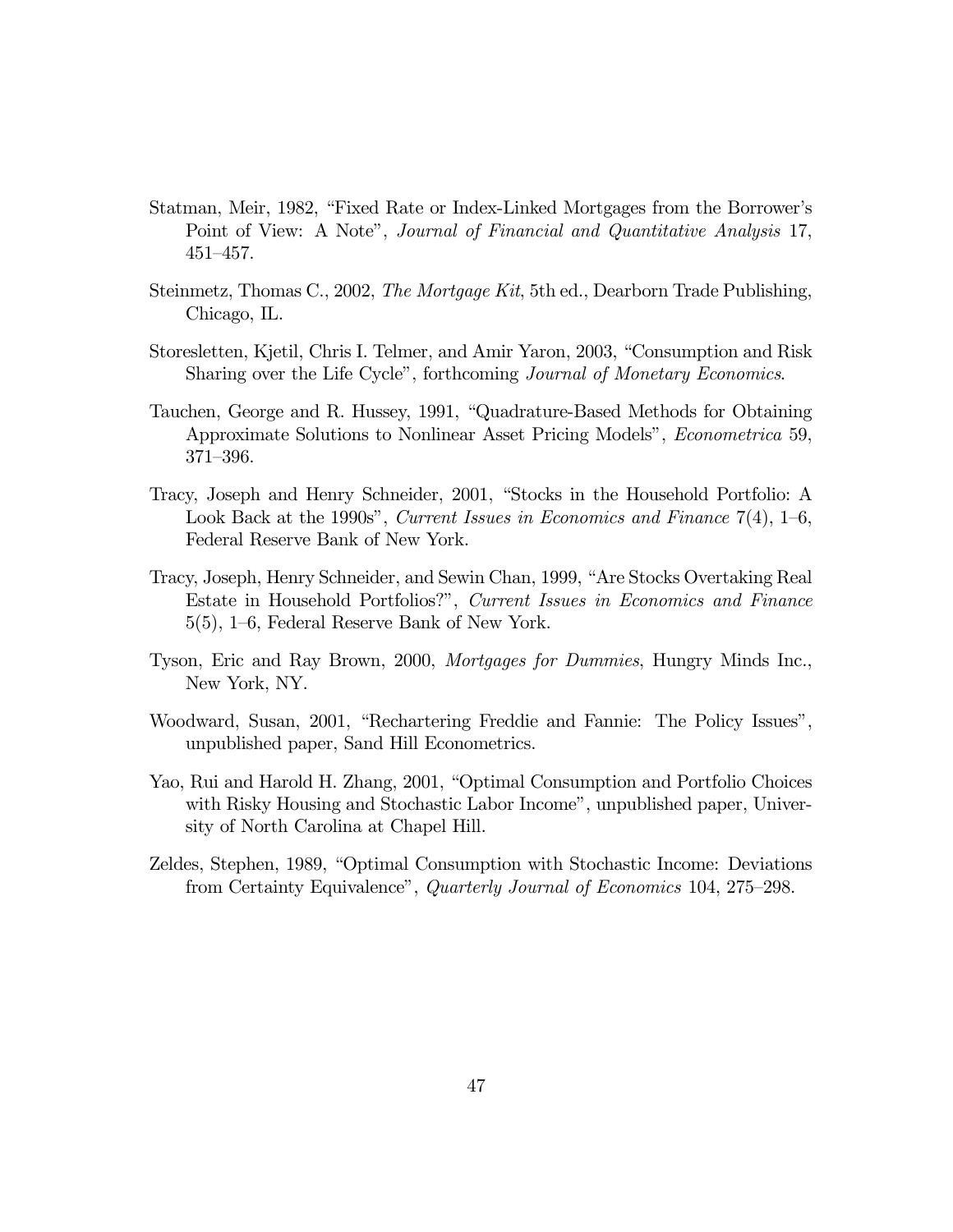Statman, Meir, 1982, "Fixed Rate or Index-Linked Mortgages from the Borrower's Point of View: A Note", *Journal of Financial and Quantitative Analysis* 17, 451–457.

Steinmetz, Thomas C., 2002, *The Mortgage Kit*, 5th ed., Dearborn Trade Publishing, Chicago, IL.

Storesletten, Kjetil, Chris I. Telmer, and Amir Yaron, 2003, "Consumption and Risk Sharing over the Life Cycle", forthcoming *Journal of Monetary Economics*.

Tauchen, George and R. Hussey, 1991, "Quadrature-Based Methods for Obtaining Approximate Solutions to Nonlinear Asset Pricing Models", *Econometrica* 59, 371–396.

Tracy, Joseph and Henry Schneider, 2001, "Stocks in the Household Portfolio: A Look Back at the 1990s", *Current Issues in Economics and Finance* 7(4), 1–6, Federal Reserve Bank of New York.

Tracy, Joseph, Henry Schneider, and Sewin Chan, 1999, "Are Stocks Overtaking Real Estate in Household Portfolios?", *Current Issues in Economics and Finance* 5(5), 1–6, Federal Reserve Bank of New York.

Tyson, Eric and Ray Brown, 2000, *Mortgages for Dummies*, Hungry Minds Inc., New York, NY.

Woodward, Susan, 2001, "Rechartering Freddie and Fannie: The Policy Issues", unpublished paper, Sand Hill Econometrics.

Yao, Rui and Harold H. Zhang, 2001, "Optimal Consumption and Portfolio Choices with Risky Housing and Stochastic Labor Income", unpublished paper, University of North Carolina at Chapel Hill.

Zeldes, Stephen, 1989, "Optimal Consumption with Stochastic Income: Deviations from Certainty Equivalence", *Quarterly Journal of Economics* 104, 275–298.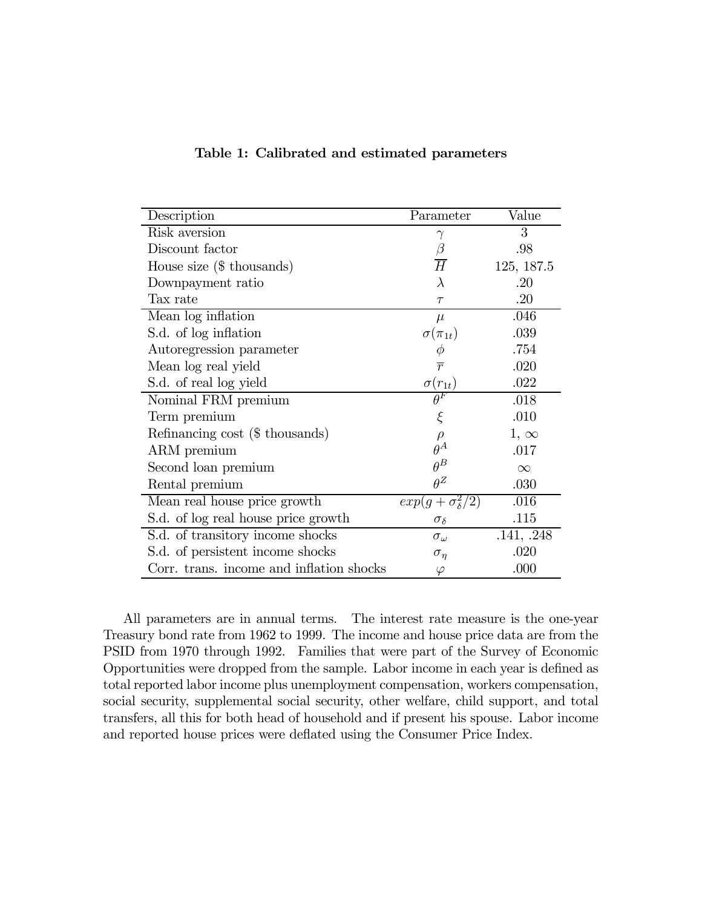**Table 1: Calibrated and estimated parameters**

| Description | Parameter | Value |
|---|---|---|
| Risk aversion | $\gamma$ | 3 |
| Discount factor | $\beta$ | .98 |
| House size ($ thousands) | $\overline{H}$ | 125, 187.5 |
| Downpayment ratio | $\lambda$ | .20 |
| Tax rate | $\tau$ | .20 |
| Mean log inflation | $\mu$ | .046 |
| S.d. of log inflation | $\sigma(\pi_{1t})$ | .039 |
| Autoregression parameter | $\phi$ | .754 |
| Mean log real yield | $\overline{r}$ | .020 |
| S.d. of real log yield | $\sigma(r_{1t})$ | .022 |
| Nominal FRM premium | $\theta^F$ | .018 |
| Term premium | $\xi$ | .010 |
| Refinancing cost ($ thousands) | $\rho$ | 1, $\infty$ |
| ARM premium | $\theta^A$ | .017 |
| Second loan premium | $\theta^B$ | $\infty$ |
| Rental premium | $\theta^Z$ | .030 |
| Mean real house price growth | $exp(g + \sigma_\delta^2/2)$ | .016 |
| S.d. of log real house price growth | $\sigma_\delta$ | .115 |
| S.d. of transitory income shocks | $\sigma_\omega$ | .141, .248 |
| S.d. of persistent income shocks | $\sigma_\eta$ | .020 |
| Corr. trans. income and inflation shocks | $\varphi$ | .000 |

All parameters are in annual terms. The interest rate measure is the one-year Treasury bond rate from 1962 to 1999. The income and house price data are from the PSID from 1970 through 1992. Families that were part of the Survey of Economic Opportunities were dropped from the sample. Labor income in each year is defined as total reported labor income plus unemployment compensation, workers compensation, social security, supplemental social security, other welfare, child support, and total transfers, all this for both head of household and if present his spouse. Labor income and reported house prices were deflated using the Consumer Price Index.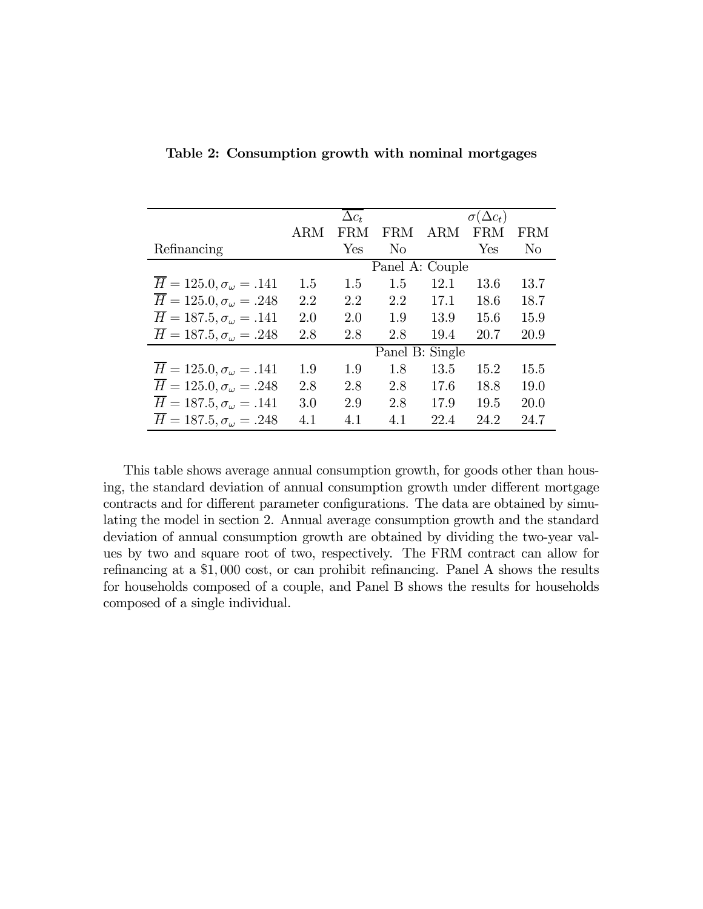**Table 2: Consumption growth with nominal mortgages**

| | $\overline{\Delta c_t}$ | | | $\sigma(\Delta c_t)$ | | |
|---|---|---|---|---|---|---|
| | ARM | FRM | FRM | ARM | FRM | FRM |
| Refinancing | | Yes | No | | Yes | No |
| **Panel A: Couple** | | | | | | |
| $\overline{H} = 125.0, \sigma_\omega = .141$ | 1.5 | 1.5 | 1.5 | 12.1 | 13.6 | 13.7 |
| $\overline{H} = 125.0, \sigma_\omega = .248$ | 2.2 | 2.2 | 2.2 | 17.1 | 18.6 | 18.7 |
| $\overline{H} = 187.5, \sigma_\omega = .141$ | 2.0 | 2.0 | 1.9 | 13.9 | 15.6 | 15.9 |
| $\overline{H} = 187.5, \sigma_\omega = .248$ | 2.8 | 2.8 | 2.8 | 19.4 | 20.7 | 20.9 |
| **Panel B: Single** | | | | | | |
| $\overline{H} = 125.0, \sigma_\omega = .141$ | 1.9 | 1.9 | 1.8 | 13.5 | 15.2 | 15.5 |
| $\overline{H} = 125.0, \sigma_\omega = .248$ | 2.8 | 2.8 | 2.8 | 17.6 | 18.8 | 19.0 |
| $\overline{H} = 187.5, \sigma_\omega = .141$ | 3.0 | 2.9 | 2.8 | 17.9 | 19.5 | 20.0 |
| $\overline{H} = 187.5, \sigma_\omega = .248$ | 4.1 | 4.1 | 4.1 | 22.4 | 24.2 | 24.7 |

This table shows average annual consumption growth, for goods other than housing, the standard deviation of annual consumption growth under different mortgage contracts and for different parameter configurations. The data are obtained by simulating the model in section 2. Annual average consumption growth and the standard deviation of annual consumption growth are obtained by dividing the two-year values by two and square root of two, respectively. The FRM contract can allow for refinancing at a \$1,000 cost, or can prohibit refinancing. Panel A shows the results for households composed of a couple, and Panel B shows the results for households composed of a single individual.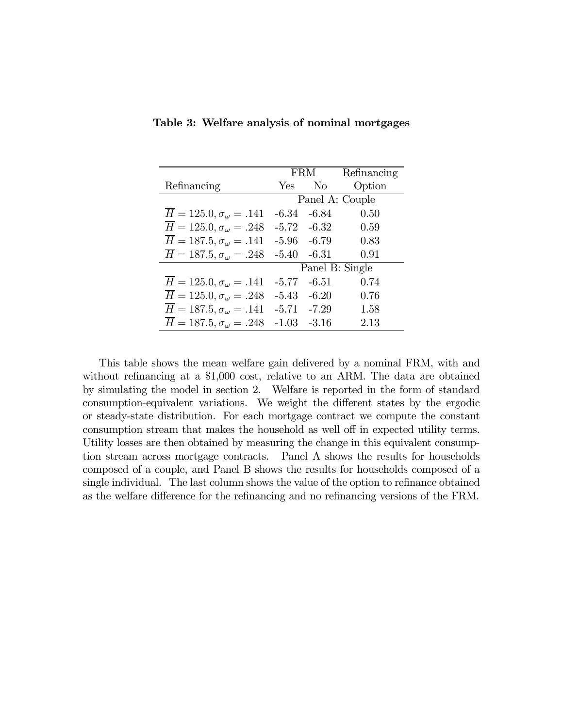**Table 3: Welfare analysis of nominal mortgages**

| | FRM | | Refinancing |
|---|---|---|---|
| Refinancing | Yes | No | Option |
| | Panel A: Couple | | |
| $\overline{H} = 125.0, \sigma_\omega = .141$ | -6.34 | -6.84 | 0.50 |
| $\overline{H} = 125.0, \sigma_\omega = .248$ | -5.72 | -6.32 | 0.59 |
| $\overline{H} = 187.5, \sigma_\omega = .141$ | -5.96 | -6.79 | 0.83 |
| $\overline{H} = 187.5, \sigma_\omega = .248$ | -5.40 | -6.31 | 0.91 |
| | Panel B: Single | | |
| $\overline{H} = 125.0, \sigma_\omega = .141$ | -5.77 | -6.51 | 0.74 |
| $\overline{H} = 125.0, \sigma_\omega = .248$ | -5.43 | -6.20 | 0.76 |
| $\overline{H} = 187.5, \sigma_\omega = .141$ | -5.71 | -7.29 | 1.58 |
| $\overline{H} = 187.5, \sigma_\omega = .248$ | -1.03 | -3.16 | 2.13 |

This table shows the mean welfare gain delivered by a nominal FRM, with and without refinancing at a $1,000 cost, relative to an ARM. The data are obtained by simulating the model in section 2. Welfare is reported in the form of standard consumption-equivalent variations. We weight the different states by the ergodic or steady-state distribution. For each mortgage contract we compute the constant consumption stream that makes the household as well off in expected utility terms. Utility losses are then obtained by measuring the change in this equivalent consumption stream across mortgage contracts. Panel A shows the results for households composed of a couple, and Panel B shows the results for households composed of a single individual. The last column shows the value of the option to refinance obtained as the welfare difference for the refinancing and no refinancing versions of the FRM.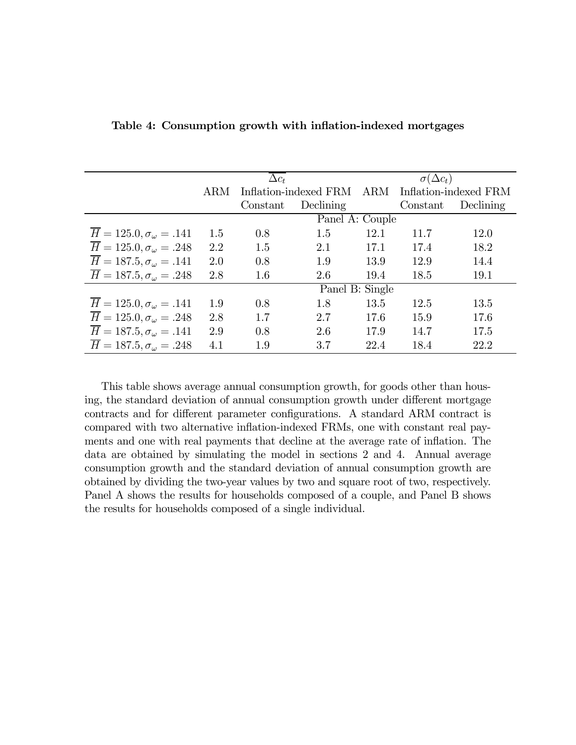**Table 4: Consumption growth with inflation-indexed mortgages**

| | $\overline{\Delta c_t}$ | | | $\sigma(\Delta c_t)$ | | |
|---|---|---|---|---|---|---|
| | ARM | Inflation-indexed FRM | | ARM | Inflation-indexed FRM | |
| | | Constant | Declining | | Constant | Declining |
| | | | Panel A: Couple | | | |
| $\overline{H} = 125.0, \sigma_\omega = .141$ | 1.5 | 0.8 | 1.5 | 12.1 | 11.7 | 12.0 |
| $\overline{H} = 125.0, \sigma_\omega = .248$ | 2.2 | 1.5 | 2.1 | 17.1 | 17.4 | 18.2 |
| $\overline{H} = 187.5, \sigma_\omega = .141$ | 2.0 | 0.8 | 1.9 | 13.9 | 12.9 | 14.4 |
| $\overline{H} = 187.5, \sigma_\omega = .248$ | 2.8 | 1.6 | 2.6 | 19.4 | 18.5 | 19.1 |
| | | | Panel B: Single | | | |
| $\overline{H} = 125.0, \sigma_\omega = .141$ | 1.9 | 0.8 | 1.8 | 13.5 | 12.5 | 13.5 |
| $\overline{H} = 125.0, \sigma_\omega = .248$ | 2.8 | 1.7 | 2.7 | 17.6 | 15.9 | 17.6 |
| $\overline{H} = 187.5, \sigma_\omega = .141$ | 2.9 | 0.8 | 2.6 | 17.9 | 14.7 | 17.5 |
| $\overline{H} = 187.5, \sigma_\omega = .248$ | 4.1 | 1.9 | 3.7 | 22.4 | 18.4 | 22.2 |

This table shows average annual consumption growth, for goods other than housing, the standard deviation of annual consumption growth under different mortgage contracts and for different parameter configurations. A standard ARM contract is compared with two alternative inflation-indexed FRMs, one with constant real payments and one with real payments that decline at the average rate of inflation. The data are obtained by simulating the model in sections 2 and 4. Annual average consumption growth and the standard deviation of annual consumption growth are obtained by dividing the two-year values by two and square root of two, respectively. Panel A shows the results for households composed of a couple, and Panel B shows the results for households composed of a single individual.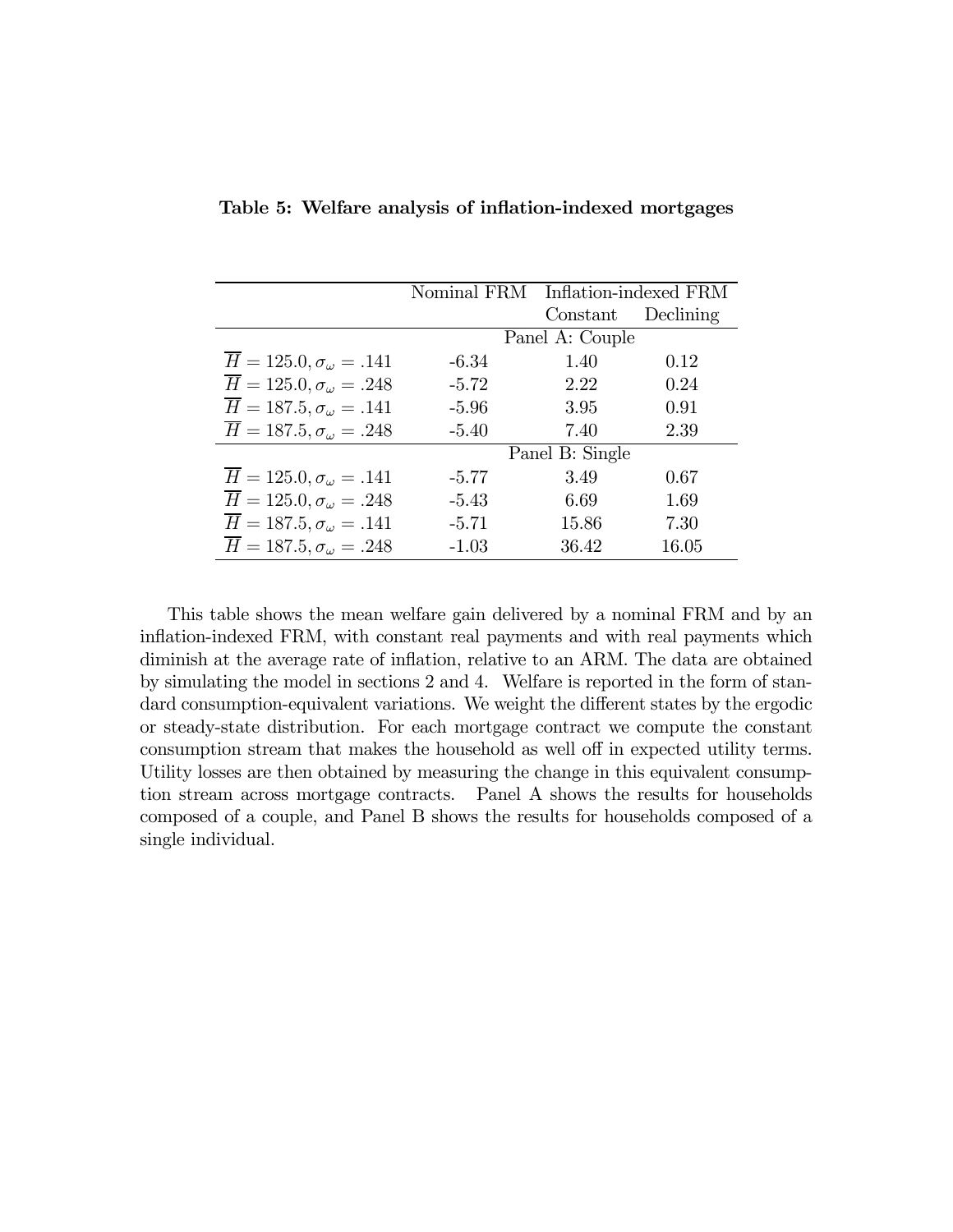**Table 5: Welfare analysis of inflation-indexed mortgages**

| | Nominal FRM | Inflation-indexed FRM | |
|---|---|---|---|
| | | Constant | Declining |
| **Panel A: Couple** | | | |
| $\overline{H} = 125.0, \sigma_\omega = .141$ | -6.34 | 1.40 | 0.12 |
| $\overline{H} = 125.0, \sigma_\omega = .248$ | -5.72 | 2.22 | 0.24 |
| $\overline{H} = 187.5, \sigma_\omega = .141$ | -5.96 | 3.95 | 0.91 |
| $\overline{H} = 187.5, \sigma_\omega = .248$ | -5.40 | 7.40 | 2.39 |
| **Panel B: Single** | | | |
| $\overline{H} = 125.0, \sigma_\omega = .141$ | -5.77 | 3.49 | 0.67 |
| $\overline{H} = 125.0, \sigma_\omega = .248$ | -5.43 | 6.69 | 1.69 |
| $\overline{H} = 187.5, \sigma_\omega = .141$ | -5.71 | 15.86 | 7.30 |
| $\overline{H} = 187.5, \sigma_\omega = .248$ | -1.03 | 36.42 | 16.05 |

This table shows the mean welfare gain delivered by a nominal FRM and by an inflation-indexed FRM, with constant real payments and with real payments which diminish at the average rate of inflation, relative to an ARM. The data are obtained by simulating the model in sections 2 and 4. Welfare is reported in the form of standard consumption-equivalent variations. We weight the different states by the ergodic or steady-state distribution. For each mortgage contract we compute the constant consumption stream that makes the household as well off in expected utility terms. Utility losses are then obtained by measuring the change in this equivalent consumption stream across mortgage contracts. Panel A shows the results for households composed of a couple, and Panel B shows the results for households composed of a single individual.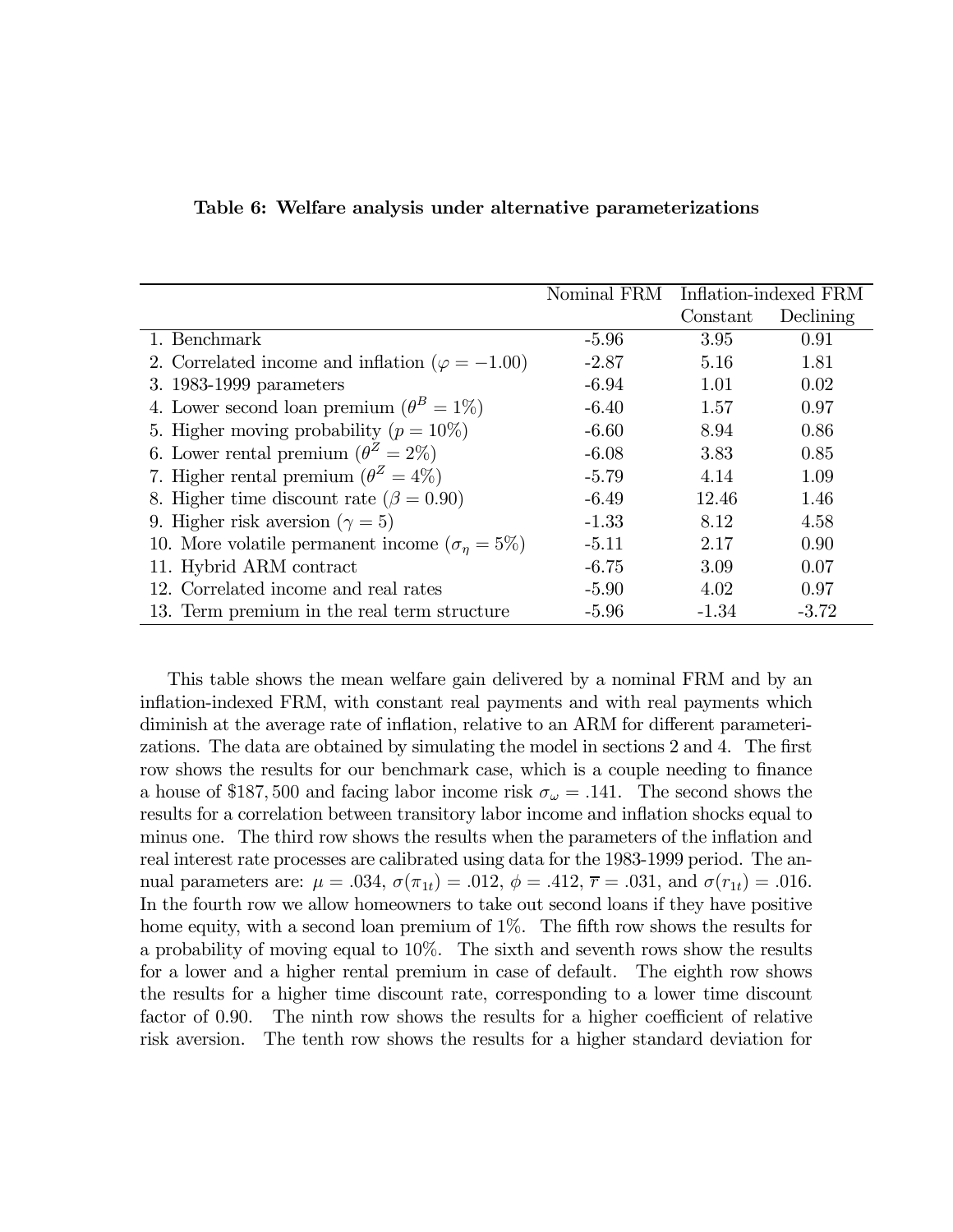**Table 6: Welfare analysis under alternative parameterizations**

| | Nominal FRM | Inflation-indexed FRM | |
|---|---|---|---|
| | | Constant | Declining |
| 1. Benchmark | -5.96 | 3.95 | 0.91 |
| 2. Correlated income and inflation ($\varphi = -1.00$) | -2.87 | 5.16 | 1.81 |
| 3. 1983-1999 parameters | -6.94 | 1.01 | 0.02 |
| 4. Lower second loan premium ($\theta^B = 1\%$) | -6.40 | 1.57 | 0.97 |
| 5. Higher moving probability ($p = 10\%$) | -6.60 | 8.94 | 0.86 |
| 6. Lower rental premium ($\theta^Z = 2\%$) | -6.08 | 3.83 | 0.85 |
| 7. Higher rental premium ($\theta^Z = 4\%$) | -5.79 | 4.14 | 1.09 |
| 8. Higher time discount rate ($\beta = 0.90$) | -6.49 | 12.46 | 1.46 |
| 9. Higher risk aversion ($\gamma = 5$) | -1.33 | 8.12 | 4.58 |
| 10. More volatile permanent income ($\sigma_\eta = 5\%$) | -5.11 | 2.17 | 0.90 |
| 11. Hybrid ARM contract | -6.75 | 3.09 | 0.07 |
| 12. Correlated income and real rates | -5.90 | 4.02 | 0.97 |
| 13. Term premium in the real term structure | -5.96 | -1.34 | -3.72 |

This table shows the mean welfare gain delivered by a nominal FRM and by an inflation-indexed FRM, with constant real payments and with real payments which diminish at the average rate of inflation, relative to an ARM for different parameterizations. The data are obtained by simulating the model in sections 2 and 4. The first row shows the results for our benchmark case, which is a couple needing to finance a house of \$187,500 and facing labor income risk $\sigma_\omega = .141$. The second shows the results for a correlation between transitory labor income and inflation shocks equal to minus one. The third row shows the results when the parameters of the inflation and real interest rate processes are calibrated using data for the 1983-1999 period. The annual parameters are: $\mu = .034$, $\sigma(\pi_{1t}) = .012$, $\phi = .412$, $\overline{r} = .031$, and $\sigma(r_{1t}) = .016$. In the fourth row we allow homeowners to take out second loans if they have positive home equity, with a second loan premium of 1%. The fifth row shows the results for a probability of moving equal to 10%. The sixth and seventh rows show the results for a lower and a higher rental premium in case of default. The eighth row shows the results for a higher time discount rate, corresponding to a lower time discount factor of 0.90. The ninth row shows the results for a higher coefficient of relative risk aversion. The tenth row shows the results for a higher standard deviation for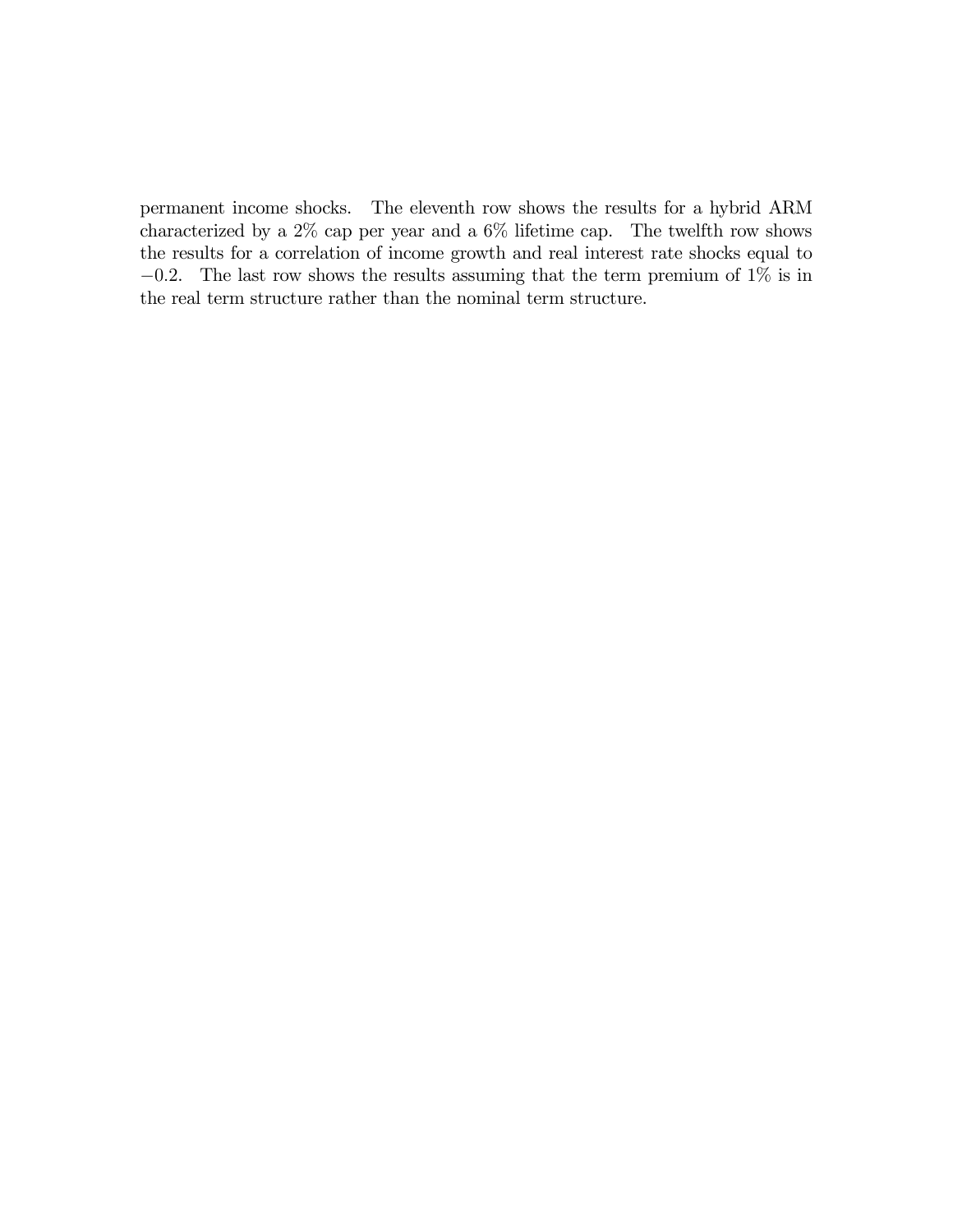permanent income shocks. The eleventh row shows the results for a hybrid ARM characterized by a 2% cap per year and a 6% lifetime cap. The twelfth row shows the results for a correlation of income growth and real interest rate shocks equal to $-0.2$. The last row shows the results assuming that the term premium of 1% is in the real term structure rather than the nominal term structure.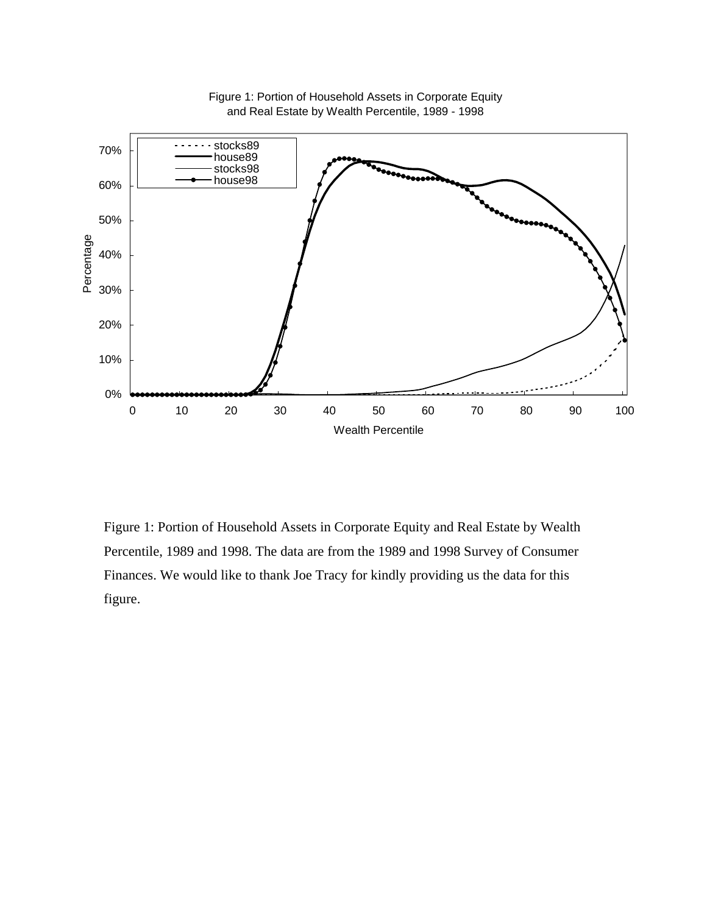Figure 1: Portion of Household Assets in Corporate Equity and Real Estate by Wealth Percentile, 1989 and 1998. The data are from the 1989 and 1998 Survey of Consumer Finances. We would like to thank Joe Tracy for kindly providing us the data for this figure.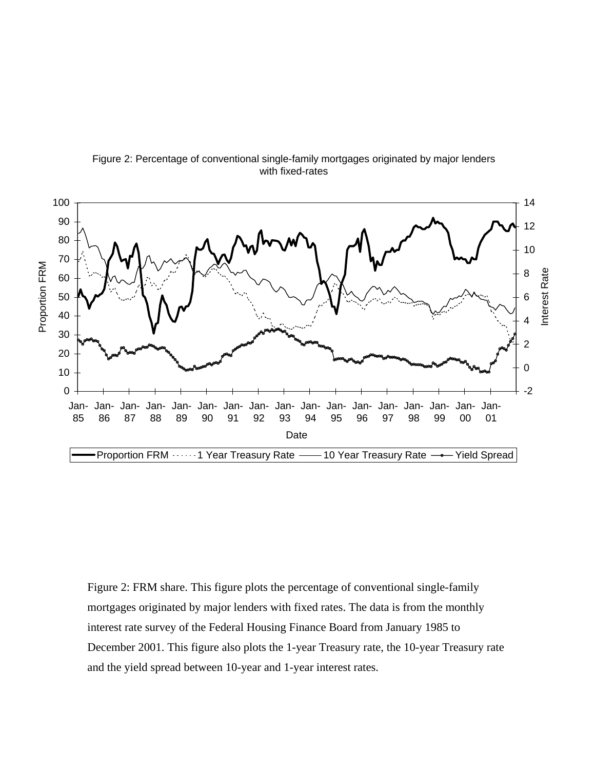Figure 2: Percentage of conventional single-family mortgages originated by major lenders with fixed-rates

Figure 2: FRM share. This figure plots the percentage of conventional single-family mortgages originated by major lenders with fixed rates. The data is from the monthly interest rate survey of the Federal Housing Finance Board from January 1985 to December 2001. This figure also plots the 1-year Treasury rate, the 10-year Treasury rate and the yield spread between 10-year and 1-year interest rates.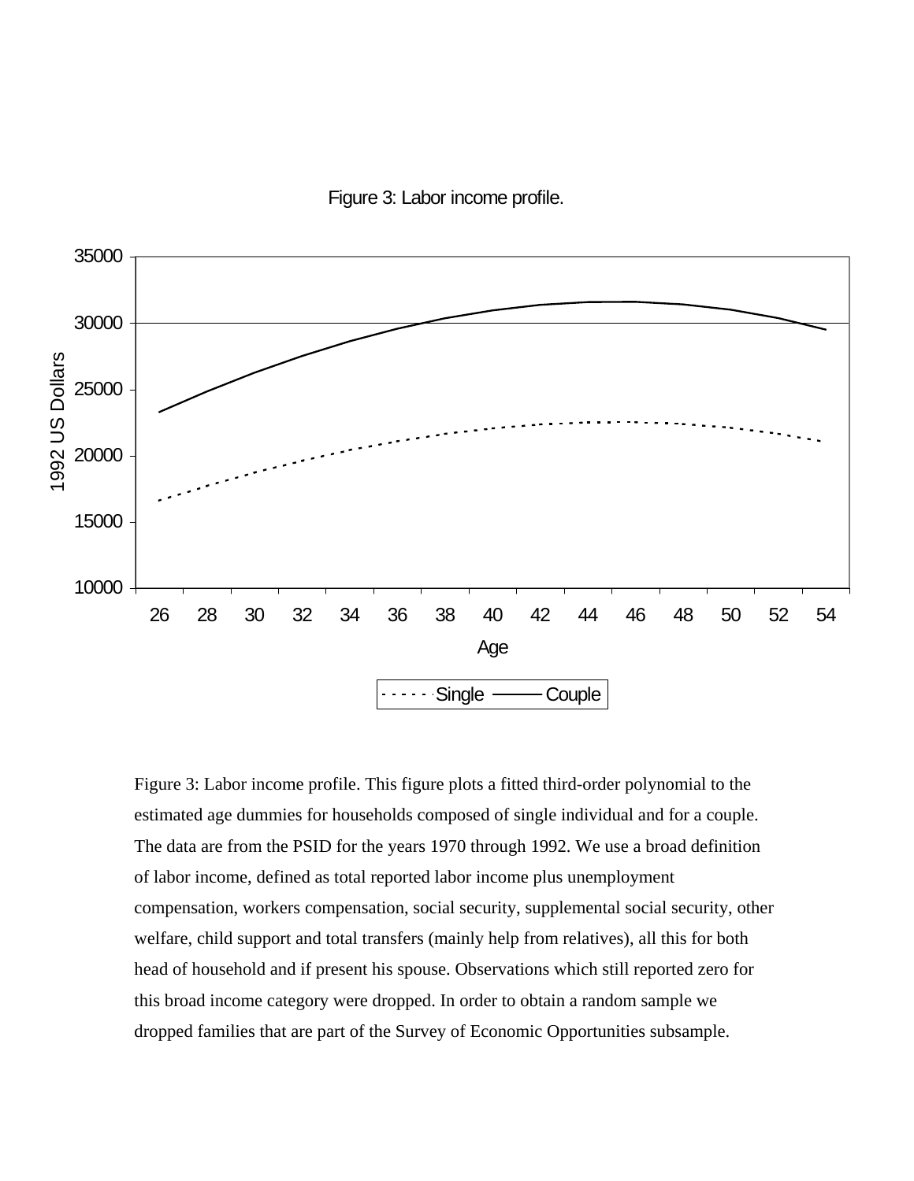Figure 3: Labor income profile.

Figure 3: Labor income profile. This figure plots a fitted third-order polynomial to the estimated age dummies for households composed of single individual and for a couple. The data are from the PSID for the years 1970 through 1992. We use a broad definition of labor income, defined as total reported labor income plus unemployment compensation, workers compensation, social security, supplemental social security, other welfare, child support and total transfers (mainly help from relatives), all this for both head of household and if present his spouse. Observations which still reported zero for this broad income category were dropped. In order to obtain a random sample we dropped families that are part of the Survey of Economic Opportunities subsample.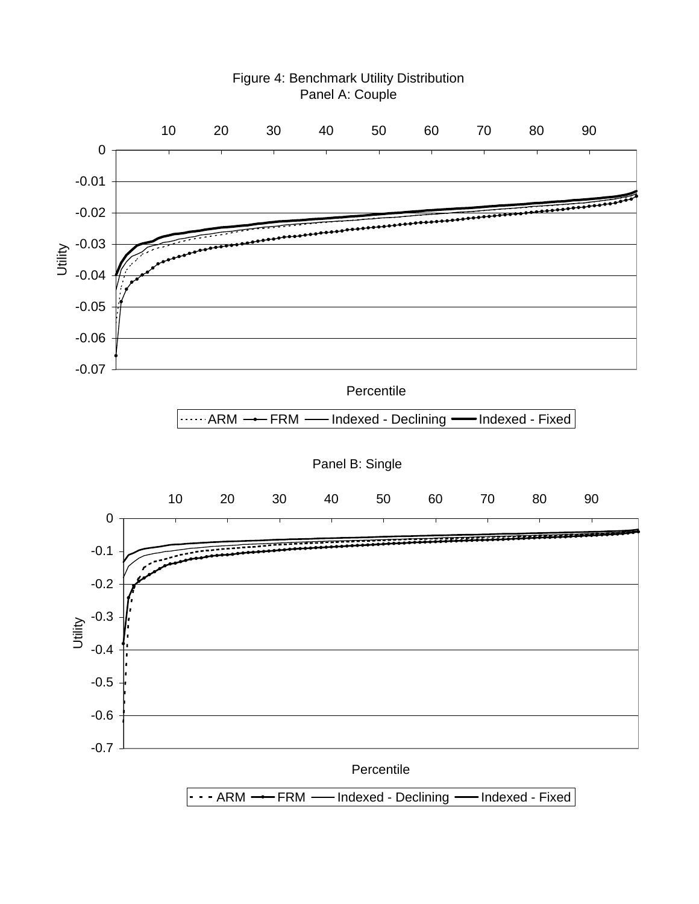Figure 4: Benchmark Utility Distribution

Panel A: Couple

Panel B: Single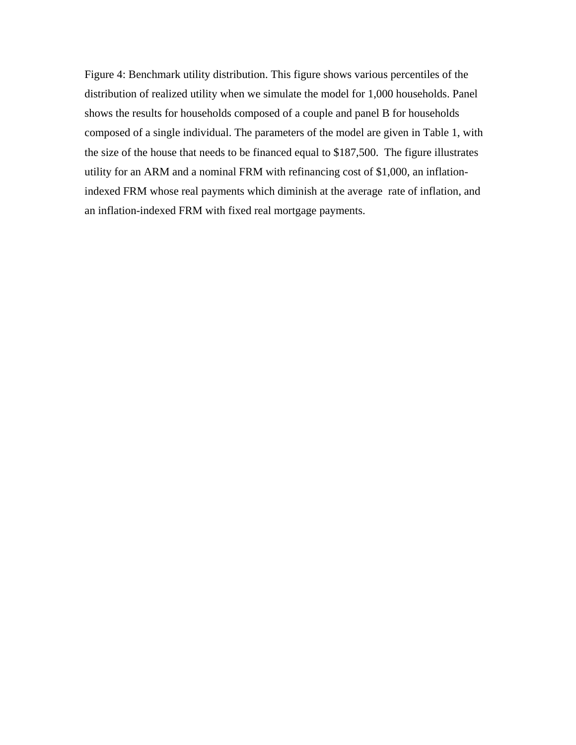Figure 4: Benchmark utility distribution. This figure shows various percentiles of the distribution of realized utility when we simulate the model for 1,000 households. Panel shows the results for households composed of a couple and panel B for households composed of a single individual. The parameters of the model are given in Table 1, with the size of the house that needs to be financed equal to $187,500. The figure illustrates utility for an ARM and a nominal FRM with refinancing cost of $1,000, an inflation-indexed FRM whose real payments which diminish at the average rate of inflation, and an inflation-indexed FRM with fixed real mortgage payments.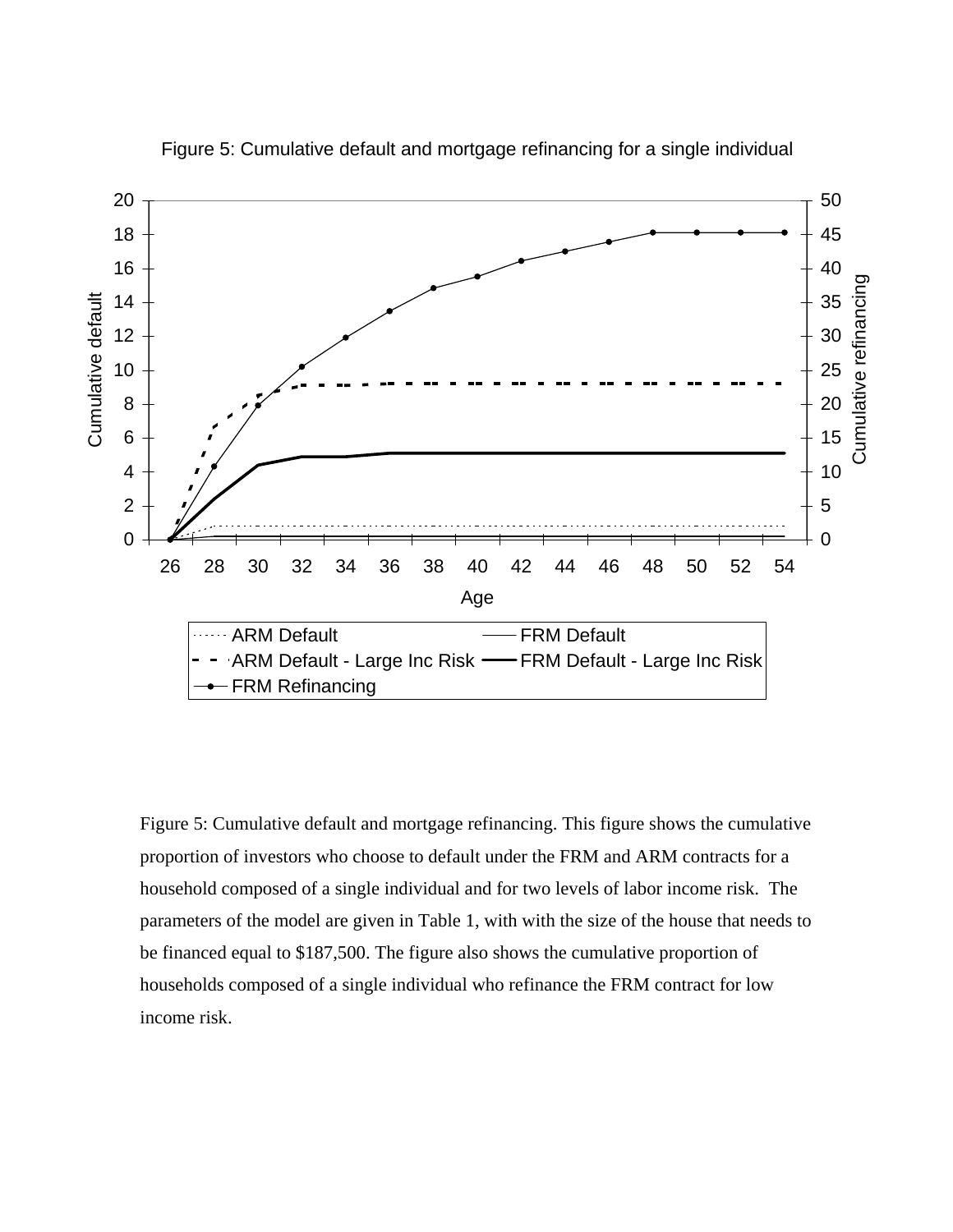Figure 5: Cumulative default and mortgage refinancing for a single individual

Cumulative default

20
18
16
14
12
10
8
6
4
2
0

Cumulative refinancing

50
45
40
35
30
25
20
15
10
5
0

26 28 30 32 34 36 38 40 42 44 46 48 50 52 54

Age

ARM Default
FRM Default
ARM Default - Large Inc Risk
FRM Default - Large Inc Risk
FRM Refinancing

Figure 5: Cumulative default and mortgage refinancing. This figure shows the cumulative proportion of investors who choose to default under the FRM and ARM contracts for a household composed of a single individual and for two levels of labor income risk. The parameters of the model are given in Table 1, with with the size of the house that needs to be financed equal to $187,500. The figure also shows the cumulative proportion of households composed of a single individual who refinance the FRM contract for low income risk.